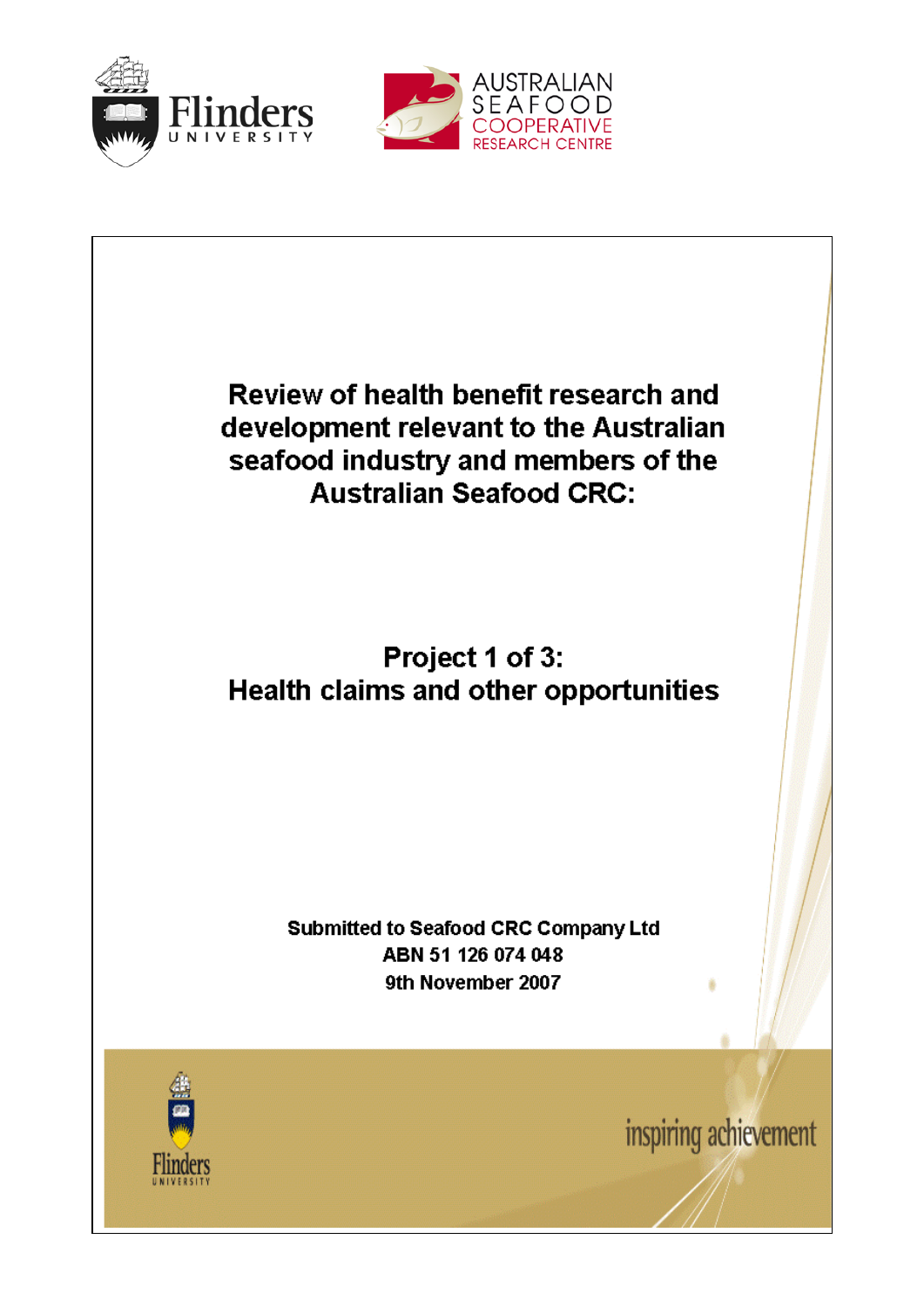# Review of health benefit research and development relevant to the Australian seafood industry and members of the Australian Seafood CRC:

## Project 1 of 3: Health claims and other opportunities

**Submitted to Seafood CRC Company Ltd**
**ABN 51 126 074 048**
**9th November 2007**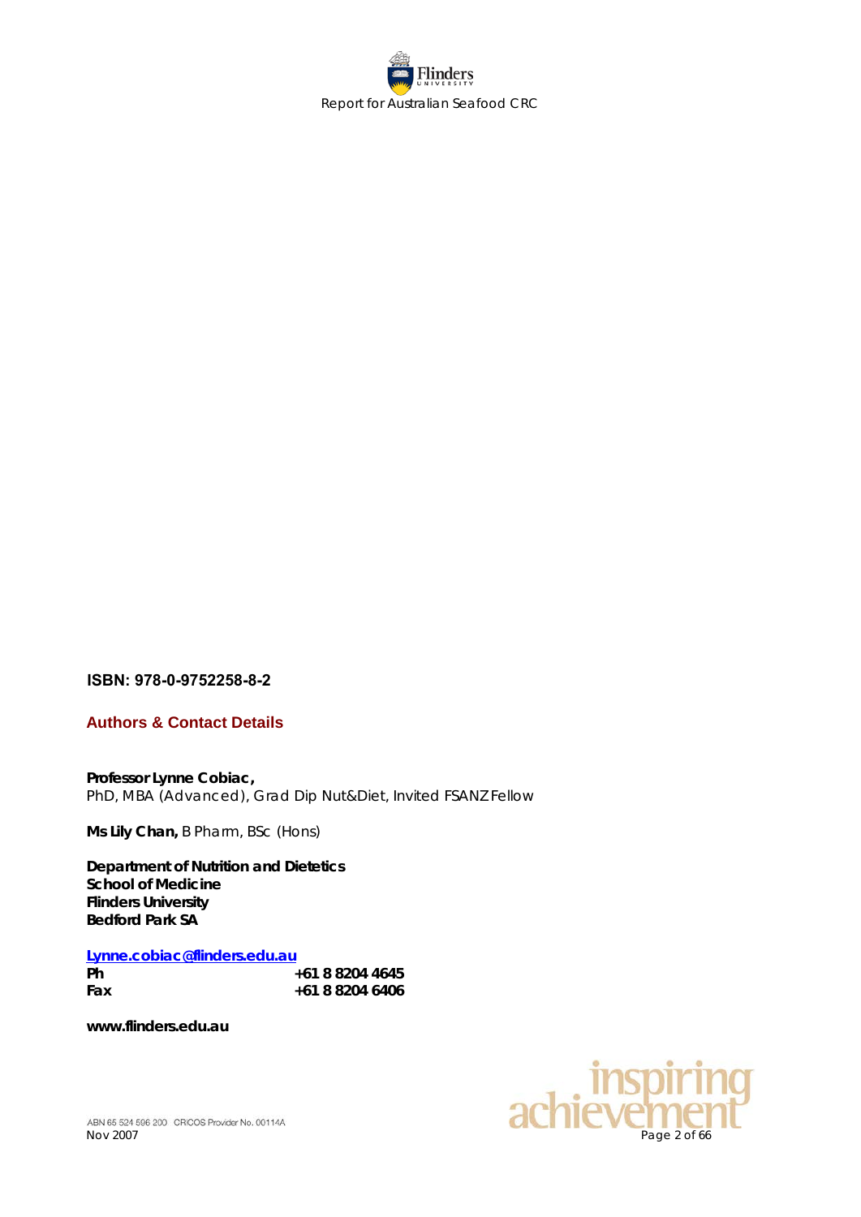**ISBN: 978-0-9752258-8-2**

## Authors & Contact Details

**Professor Lynne Cobiac,**
PhD, MBA (Advanced), Grad Dip Nut&Diet, Invited FSANZ Fellow

**Ms Lily Chan,** B Pharm, BSc (Hons)

**Department of Nutrition and Dietetics**
**School of Medicine**
**Flinders University**
**Bedford Park SA**

**Lynne.cobiac@flinders.edu.au**

| | |
|---|---|
| **Ph** | **+61 8 8204 4645** |
| **Fax** | **+61 8 8204 6406** |

**www.flinders.edu.au**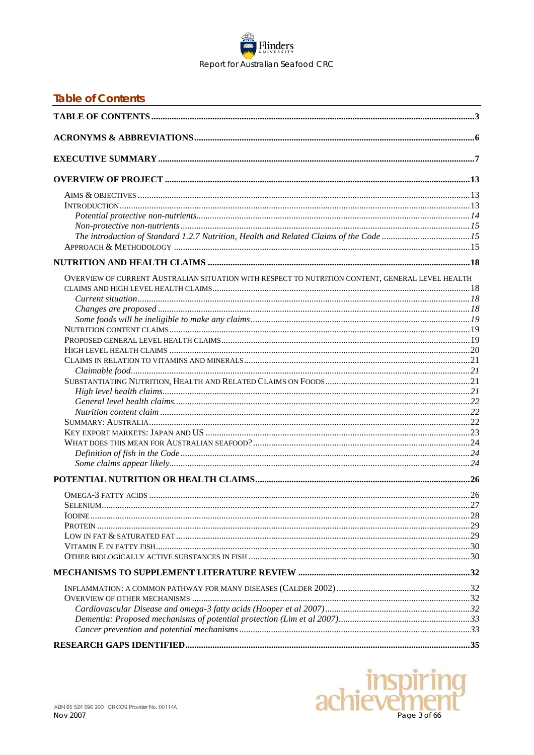## Table of Contents

TABLE OF CONTENTS ........................................ 3

ACRONYMS & ABBREVIATIONS ........................................ 6

EXECUTIVE SUMMARY ........................................ 7

OVERVIEW OF PROJECT ........................................ 13

- AIMS & OBJECTIVES ........................................ 13
- INTRODUCTION ........................................ 13
  - *Potential protective non-nutrients* ........................................ 14
  - *Non-protective non-nutrients* ........................................ 15
  - *The introduction of Standard 1.2.7 Nutrition, Health and Related Claims of the Code* ........................................ 15
- APPROACH & METHODOLOGY ........................................ 15

NUTRITION AND HEALTH CLAIMS ........................................ 18

- OVERVIEW OF CURRENT AUSTRALIAN SITUATION WITH RESPECT TO NUTRITION CONTENT, GENERAL LEVEL HEALTH CLAIMS AND HIGH LEVEL HEALTH CLAIMS ........................................ 18
  - *Current situation* ........................................ 18
  - *Changes are proposed* ........................................ 18
  - *Some foods will be ineligible to make any claims* ........................................ 19
- NUTRITION CONTENT CLAIMS ........................................ 19
- PROPOSED GENERAL LEVEL HEALTH CLAIMS ........................................ 19
- HIGH LEVEL HEALTH CLAIMS ........................................ 20
- CLAIMS IN RELATION TO VITAMINS AND MINERALS ........................................ 21
  - *Claimable food* ........................................ 21
- SUBSTANTIATING NUTRITION, HEALTH AND RELATED CLAIMS ON FOODS ........................................ 21
  - *High level health claims* ........................................ 21
  - *General level health claims* ........................................ 22
  - *Nutrition content claim* ........................................ 22
- SUMMARY: AUSTRALIA ........................................ 22
- KEY EXPORT MARKETS: JAPAN AND US ........................................ 23
- WHAT DOES THIS MEAN FOR AUSTRALIAN SEAFOOD? ........................................ 24
  - *Definition of fish in the Code* ........................................ 24
  - *Some claims appear likely* ........................................ 24

POTENTIAL NUTRITION OR HEALTH CLAIMS ........................................ 26

- OMEGA-3 FATTY ACIDS ........................................ 26
- SELENIUM ........................................ 27
- IODINE ........................................ 28
- PROTEIN ........................................ 29
- LOW IN FAT & SATURATED FAT ........................................ 29
- VITAMIN E IN FATTY FISH ........................................ 30
- OTHER BIOLOGICALLY ACTIVE SUBSTANCES IN FISH ........................................ 30

MECHANISMS TO SUPPLEMENT LITERATURE REVIEW ........................................ 32

- INFLAMMATION: A COMMON PATHWAY FOR MANY DISEASES (CALDER 2002) ........................................ 32
- OVERVIEW OF OTHER MECHANISMS ........................................ 32
  - *Cardiovascular Disease and omega-3 fatty acids (Hooper et al 2007)* ........................................ 32
  - *Dementia: Proposed mechanisms of potential protection (Lim et al 2007)* ........................................ 33
  - *Cancer prevention and potential mechanisms* ........................................ 33

RESEARCH GAPS IDENTIFIED ........................................ 35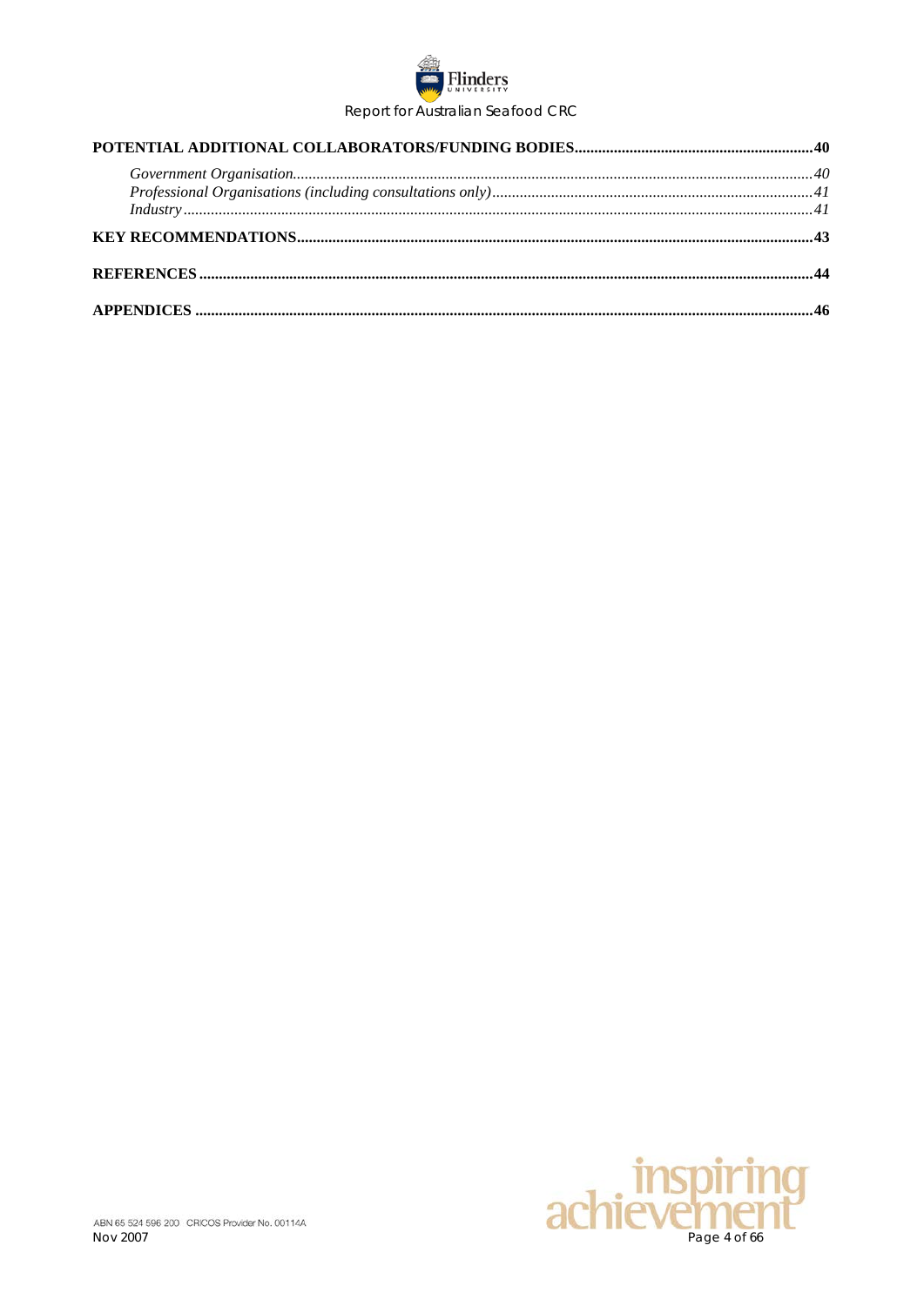**POTENTIAL ADDITIONAL COLLABORATORS/FUNDING BODIES....................................................................40**

*Government Organisation...........................................................................................................40*

*Professional Organisations (including consultations only)...........................................................41*

*Industry.........................................................................................................................................41*

**KEY RECOMMENDATIONS..............................................................................................................43**

**REFERENCES...................................................................................................................................44**

**APPENDICES...................................................................................................................................46**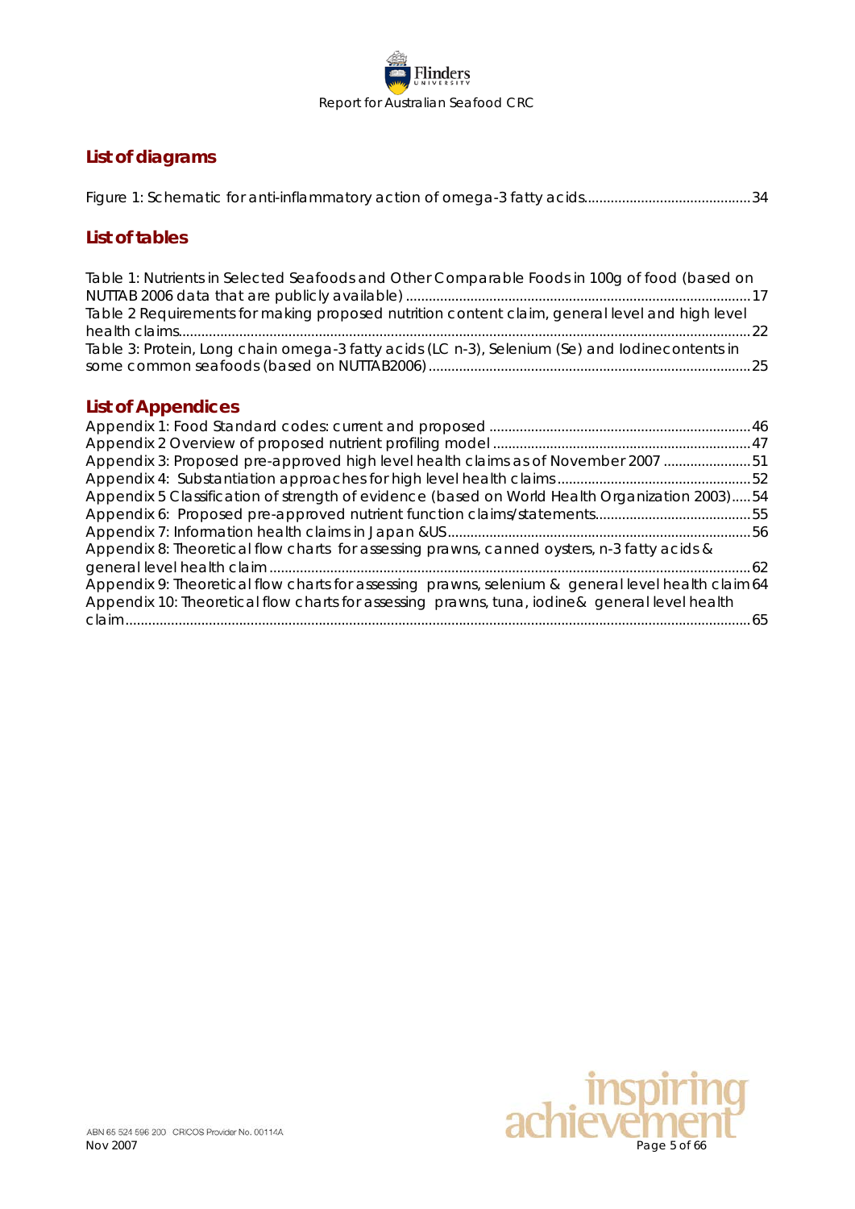## List of diagrams

Figure 1: Schematic for anti-inflammatory action of omega-3 fatty acids............................................34

## List of tables

Table 1: Nutrients in Selected Seafoods and Other Comparable Foods in 100g of food (based on NUTTAB 2006 data that are publicly available) ..........................................................................................17

Table 2 Requirements for making proposed nutrition content claim, general level and high level health claims.....................................................................................................................................................22

Table 3: Protein, Long chain omega-3 fatty acids (LC n-3), Selenium (Se) and Iodine contents in some common seafoods (based on NUTTAB2006) ....................................................................................25

## List of Appendices

Appendix 1: Food Standard codes: current and proposed ....................................................................46

Appendix 2 Overview of proposed nutrient profiling model ...................................................................47

Appendix 3: Proposed pre-approved high level health claims as of November 2007 .......................51

Appendix 4: Substantiation approaches for high level health claims....................................................52

Appendix 5 Classification of strength of evidence (based on World Health Organization 2003).....54

Appendix 6: Proposed pre-approved nutrient function claims/statements.........................................55

Appendix 7: Information health claims in Japan &US...............................................................................56

Appendix 8: Theoretical flow charts for assessing prawns, canned oysters, n-3 fatty acids & general level health claim ..............................................................................................................................62

Appendix 9: Theoretical flow charts for assessing prawns, selenium & general level health claim 64

Appendix 10: Theoretical flow charts for assessing prawns, tuna, iodine& general level health claim....................................................................................................................................................65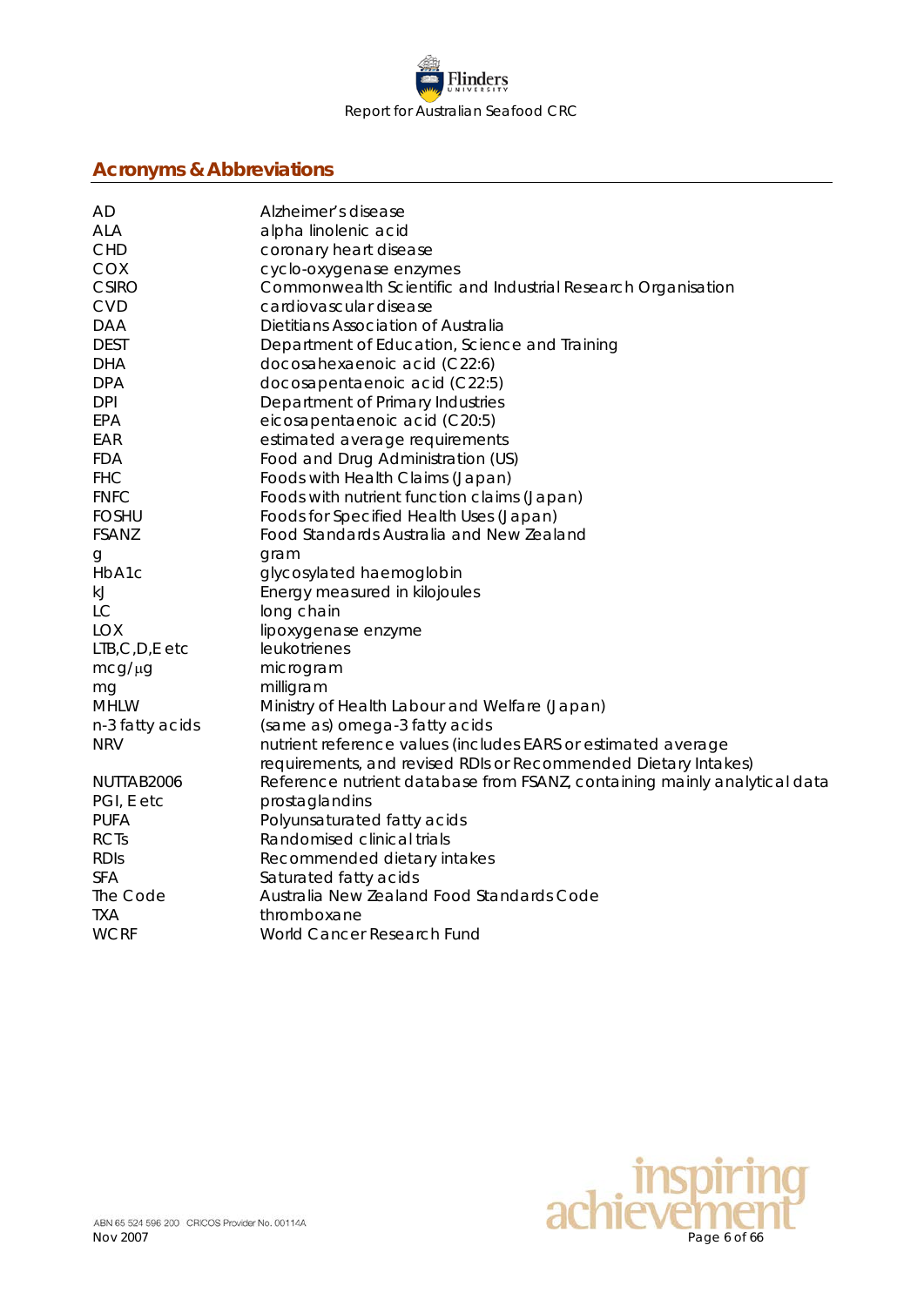## Acronyms & Abbreviations

| | |
|---|---|
| AD | Alzheimer's disease |
| ALA | alpha linolenic acid |
| CHD | coronary heart disease |
| COX | cyclo-oxygenase enzymes |
| CSIRO | Commonwealth Scientific and Industrial Research Organisation |
| CVD | cardiovascular disease |
| DAA | Dietitians Association of Australia |
| DEST | Department of Education, Science and Training |
| DHA | docosahexaenoic acid (C22:6) |
| DPA | docosapentaenoic acid (C22:5) |
| DPI | Department of Primary Industries |
| EPA | eicosapentaenoic acid (C20:5) |
| EAR | estimated average requirements |
| FDA | Food and Drug Administration (US) |
| FHC | Foods with Health Claims (Japan) |
| FNFC | Foods with nutrient function claims (Japan) |
| FOSHU | Foods for Specified Health Uses (Japan) |
| FSANZ | Food Standards Australia and New Zealand |
| g | gram |
| HbA1c | glycosylated haemoglobin |
| kJ | Energy measured in kilojoules |
| LC | long chain |
| LOX | lipoxygenase enzyme |
| LTB,C,D,E etc | leukotrienes |
| mcg/μg | microgram |
| mg | milligram |
| MHLW | Ministry of Health Labour and Welfare (Japan) |
| n-3 fatty acids | (same as) omega-3 fatty acids |
| NRV | nutrient reference values (includes EARS or estimated average requirements, and revised RDIs or Recommended Dietary Intakes) |
| NUTTAB2006 | Reference nutrient database from FSANZ, containing mainly analytical data |
| PGI, E etc | prostaglandins |
| PUFA | Polyunsaturated fatty acids |
| RCTs | Randomised clinical trials |
| RDIs | Recommended dietary intakes |
| SFA | Saturated fatty acids |
| The Code | Australia New Zealand Food Standards Code |
| TXA | thromboxane |
| WCRF | World Cancer Research Fund |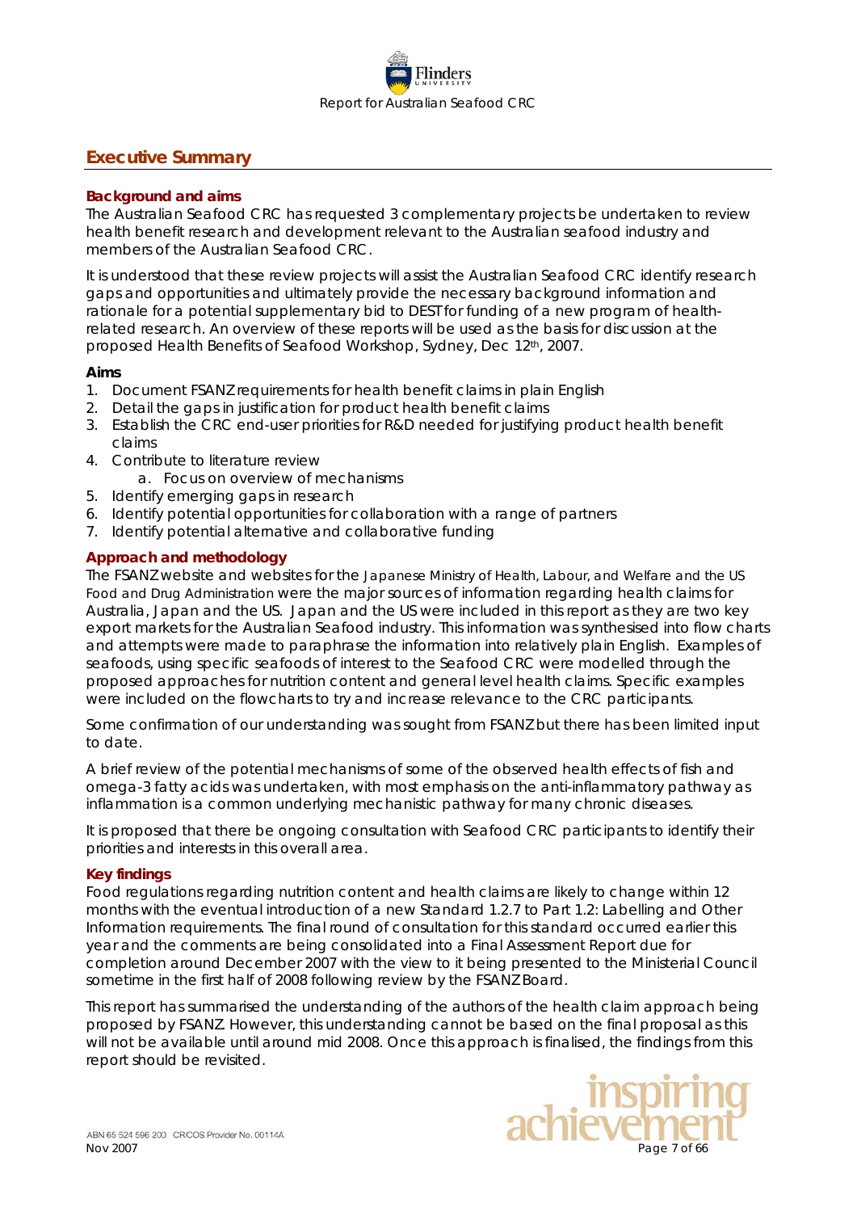## Executive Summary

### Background and aims

The Australian Seafood CRC has requested 3 complementary projects be undertaken to review health benefit research and development relevant to the Australian seafood industry and members of the Australian Seafood CRC.

It is understood that these review projects will assist the Australian Seafood CRC identify research gaps and opportunities and ultimately provide the necessary background information and rationale for a potential supplementary bid to DEST for funding of a new program of health-related research. An overview of these reports will be used as the basis for discussion at the proposed Health Benefits of Seafood Workshop, Sydney, Dec 12th, 2007.

**Aims**

1. Document FSANZ requirements for health benefit claims in plain English
2. Detail the gaps in justification for product health benefit claims
3. Establish the CRC end-user priorities for R&D needed for justifying product health benefit claims
4. Contribute to literature review
   a. Focus on overview of mechanisms
5. Identify emerging gaps in research
6. Identify potential opportunities for collaboration with a range of partners
7. Identify potential alternative and collaborative funding

### Approach and methodology

The FSANZ website and websites for the Japanese Ministry of Health, Labour, and Welfare and the US Food and Drug Administration were the major sources of information regarding health claims for Australia, Japan and the US. Japan and the US were included in this report as they are two key export markets for the Australian Seafood industry. This information was synthesised into flow charts and attempts were made to paraphrase the information into relatively plain English. Examples of seafoods, using specific seafoods of interest to the Seafood CRC were modelled through the proposed approaches for nutrition content and general level health claims. Specific examples were included on the flowcharts to try and increase relevance to the CRC participants.

Some confirmation of our understanding was sought from FSANZ but there has been limited input to date.

A brief review of the potential mechanisms of some of the observed health effects of fish and omega-3 fatty acids was undertaken, with most emphasis on the anti-inflammatory pathway as inflammation is a common underlying mechanistic pathway for many chronic diseases.

It is proposed that there be ongoing consultation with Seafood CRC participants to identify their priorities and interests in this overall area.

### Key findings

Food regulations regarding nutrition content and health claims are likely to change within 12 months with the eventual introduction of a new Standard 1.2.7 to Part 1.2: Labelling and Other Information requirements. The final round of consultation for this standard occurred earlier this year and the comments are being consolidated into a Final Assessment Report due for completion around December 2007 with the view to it being presented to the Ministerial Council sometime in the first half of 2008 following review by the FSANZ Board.

This report has summarised the understanding of the authors of the health claim approach being proposed by FSANZ. However, this understanding cannot be based on the final proposal as this will not be available until around mid 2008. Once this approach is finalised, the findings from this report should be revisited.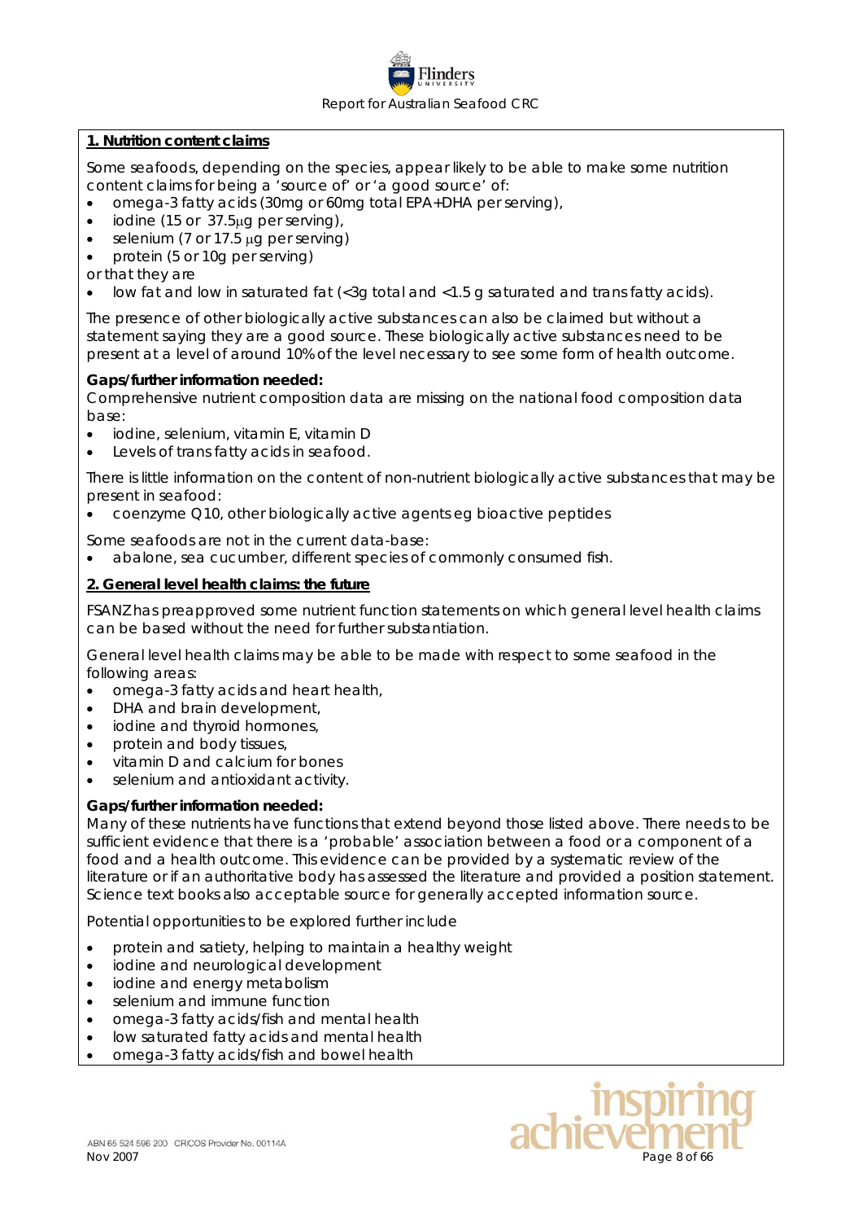## 1. Nutrition content claims

Some seafoods, depending on the species, appear likely to be able to make some nutrition content claims for being a 'source of' or 'a good source' of:

- omega-3 fatty acids (30mg or 60mg total EPA+DHA per serving),
- iodine (15 or 37.5μg per serving),
- selenium (7 or 17.5 μg per serving)
- protein (5 or 10g per serving)

or that they are

- low fat and low in saturated fat (<3g total and <1.5 g saturated and trans fatty acids).

The presence of other biologically active substances can also be claimed but without a statement saying they are a good source. These biologically active substances need to be present at a level of around 10% of the level necessary to see some form of health outcome.

**Gaps/further information needed:**

Comprehensive nutrient composition data are missing on the national food composition data base:

- iodine, selenium, vitamin E, vitamin D
- Levels of trans fatty acids in seafood.

There is little information on the content of non-nutrient biologically active substances that may be present in seafood:

- coenzyme Q10, other biologically active agents eg bioactive peptides

Some seafoods are not in the current data-base:

- abalone, sea cucumber, different species of commonly consumed fish.

## 2. General level health claims: the future

FSANZ has preapproved some nutrient function statements on which general level health claims can be based without the need for further substantiation.

General level health claims may be able to be made with respect to some seafood in the following areas:

- omega-3 fatty acids and heart health,
- DHA and brain development,
- iodine and thyroid hormones,
- protein and body tissues,
- vitamin D and calcium for bones
- selenium and antioxidant activity.

**Gaps/further information needed:**

Many of these nutrients have functions that extend beyond those listed above. There needs to be sufficient evidence that there is a 'probable' association between a food or a component of a food and a health outcome. This evidence can be provided by a systematic review of the literature or if an authoritative body has assessed the literature and provided a position statement. Science text books also acceptable source for generally accepted information source.

Potential opportunities to be explored further include

- protein and satiety, helping to maintain a healthy weight
- iodine and neurological development
- iodine and energy metabolism
- selenium and immune function
- omega-3 fatty acids/fish and mental health
- low saturated fatty acids and mental health
- omega-3 fatty acids/fish and bowel health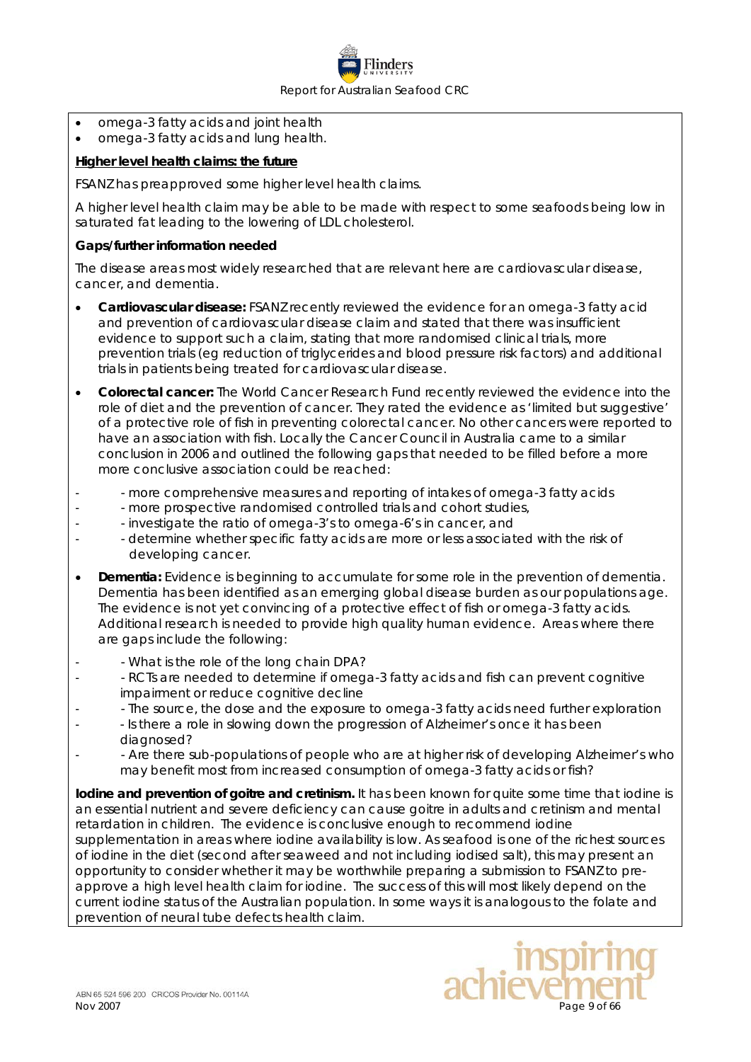- omega-3 fatty acids and joint health
- omega-3 fatty acids and lung health.

**Higher level health claims: the future**

FSANZ has preapproved some higher level health claims.

A higher level health claim may be able to be made with respect to some seafoods being low in saturated fat leading to the lowering of LDL cholesterol.

**Gaps/further information needed**

The disease areas most widely researched that are relevant here are cardiovascular disease, cancer, and dementia.

- **Cardiovascular disease:** FSANZ recently reviewed the evidence for an omega-3 fatty acid and prevention of cardiovascular disease claim and stated that there was insufficient evidence to support such a claim, stating that more randomised clinical trials, more prevention trials (eg reduction of triglycerides and blood pressure risk factors) and additional trials in patients being treated for cardiovascular disease.
- **Colorectal cancer:** The World Cancer Research Fund recently reviewed the evidence into the role of diet and the prevention of cancer. They rated the evidence as 'limited but suggestive' of a protective role of fish in preventing colorectal cancer. No other cancers were reported to have an association with fish. Locally the Cancer Council in Australia came to a similar conclusion in 2006 and outlined the following gaps that needed to be filled before a more more conclusive association could be reached:
  - more comprehensive measures and reporting of intakes of omega-3 fatty acids
  - more prospective randomised controlled trials and cohort studies,
  - investigate the ratio of omega-3's to omega-6's in cancer, and
  - determine whether specific fatty acids are more or less associated with the risk of developing cancer.
- **Dementia:** Evidence is beginning to accumulate for some role in the prevention of dementia. Dementia has been identified as an emerging global disease burden as our populations age. The evidence is not yet convincing of a protective effect of fish or omega-3 fatty acids. Additional research is needed to provide high quality human evidence. Areas where there are gaps include the following:
  - What is the role of the long chain DPA?
  - RCTs are needed to determine if omega-3 fatty acids and fish can prevent cognitive impairment or reduce cognitive decline
  - The source, the dose and the exposure to omega-3 fatty acids need further exploration
  - Is there a role in slowing down the progression of Alzheimer's once it has been diagnosed?
  - Are there sub-populations of people who are at higher risk of developing Alzheimer's who may benefit most from increased consumption of omega-3 fatty acids or fish?

**Iodine and prevention of goitre and cretinism.** It has been known for quite some time that iodine is an essential nutrient and severe deficiency can cause goitre in adults and cretinism and mental retardation in children. The evidence is conclusive enough to recommend iodine supplementation in areas where iodine availability is low. As seafood is one of the richest sources of iodine in the diet (second after seaweed and not including iodised salt), this may present an opportunity to consider whether it may be worthwhile preparing a submission to FSANZ to pre-approve a high level health claim for iodine. The success of this will most likely depend on the current iodine status of the Australian population. In some ways it is analogous to the folate and prevention of neural tube defects health claim.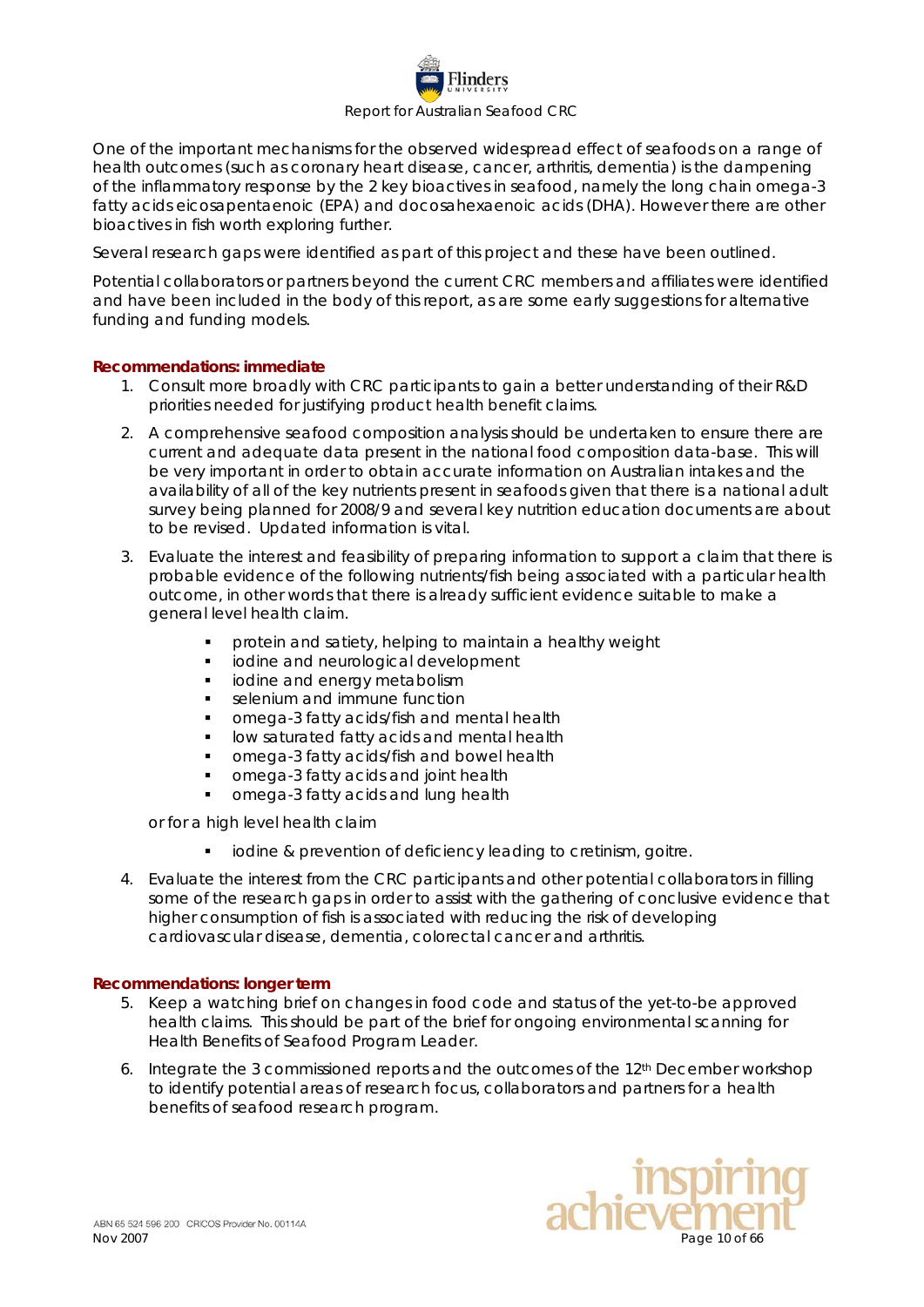One of the important mechanisms for the observed widespread effect of seafoods on a range of health outcomes (such as coronary heart disease, cancer, arthritis, dementia) is the dampening of the inflammatory response by the 2 key bioactives in seafood, namely the long chain omega-3 fatty acids eicosapentaenoic (EPA) and docosahexaenoic acids (DHA). However there are other bioactives in fish worth exploring further.

Several research gaps were identified as part of this project and these have been outlined.

Potential collaborators or partners beyond the current CRC members and affiliates were identified and have been included in the body of this report, as are some early suggestions for alternative funding and funding models.

**Recommendations: immediate**

1. Consult more broadly with CRC participants to gain a better understanding of their R&D priorities needed for justifying product health benefit claims.
2. A comprehensive seafood composition analysis should be undertaken to ensure there are current and adequate data present in the national food composition data-base. This will be very important in order to obtain accurate information on Australian intakes and the availability of all of the key nutrients present in seafoods given that there is a national adult survey being planned for 2008/9 and several key nutrition education documents are about to be revised. Updated information is vital.
3. Evaluate the interest and feasibility of preparing information to support a claim that there is probable evidence of the following nutrients/fish being associated with a particular health outcome, in other words that there is already sufficient evidence suitable to make a general level health claim.
   - protein and satiety, helping to maintain a healthy weight
   - iodine and neurological development
   - iodine and energy metabolism
   - selenium and immune function
   - omega-3 fatty acids/fish and mental health
   - low saturated fatty acids and mental health
   - omega-3 fatty acids/fish and bowel health
   - omega-3 fatty acids and joint health
   - omega-3 fatty acids and lung health

   or for a high level health claim

   - iodine & prevention of deficiency leading to cretinism, goitre.
4. Evaluate the interest from the CRC participants and other potential collaborators in filling some of the research gaps in order to assist with the gathering of conclusive evidence that higher consumption of fish is associated with reducing the risk of developing cardiovascular disease, dementia, colorectal cancer and arthritis.

**Recommendations: longer term**

5. Keep a watching brief on changes in food code and status of the yet-to-be approved health claims. This should be part of the brief for ongoing environmental scanning for Health Benefits of Seafood Program Leader.
6. Integrate the 3 commissioned reports and the outcomes of the 12th December workshop to identify potential areas of research focus, collaborators and partners for a health benefits of seafood research program.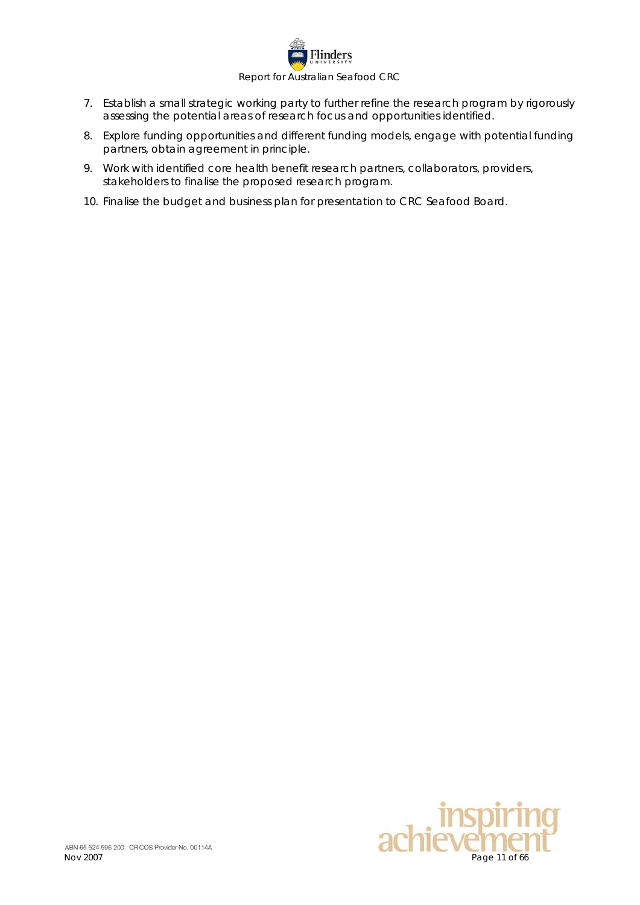7. Establish a small strategic working party to further refine the research program by rigorously assessing the potential areas of research focus and opportunities identified.
8. Explore funding opportunities and different funding models, engage with potential funding partners, obtain agreement in principle.
9. Work with identified core health benefit research partners, collaborators, providers, stakeholders to finalise the proposed research program.
10. Finalise the budget and business plan for presentation to CRC Seafood Board.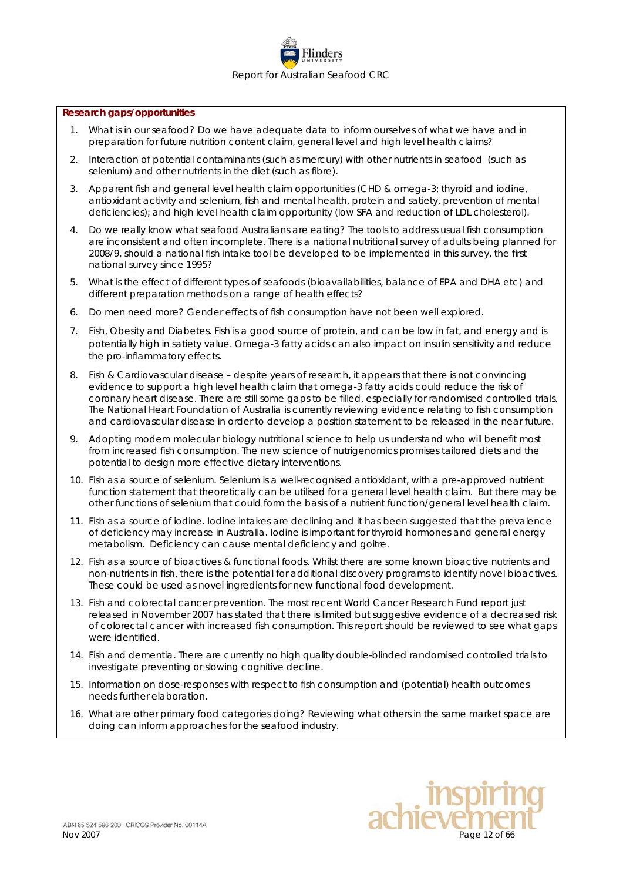**Research gaps/opportunities**

1. What is in our seafood? Do we have adequate data to inform ourselves of what we have and in preparation for future nutrition content claim, general level and high level health claims?
2. Interaction of potential contaminants (such as mercury) with other nutrients in seafood (such as selenium) and other nutrients in the diet (such as fibre).
3. Apparent fish and general level health claim opportunities (CHD & omega-3; thyroid and iodine, antioxidant activity and selenium, fish and mental health, protein and satiety, prevention of mental deficiencies); and high level health claim opportunity (low SFA and reduction of LDL cholesterol).
4. Do we really know what seafood Australians are eating? The tools to address usual fish consumption are inconsistent and often incomplete. There is a national nutritional survey of adults being planned for 2008/9, should a national fish intake tool be developed to be implemented in this survey, the first national survey since 1995?
5. What is the effect of different types of seafoods (bioavailabilities, balance of EPA and DHA etc) and different preparation methods on a range of health effects?
6. Do men need more? Gender effects of fish consumption have not been well explored.
7. Fish, Obesity and Diabetes. Fish is a good source of protein, and can be low in fat, and energy and is potentially high in satiety value. Omega-3 fatty acids can also impact on insulin sensitivity and reduce the pro-inflammatory effects.
8. Fish & Cardiovascular disease – despite years of research, it appears that there is not convincing evidence to support a high level health claim that omega-3 fatty acids could reduce the risk of coronary heart disease. There are still some gaps to be filled, especially for randomised controlled trials. The National Heart Foundation of Australia is currently reviewing evidence relating to fish consumption and cardiovascular disease in order to develop a position statement to be released in the near future.
9. Adopting modern molecular biology nutritional science to help us understand who will benefit most from increased fish consumption. The new science of nutrigenomics promises tailored diets and the potential to design more effective dietary interventions.
10. Fish as a source of selenium. Selenium is a well-recognised antioxidant, with a pre-approved nutrient function statement that theoretically can be utilised for a general level health claim. But there may be other functions of selenium that could form the basis of a nutrient function/general level health claim.
11. Fish as a source of iodine. Iodine intakes are declining and it has been suggested that the prevalence of deficiency may increase in Australia. Iodine is important for thyroid hormones and general energy metabolism. Deficiency can cause mental deficiency and goitre.
12. Fish as a source of bioactives & functional foods. Whilst there are some known bioactive nutrients and non-nutrients in fish, there is the potential for additional discovery programs to identify novel bioactives. These could be used as novel ingredients for new functional food development.
13. Fish and colorectal cancer prevention. The most recent World Cancer Research Fund report just released in November 2007 has stated that there is limited but suggestive evidence of a decreased risk of colorectal cancer with increased fish consumption. This report should be reviewed to see what gaps were identified.
14. Fish and dementia. There are currently no high quality double-blinded randomised controlled trials to investigate preventing or slowing cognitive decline.
15. Information on dose-responses with respect to fish consumption and (potential) health outcomes needs further elaboration.
16. What are other primary food categories doing? Reviewing what others in the same market space are doing can inform approaches for the seafood industry.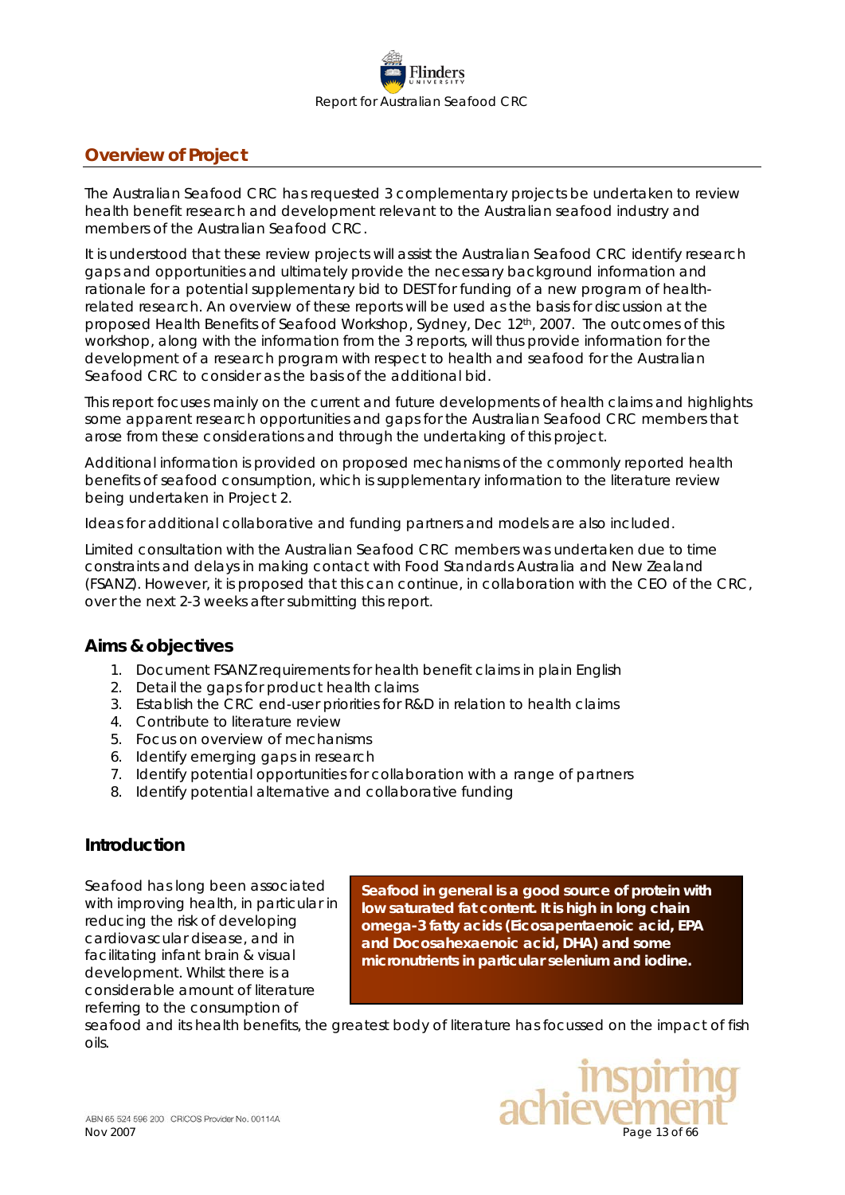## Overview of Project

The Australian Seafood CRC has requested 3 complementary projects be undertaken to review health benefit research and development relevant to the Australian seafood industry and members of the Australian Seafood CRC.

It is understood that these review projects will assist the Australian Seafood CRC identify research gaps and opportunities and ultimately provide the necessary background information and rationale for a potential supplementary bid to DEST for funding of a new program of health-related research. An overview of these reports will be used as the basis for discussion at the proposed Health Benefits of Seafood Workshop, Sydney, Dec 12th, 2007. The outcomes of this workshop, along with the information from the 3 reports, will thus provide information for the development of a research program with respect to health and seafood for the Australian Seafood CRC to consider as the basis of the additional bid.

This report focuses mainly on the current and future developments of health claims and highlights some apparent research opportunities and gaps for the Australian Seafood CRC members that arose from these considerations and through the undertaking of this project.

Additional information is provided on proposed mechanisms of the commonly reported health benefits of seafood consumption, which is supplementary information to the literature review being undertaken in Project 2.

Ideas for additional collaborative and funding partners and models are also included.

Limited consultation with the Australian Seafood CRC members was undertaken due to time constraints and delays in making contact with Food Standards Australia and New Zealand (FSANZ). However, it is proposed that this can continue, in collaboration with the CEO of the CRC, over the next 2-3 weeks after submitting this report.

### Aims & objectives

1. Document FSANZ requirements for health benefit claims in plain English
2. Detail the gaps for product health claims
3. Establish the CRC end-user priorities for R&D in relation to health claims
4. Contribute to literature review
5. Focus on overview of mechanisms
6. Identify emerging gaps in research
7. Identify potential opportunities for collaboration with a range of partners
8. Identify potential alternative and collaborative funding

### Introduction

Seafood has long been associated with improving health, in particular in reducing the risk of developing cardiovascular disease, and in facilitating infant brain & visual development. Whilst there is a considerable amount of literature referring to the consumption of seafood and its health benefits, the greatest body of literature has focussed on the impact of fish oils.

**Seafood in general is a good source of protein with low saturated fat content. It is high in long chain omega-3 fatty acids (Eicosapentaenoic acid, EPA and Docosahexaenoic acid, DHA) and some micronutrients in particular selenium and iodine.**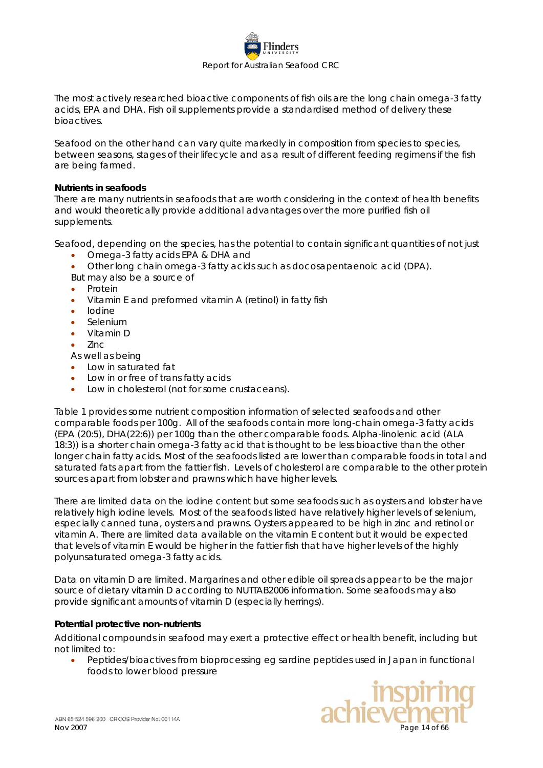The most actively researched bioactive components of fish oils are the long chain omega-3 fatty acids, EPA and DHA. Fish oil supplements provide a standardised method of delivery these bioactives.

Seafood on the other hand can vary quite markedly in composition from species to species, between seasons, stages of their lifecycle and as a result of different feeding regimens if the fish are being farmed.

**Nutrients in seafoods**

There are many nutrients in seafoods that are worth considering in the context of health benefits and would theoretically provide additional advantages over the more purified fish oil supplements.

Seafood, depending on the species, has the potential to contain significant quantities of not just

- Omega-3 fatty acids EPA & DHA and
- Other long chain omega-3 fatty acids such as docosapentaenoic acid (DPA).

But may also be a source of

- Protein
- Vitamin E and preformed vitamin A (retinol) in fatty fish
- Iodine
- Selenium
- Vitamin D
- Zinc

As well as being

- Low in saturated fat
- Low in or free of trans fatty acids
- Low in cholesterol (not for some crustaceans).

Table 1 provides some nutrient composition information of selected seafoods and other comparable foods per 100g. All of the seafoods contain more long-chain omega-3 fatty acids (EPA (20:5), DHA(22:6)) per 100g than the other comparable foods. Alpha-linolenic acid (ALA 18:3)) is a shorter chain omega-3 fatty acid that is thought to be less bioactive than the other longer chain fatty acids. Most of the seafoods listed are lower than comparable foods in total and saturated fats apart from the fattier fish. Levels of cholesterol are comparable to the other protein sources apart from lobster and prawns which have higher levels.

There are limited data on the iodine content but some seafoods such as oysters and lobster have relatively high iodine levels. Most of the seafoods listed have relatively higher levels of selenium, especially canned tuna, oysters and prawns. Oysters appeared to be high in zinc and retinol or vitamin A. There are limited data available on the vitamin E content but it would be expected that levels of vitamin E would be higher in the fattier fish that have higher levels of the highly polyunsaturated omega-3 fatty acids.

Data on vitamin D are limited. Margarines and other edible oil spreads appear to be the major source of dietary vitamin D according to NUTTAB2006 information. Some seafoods may also provide significant amounts of vitamin D (especially herrings).

**Potential protective non-nutrients**

Additional compounds in seafood may exert a protective effect or health benefit, including but not limited to:

- Peptides/bioactives from bioprocessing eg sardine peptides used in Japan in functional foods to lower blood pressure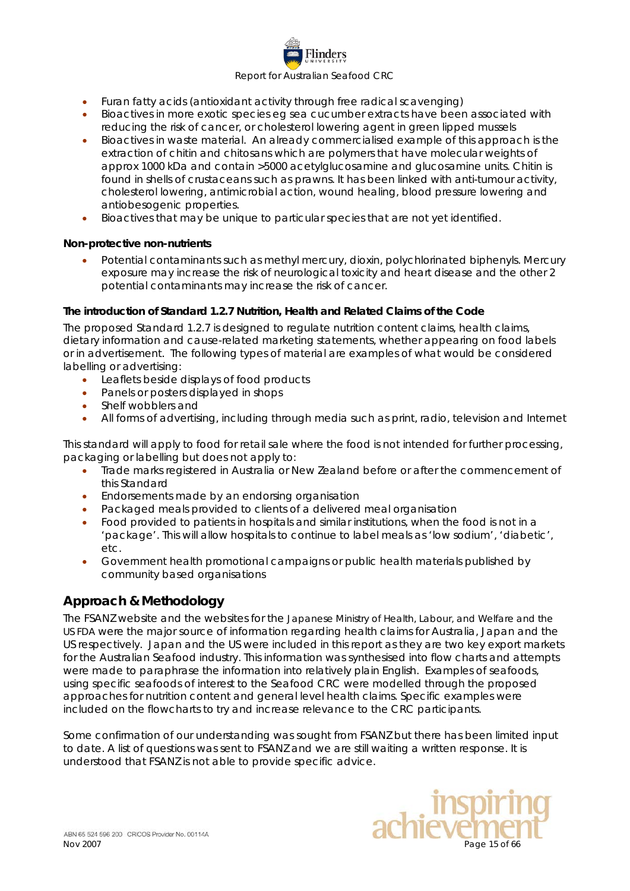- Furan fatty acids (antioxidant activity through free radical scavenging)
- Bioactives in more exotic species eg sea cucumber extracts have been associated with reducing the risk of cancer, or cholesterol lowering agent in green lipped mussels
- Bioactives in waste material. An already commercialised example of this approach is the extraction of chitin and chitosans which are polymers that have molecular weights of approx 1000 kDa and contain >5000 acetylglucosamine and glucosamine units. Chitin is found in shells of crustaceans such as prawns. It has been linked with anti-tumour activity, cholesterol lowering, antimicrobial action, wound healing, blood pressure lowering and antiobesogenic properties.
- Bioactives that may be unique to particular species that are not yet identified.

**Non-protective non-nutrients**

- Potential contaminants such as methyl mercury, dioxin, polychlorinated biphenyls. Mercury exposure may increase the risk of neurological toxicity and heart disease and the other 2 potential contaminants may increase the risk of cancer.

**The introduction of Standard 1.2.7 Nutrition, Health and Related Claims of the Code**

The proposed Standard 1.2.7 is designed to regulate nutrition content claims, health claims, dietary information and cause-related marketing statements, whether appearing on food labels or in advertisement. The following types of material are examples of what would be considered labelling or advertising:

- Leaflets beside displays of food products
- Panels or posters displayed in shops
- Shelf wobblers and
- All forms of advertising, including through media such as print, radio, television and Internet

This standard will apply to food for retail sale where the food is not intended for further processing, packaging or labelling but does not apply to:

- Trade marks registered in Australia or New Zealand before or after the commencement of this Standard
- Endorsements made by an endorsing organisation
- Packaged meals provided to clients of a delivered meal organisation
- Food provided to patients in hospitals and similar institutions, when the food is not in a 'package'. This will allow hospitals to continue to label meals as 'low sodium', 'diabetic', etc.
- Government health promotional campaigns or public health materials published by community based organisations

## Approach & Methodology

The FSANZ website and the websites for the Japanese Ministry of Health, Labour, and Welfare and the US FDA were the major source of information regarding health claims for Australia, Japan and the US respectively. Japan and the US were included in this report as they are two key export markets for the Australian Seafood industry. This information was synthesised into flow charts and attempts were made to paraphrase the information into relatively plain English. Examples of seafoods, using specific seafoods of interest to the Seafood CRC were modelled through the proposed approaches for nutrition content and general level health claims. Specific examples were included on the flowcharts to try and increase relevance to the CRC participants.

Some confirmation of our understanding was sought from FSANZ but there has been limited input to date. A list of questions was sent to FSANZ and we are still waiting a written response. It is understood that FSANZ is not able to provide specific advice.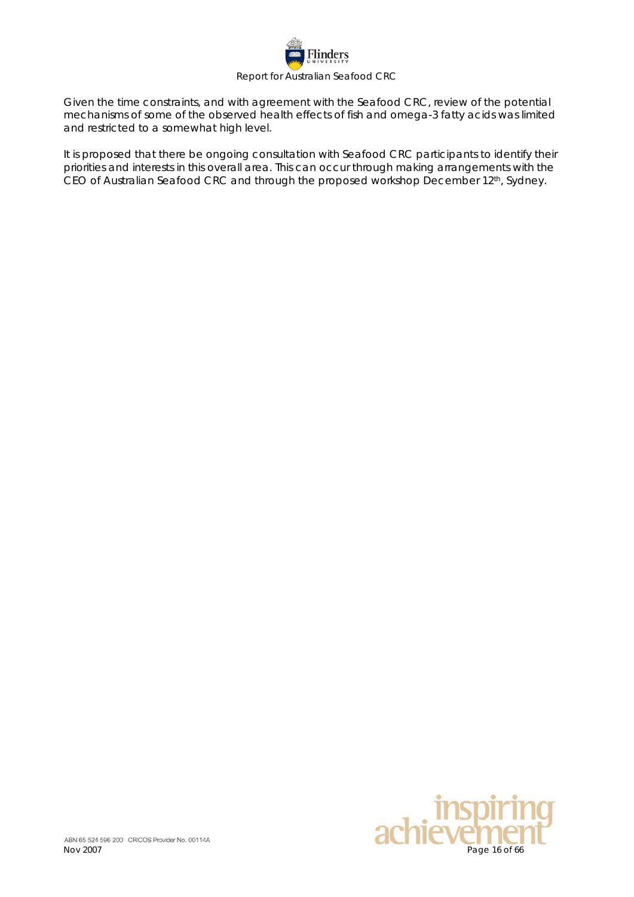Given the time constraints, and with agreement with the Seafood CRC, review of the potential mechanisms of some of the observed health effects of fish and omega-3 fatty acids was limited and restricted to a somewhat high level.

It is proposed that there be ongoing consultation with Seafood CRC participants to identify their priorities and interests in this overall area. This can occur through making arrangements with the CEO of Australian Seafood CRC and through the proposed workshop December 12th, Sydney.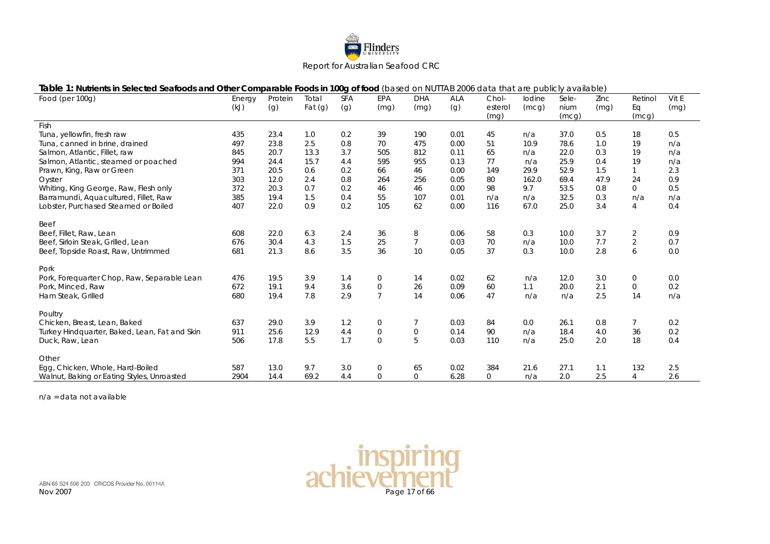**Table 1: Nutrients in Selected Seafoods and Other Comparable Foods in 100g of food** (based on NUTTAB 2006 data that are publicly available)

| Food (per 100g) | Energy (kJ) | Protein (g) | Total Fat (g) | SFA (g) | EPA (mg) | DHA (mg) | ALA (g) | Chol-esterol (mg) | Iodine (mcg) | Sele-nium (mcg) | Zinc (mg) | Retinol Eq (mcg) | Vit E (mg) |
|---|---|---|---|---|---|---|---|---|---|---|---|---|---|
| Fish | | | | | | | | | | | | | |
| Tuna, yellowfin, fresh raw | 435 | 23.4 | 1.0 | 0.2 | 39 | 190 | 0.01 | 45 | n/a | 37.0 | 0.5 | 18 | 0.5 |
| Tuna, canned in brine, drained | 497 | 23.8 | 2.5 | 0.8 | 70 | 475 | 0.00 | 51 | 10.9 | 78.6 | 1.0 | 19 | n/a |
| Salmon, Atlantic, Fillet, raw | 845 | 20.7 | 13.3 | 3.7 | 505 | 812 | 0.11 | 65 | n/a | 22.0 | 0.3 | 19 | n/a |
| Salmon, Atlantic, steamed or poached | 994 | 24.4 | 15.7 | 4.4 | 595 | 955 | 0.13 | 77 | n/a | 25.9 | 0.4 | 19 | n/a |
| Prawn, King, Raw or Green | 371 | 20.5 | 0.6 | 0.2 | 66 | 46 | 0.00 | 149 | 29.9 | 52.9 | 1.5 | 1 | 2.3 |
| Oyster | 303 | 12.0 | 2.4 | 0.8 | 264 | 256 | 0.05 | 80 | 162.0 | 69.4 | 47.9 | 24 | 0.9 |
| Whiting, King George, Raw, Flesh only | 372 | 20.3 | 0.7 | 0.2 | 46 | 46 | 0.00 | 98 | 9.7 | 53.5 | 0.8 | 0 | 0.5 |
| Barramundi, Aquacultured, Fillet, Raw | 385 | 19.4 | 1.5 | 0.4 | 55 | 107 | 0.01 | n/a | n/a | 32.5 | 0.3 | n/a | n/a |
| Lobster, Purchased Steamed or Boiled | 407 | 22.0 | 0.9 | 0.2 | 105 | 62 | 0.00 | 116 | 67.0 | 25.0 | 3.4 | 4 | 0.4 |
| Beef | | | | | | | | | | | | | |
| Beef, Fillet, Raw, Lean | 608 | 22.0 | 6.3 | 2.4 | 36 | 8 | 0.06 | 58 | 0.3 | 10.0 | 3.7 | 2 | 0.9 |
| Beef, Sirloin Steak, Grilled, Lean | 676 | 30.4 | 4.3 | 1.5 | 25 | 7 | 0.03 | 70 | n/a | 10.0 | 7.7 | 2 | 0.7 |
| Beef, Topside Roast, Raw, Untrimmed | 681 | 21.3 | 8.6 | 3.5 | 36 | 10 | 0.05 | 37 | 0.3 | 10.0 | 2.8 | 6 | 0.0 |
| Pork | | | | | | | | | | | | | |
| Pork, Forequarter Chop, Raw, Separable Lean | 476 | 19.5 | 3.9 | 1.4 | 0 | 14 | 0.02 | 62 | n/a | 12.0 | 3.0 | 0 | 0.0 |
| Pork, Minced, Raw | 672 | 19.1 | 9.4 | 3.6 | 0 | 26 | 0.09 | 60 | 1.1 | 20.0 | 2.1 | 0 | 0.2 |
| Ham Steak, Grilled | 680 | 19.4 | 7.8 | 2.9 | 7 | 14 | 0.06 | 47 | n/a | n/a | 2.5 | 14 | n/a |
| Poultry | | | | | | | | | | | | | |
| Chicken, Breast, Lean, Baked | 637 | 29.0 | 3.9 | 1.2 | 0 | 7 | 0.03 | 84 | 0.0 | 26.1 | 0.8 | 7 | 0.2 |
| Turkey Hindquarter, Baked, Lean, Fat and Skin | 911 | 25.6 | 12.9 | 4.4 | 0 | 0 | 0.14 | 90 | n/a | 18.4 | 4.0 | 36 | 0.2 |
| Duck, Raw, Lean | 506 | 17.8 | 5.5 | 1.7 | 0 | 5 | 0.03 | 110 | n/a | 25.0 | 2.0 | 18 | 0.4 |
| Other | | | | | | | | | | | | | |
| Egg, Chicken, Whole, Hard-Boiled | 587 | 13.0 | 9.7 | 3.0 | 0 | 65 | 0.02 | 384 | 21.6 | 27.1 | 1.1 | 132 | 2.5 |
| Walnut, Baking or Eating Styles, Unroasted | 2904 | 14.4 | 69.2 | 4.4 | 0 | 0 | 6.28 | 0 | n/a | 2.0 | 2.5 | 4 | 2.6 |

n/a = data not available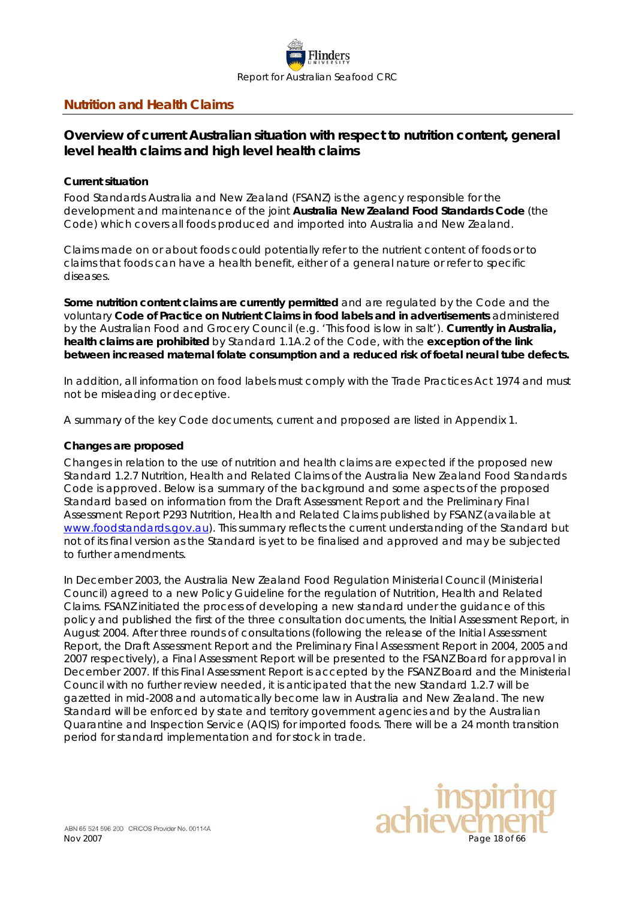## Nutrition and Health Claims

### Overview of current Australian situation with respect to nutrition content, general level health claims and high level health claims

**Current situation**

Food Standards Australia and New Zealand (FSANZ) is the agency responsible for the development and maintenance of the joint **Australia New Zealand Food Standards Code** (the Code) which covers all foods produced and imported into Australia and New Zealand.

Claims made on or about foods could potentially refer to the nutrient content of foods or to claims that foods can have a health benefit, either of a general nature or refer to specific diseases.

**Some nutrition content claims are currently permitted** and are regulated by the Code and the voluntary **Code of Practice on Nutrient Claims in food labels and in advertisements** administered by the Australian Food and Grocery Council (e.g. 'This food is low in salt'). **Currently in Australia, health claims are prohibited** by Standard 1.1A.2 of the Code, with the **exception of the link between increased maternal folate consumption and a reduced risk of foetal neural tube defects.**

In addition, all information on food labels must comply with the Trade Practices Act 1974 and must not be misleading or deceptive.

A summary of the key Code documents, current and proposed are listed in Appendix 1.

**Changes are proposed**

Changes in relation to the use of nutrition and health claims are expected if the proposed new Standard 1.2.7 Nutrition, Health and Related Claims of the Australia New Zealand Food Standards Code is approved. Below is a summary of the background and some aspects of the proposed Standard based on information from the Draft Assessment Report and the Preliminary Final Assessment Report P293 Nutrition, Health and Related Claims published by FSANZ (available at www.foodstandards.gov.au). This summary reflects the current understanding of the Standard but not of its final version as the Standard is yet to be finalised and approved and may be subjected to further amendments.

In December 2003, the Australia New Zealand Food Regulation Ministerial Council (Ministerial Council) agreed to a new Policy Guideline for the regulation of Nutrition, Health and Related Claims. FSANZ initiated the process of developing a new standard under the guidance of this policy and published the first of the three consultation documents, the Initial Assessment Report, in August 2004. After three rounds of consultations (following the release of the Initial Assessment Report, the Draft Assessment Report and the Preliminary Final Assessment Report in 2004, 2005 and 2007 respectively), a Final Assessment Report will be presented to the FSANZ Board for approval in December 2007. If this Final Assessment Report is accepted by the FSANZ Board and the Ministerial Council with no further review needed, it is anticipated that the new Standard 1.2.7 will be gazetted in mid-2008 and automatically become law in Australia and New Zealand. The new Standard will be enforced by state and territory government agencies and by the Australian Quarantine and Inspection Service (AQIS) for imported foods. There will be a 24 month transition period for standard implementation and for stock in trade.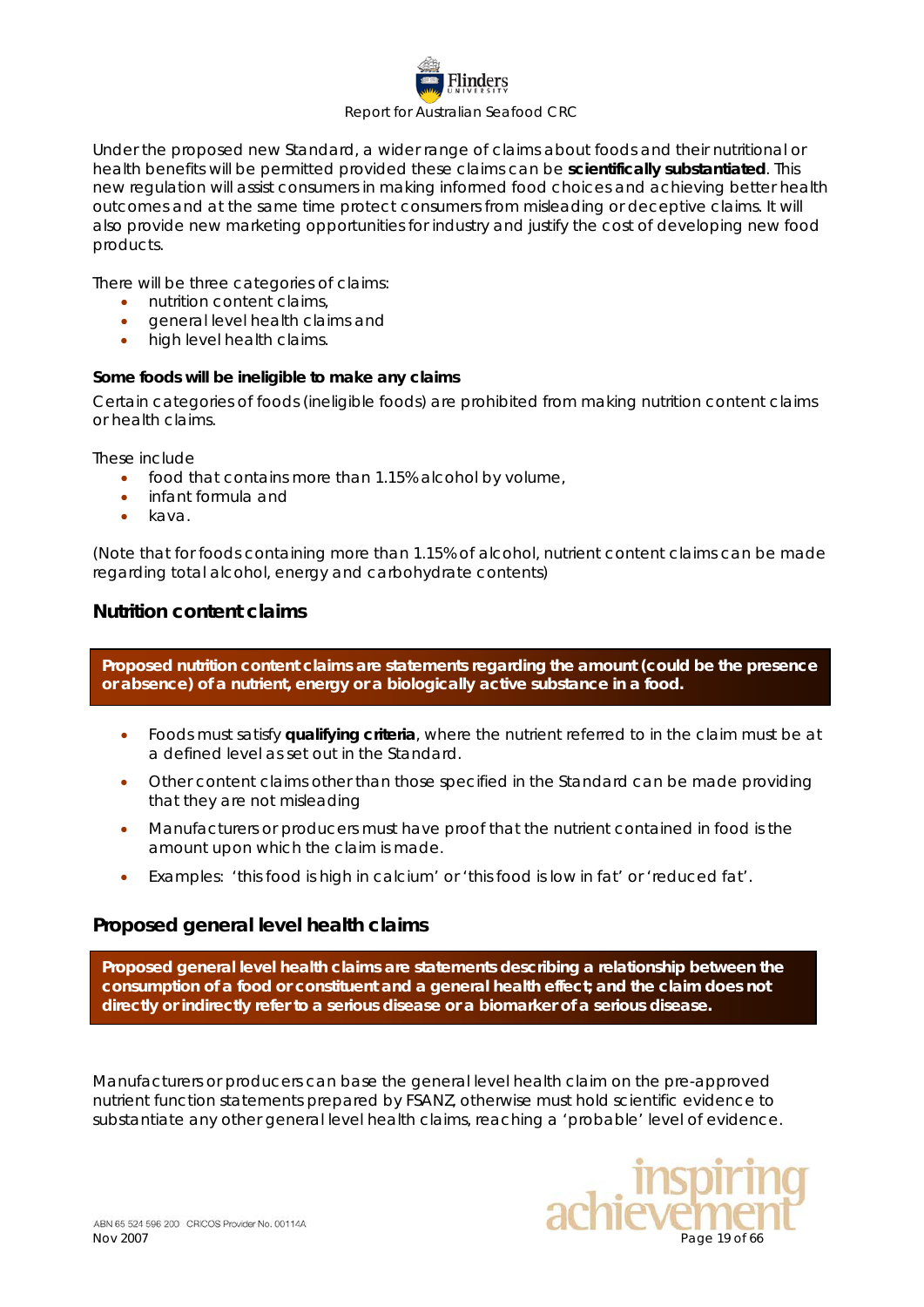Under the proposed new Standard, a wider range of claims about foods and their nutritional or health benefits will be permitted provided these claims can be **scientifically substantiated**. This new regulation will assist consumers in making informed food choices and achieving better health outcomes and at the same time protect consumers from misleading or deceptive claims. It will also provide new marketing opportunities for industry and justify the cost of developing new food products.

There will be three categories of claims:

- nutrition content claims,
- general level health claims and
- high level health claims.

**Some foods will be ineligible to make any claims**

Certain categories of foods (ineligible foods) are prohibited from making nutrition content claims or health claims.

These include

- food that contains more than 1.15% alcohol by volume,
- infant formula and
- kava.

(Note that for foods containing more than 1.15% of alcohol, nutrient content claims can be made regarding total alcohol, energy and carbohydrate contents)

## Nutrition content claims

**Proposed nutrition content claims are statements regarding the amount (could be the presence or absence) of a nutrient, energy or a biologically active substance in a food.**

- Foods must satisfy **qualifying criteria**, where the nutrient referred to in the claim must be at a defined level as set out in the Standard.
- Other content claims other than those specified in the Standard can be made providing that they are not misleading
- Manufacturers or producers must have proof that the nutrient contained in food is the amount upon which the claim is made.
- Examples: 'this food is high in calcium' or 'this food is low in fat' or 'reduced fat'.

## Proposed general level health claims

**Proposed general level health claims are statements describing a relationship between the consumption of a food or constituent and a general health effect; and the claim does not directly or indirectly refer to a serious disease or a biomarker of a serious disease.**

Manufacturers or producers can base the general level health claim on the pre-approved nutrient function statements prepared by FSANZ, otherwise must hold scientific evidence to substantiate any other general level health claims, reaching a 'probable' level of evidence.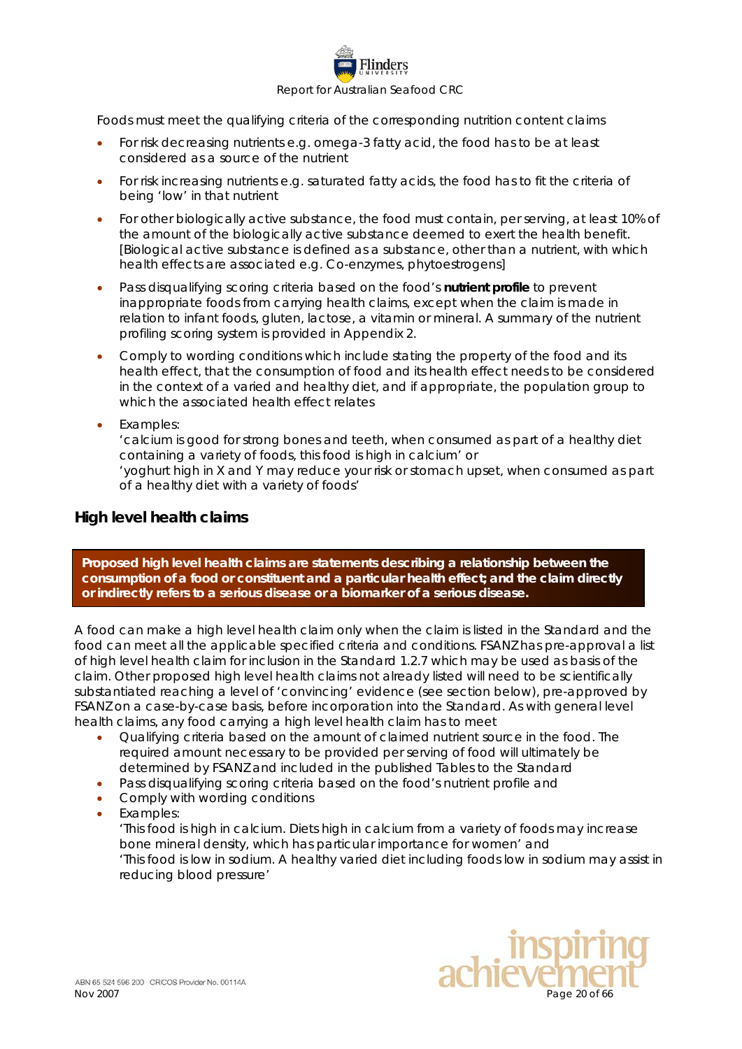Foods must meet the qualifying criteria of the corresponding nutrition content claims

- For risk decreasing nutrients e.g. omega-3 fatty acid, the food has to be at least considered as a source of the nutrient
- For risk increasing nutrients e.g. saturated fatty acids, the food has to fit the criteria of being 'low' in that nutrient
- For other biologically active substance, the food must contain, per serving, at least 10% of the amount of the biologically active substance deemed to exert the health benefit. [Biological active substance is defined as a substance, other than a nutrient, with which health effects are associated e.g. Co-enzymes, phytoestrogens]
- Pass disqualifying scoring criteria based on the food's **nutrient profile** to prevent inappropriate foods from carrying health claims, except when the claim is made in relation to infant foods, gluten, lactose, a vitamin or mineral. A summary of the nutrient profiling scoring system is provided in Appendix 2.
- Comply to wording conditions which include stating the property of the food and its health effect, that the consumption of food and its health effect needs to be considered in the context of a varied and healthy diet, and if appropriate, the population group to which the associated health effect relates
- Examples:
  'calcium is good for strong bones and teeth, when consumed as part of a healthy diet containing a variety of foods, this food is high in calcium' or
  'yoghurt high in X and Y may reduce your risk or stomach upset, when consumed as part of a healthy diet with a variety of foods'

## High level health claims

**Proposed high level health claims are statements describing a relationship between the consumption of a food or constituent and a particular health effect; and the claim directly or indirectly refers to a serious disease or a biomarker of a serious disease.**

A food can make a high level health claim only when the claim is listed in the Standard and the food can meet all the applicable specified criteria and conditions. FSANZ has pre-approval a list of high level health claim for inclusion in the Standard 1.2.7 which may be used as basis of the claim. Other proposed high level health claims not already listed will need to be scientifically substantiated reaching a level of 'convincing' evidence (see section below), pre-approved by FSANZ on a case-by-case basis, before incorporation into the Standard. As with general level health claims, any food carrying a high level health claim has to meet

- Qualifying criteria based on the amount of claimed nutrient source in the food. The required amount necessary to be provided per serving of food will ultimately be determined by FSANZ and included in the published Tables to the Standard
- Pass disqualifying scoring criteria based on the food's nutrient profile and
- Comply with wording conditions
- Examples:
  'This food is high in calcium. Diets high in calcium from a variety of foods may increase bone mineral density, which has particular importance for women' and
  'This food is low in sodium. A healthy varied diet including foods low in sodium may assist in reducing blood pressure'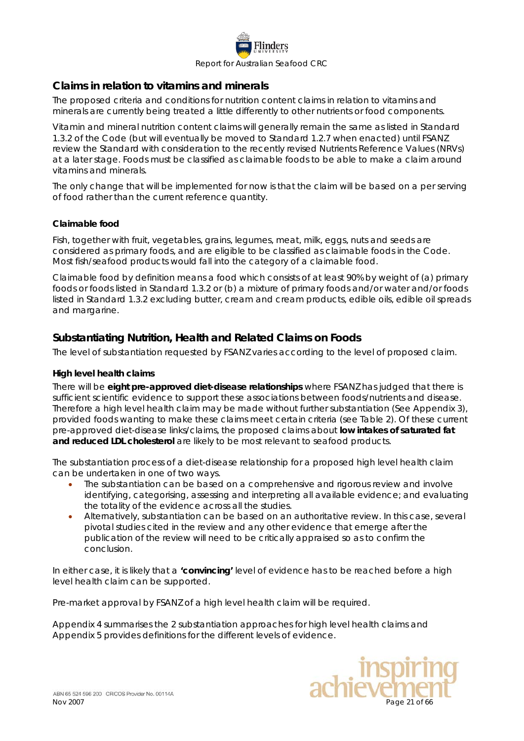## Claims in relation to vitamins and minerals

The proposed criteria and conditions for nutrition content claims in relation to vitamins and minerals are currently being treated a little differently to other nutrients or food components.

Vitamin and mineral nutrition content claims will generally remain the same as listed in Standard 1.3.2 of the Code (but will eventually be moved to Standard 1.2.7 when enacted) until FSANZ review the Standard with consideration to the recently revised Nutrients Reference Values (NRVs) at a later stage. Foods must be classified as claimable foods to be able to make a claim around vitamins and minerals.

The only change that will be implemented for now is that the claim will be based on a per serving of food rather than the current reference quantity.

#### Claimable food

Fish, together with fruit, vegetables, grains, legumes, meat, milk, eggs, nuts and seeds are considered as primary foods, and are eligible to be classified as claimable foods in the Code. Most fish/seafood products would fall into the category of a claimable food.

Claimable food by definition means a food which consists of at least 90% by weight of (a) primary foods or foods listed in Standard 1.3.2 or (b) a mixture of primary foods and/or water and/or foods listed in Standard 1.3.2 excluding butter, cream and cream products, edible oils, edible oil spreads and margarine.

## Substantiating Nutrition, Health and Related Claims on Foods

The level of substantiation requested by FSANZ varies according to the level of proposed claim.

#### High level health claims

There will be **eight pre-approved diet-disease relationships** where FSANZ has judged that there is sufficient scientific evidence to support these associations between foods/nutrients and disease. Therefore a high level health claim may be made without further substantiation (See Appendix 3), provided foods wanting to make these claims meet certain criteria (see Table 2). Of these current pre-approved diet-disease links/claims, the proposed claims about **low intakes of saturated fat and reduced LDL cholesterol** are likely to be most relevant to seafood products.

The substantiation process of a diet-disease relationship for a proposed high level health claim can be undertaken in one of two ways.

- The substantiation can be based on a comprehensive and rigorous review and involve identifying, categorising, assessing and interpreting all available evidence; and evaluating the totality of the evidence across all the studies.
- Alternatively, substantiation can be based on an authoritative review. In this case, several pivotal studies cited in the review and any other evidence that emerge after the publication of the review will need to be critically appraised so as to confirm the conclusion.

In either case, it is likely that a **'convincing'** level of evidence has to be reached before a high level health claim can be supported.

Pre-market approval by FSANZ of a high level health claim will be required.

Appendix 4 summarises the 2 substantiation approaches for high level health claims and Appendix 5 provides definitions for the different levels of evidence.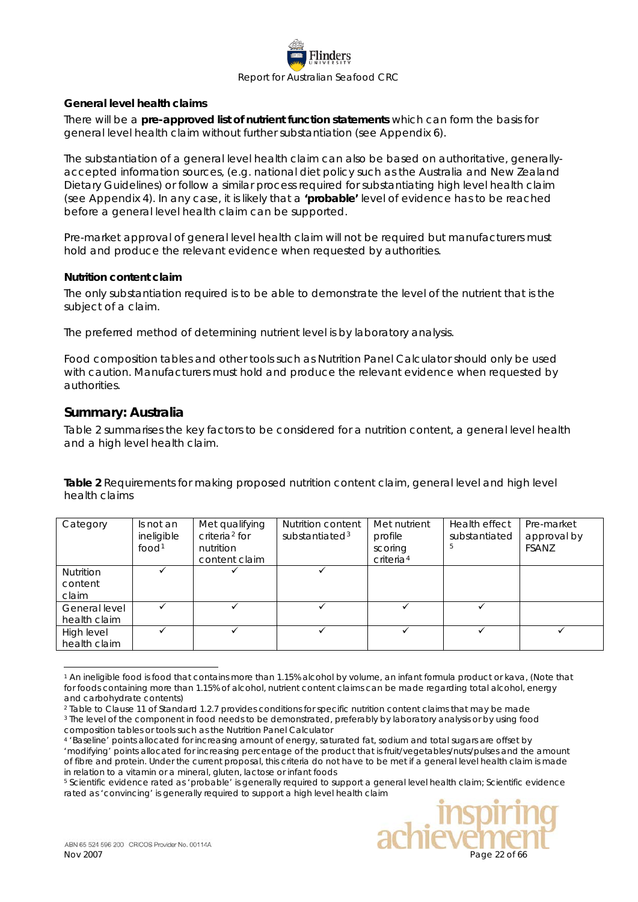**General level health claims**

There will be a **pre-approved list of nutrient function statements** which can form the basis for general level health claim without further substantiation (see Appendix 6).

The substantiation of a general level health claim can also be based on authoritative, generally-accepted information sources, (e.g. national diet policy such as the Australia and New Zealand Dietary Guidelines) or follow a similar process required for substantiating high level health claim (see Appendix 4). In any case, it is likely that a **'probable'** level of evidence has to be reached before a general level health claim can be supported.

Pre-market approval of general level health claim will not be required but manufacturers must hold and produce the relevant evidence when requested by authorities.

**Nutrition content claim**

The only substantiation required is to be able to demonstrate the level of the nutrient that is the subject of a claim.

The preferred method of determining nutrient level is by laboratory analysis.

Food composition tables and other tools such as Nutrition Panel Calculator should only be used with caution. Manufacturers must hold and produce the relevant evidence when requested by authorities.

## Summary: Australia

Table 2 summarises the key factors to be considered for a nutrition content, a general level health and a high level health claim.

**Table 2** Requirements for making proposed nutrition content claim, general level and high level health claims

| Category | Is not an ineligible food[1] | Met qualifying criteria[2] for nutrition content claim | Nutrition content substantiated[3] | Met nutrient profile scoring criteria[4] | Health effect substantiated[5] | Pre-market approval by FSANZ |
|---|---|---|---|---|---|---|
| Nutrition content claim | ✓ | ✓ | ✓ | | | |
| General level health claim | ✓ | ✓ | ✓ | ✓ | ✓ | |
| High level health claim | ✓ | ✓ | ✓ | ✓ | ✓ | ✓ |

[1] An ineligible food is food that contains more than 1.15% alcohol by volume, an infant formula product or kava, (Note that for foods containing more than 1.15% of alcohol, nutrient content claims can be made regarding total alcohol, energy and carbohydrate contents)

[2] Table to Clause 11 of Standard 1.2.7 provides conditions for specific nutrition content claims that may be made

[3] The level of the component in food needs to be demonstrated, preferably by laboratory analysis or by using food composition tables or tools such as the Nutrition Panel Calculator

[4] 'Baseline' points allocated for increasing amount of energy, saturated fat, sodium and total sugars are offset by 'modifying' points allocated for increasing percentage of the product that is fruit/vegetables/nuts/pulses and the amount of fibre and protein. Under the current proposal, this criteria do not have to be met if a general level health claim is made in relation to a vitamin or a mineral, gluten, lactose or infant foods

[5] Scientific evidence rated as 'probable' is generally required to support a general level health claim; Scientific evidence rated as 'convincing' is generally required to support a high level health claim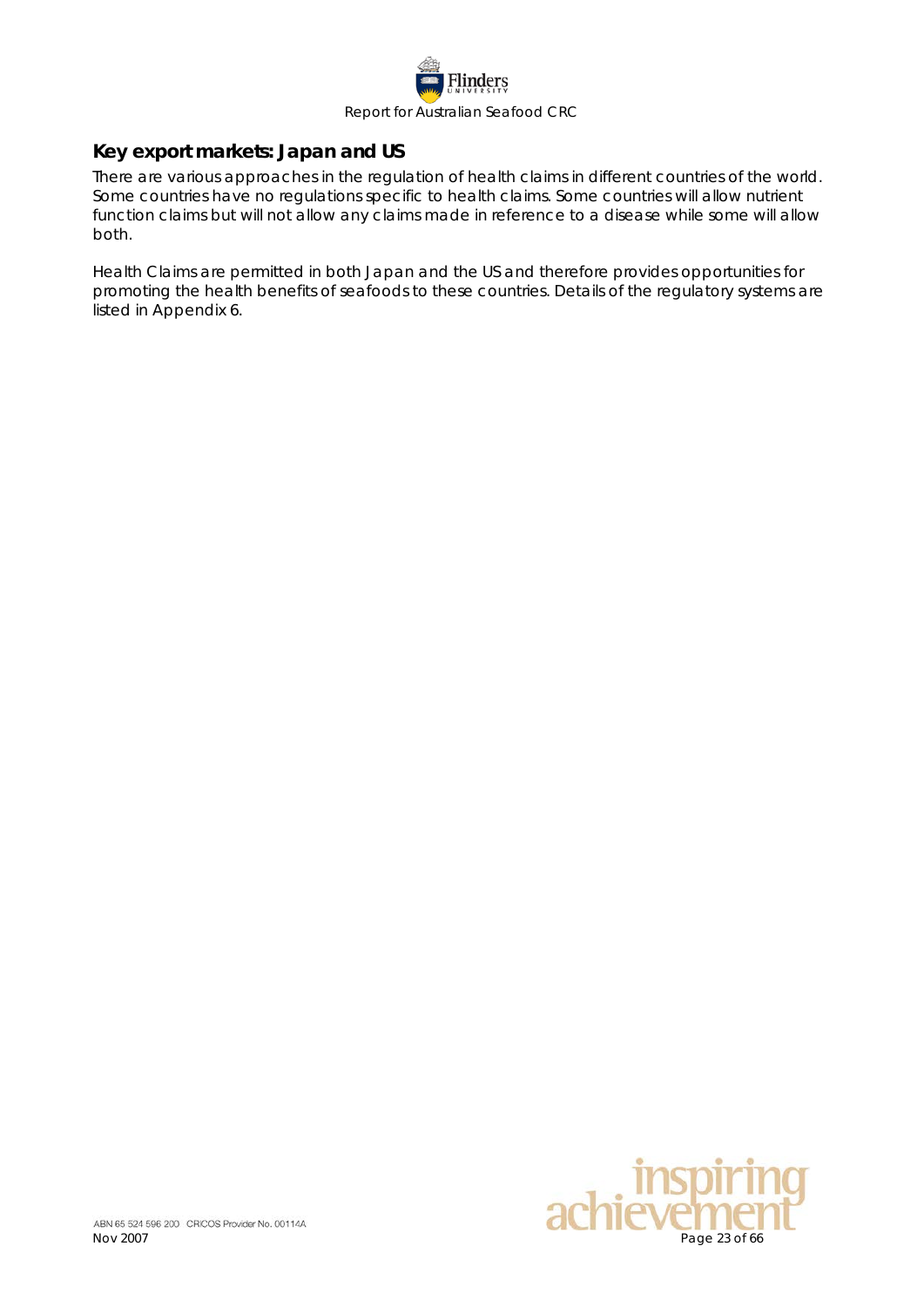## Key export markets: Japan and US

There are various approaches in the regulation of health claims in different countries of the world. Some countries have no regulations specific to health claims. Some countries will allow nutrient function claims but will not allow any claims made in reference to a disease while some will allow both.

Health Claims are permitted in both Japan and the US and therefore provides opportunities for promoting the health benefits of seafoods to these countries. Details of the regulatory systems are listed in Appendix 6.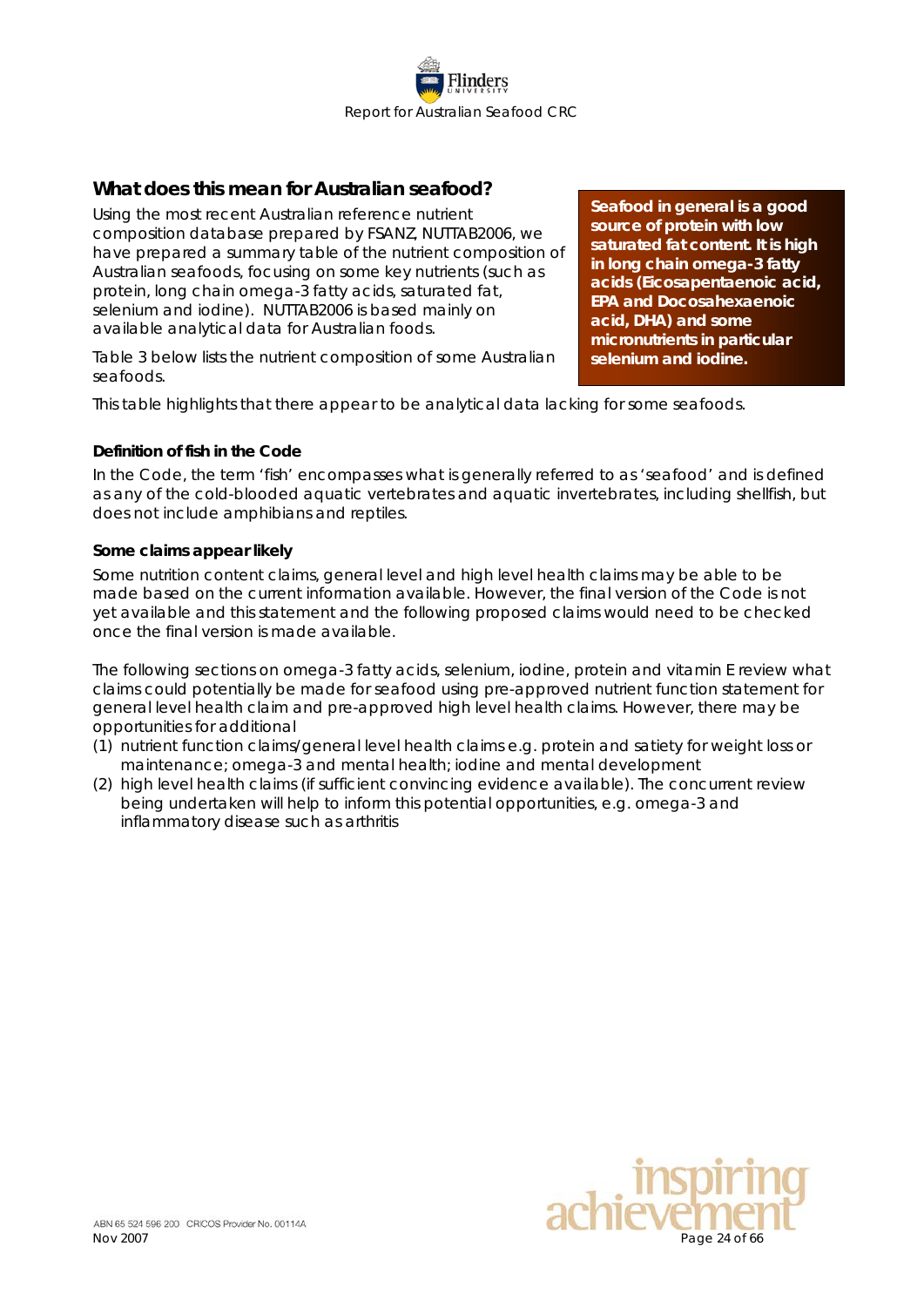## What does this mean for Australian seafood?

Using the most recent Australian reference nutrient composition database prepared by FSANZ, NUTTAB2006, we have prepared a summary table of the nutrient composition of Australian seafoods, focusing on some key nutrients (such as protein, long chain omega-3 fatty acids, saturated fat, selenium and iodine). NUTTAB2006 is based mainly on available analytical data for Australian foods.

**Seafood in general is a good source of protein with low saturated fat content. It is high in long chain omega-3 fatty acids (Eicosapentaenoic acid, EPA and Docosahexaenoic acid, DHA) and some micronutrients in particular selenium and iodine.**

Table 3 below lists the nutrient composition of some Australian seafoods.

This table highlights that there appear to be analytical data lacking for some seafoods.

### Definition of fish in the Code

In the Code, the term 'fish' encompasses what is generally referred to as 'seafood' and is defined as any of the cold-blooded aquatic vertebrates and aquatic invertebrates, including shellfish, but does not include amphibians and reptiles.

### Some claims appear likely

Some nutrition content claims, general level and high level health claims may be able to be made based on the current information available. However, the final version of the Code is not yet available and this statement and the following proposed claims would need to be checked once the final version is made available.

The following sections on omega-3 fatty acids, selenium, iodine, protein and vitamin E review what claims could potentially be made for seafood using pre-approved nutrient function statement for general level health claim and pre-approved high level health claims. However, there may be opportunities for additional

(1) nutrient function claims/general level health claims e.g. protein and satiety for weight loss or maintenance; omega-3 and mental health; iodine and mental development
(2) high level health claims (if sufficient convincing evidence available). The concurrent review being undertaken will help to inform this potential opportunities, e.g. omega-3 and inflammatory disease such as arthritis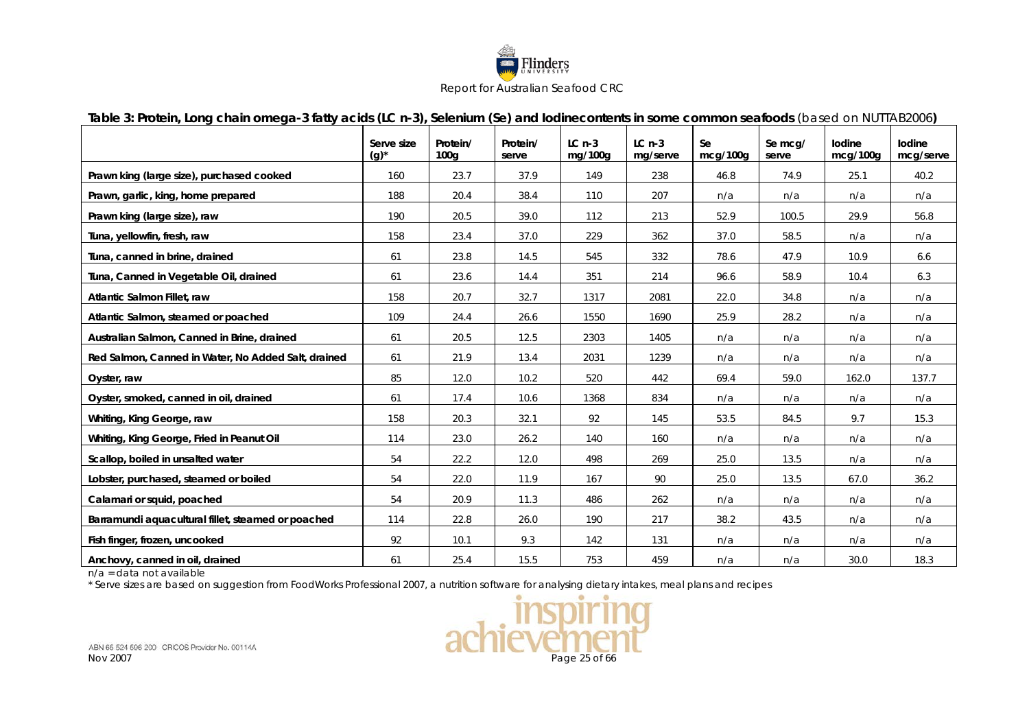**Table 3: Protein, Long chain omega-3 fatty acids (LC n-3), Selenium (Se) and Iodinecontents in some common seafoods** (based on NUTTAB2006**)**

| | Serve size (g)* | Protein/ 100g | Protein/ serve | LC n-3 mg/100g | LC n-3 mg/serve | Se mcg/100g | Se mcg/ serve | Iodine mcg/100g | Iodine mcg/serve |
|---|---|---|---|---|---|---|---|---|---|
| Prawn king (large size), purchased cooked | 160 | 23.7 | 37.9 | 149 | 238 | 46.8 | 74.9 | 25.1 | 40.2 |
| Prawn, garlic, king, home prepared | 188 | 20.4 | 38.4 | 110 | 207 | n/a | n/a | n/a | n/a |
| Prawn king (large size), raw | 190 | 20.5 | 39.0 | 112 | 213 | 52.9 | 100.5 | 29.9 | 56.8 |
| Tuna, yellowfin, fresh, raw | 158 | 23.4 | 37.0 | 229 | 362 | 37.0 | 58.5 | n/a | n/a |
| Tuna, canned in brine, drained | 61 | 23.8 | 14.5 | 545 | 332 | 78.6 | 47.9 | 10.9 | 6.6 |
| Tuna, Canned in Vegetable Oil, drained | 61 | 23.6 | 14.4 | 351 | 214 | 96.6 | 58.9 | 10.4 | 6.3 |
| Atlantic Salmon Fillet, raw | 158 | 20.7 | 32.7 | 1317 | 2081 | 22.0 | 34.8 | n/a | n/a |
| Atlantic Salmon, steamed or poached | 109 | 24.4 | 26.6 | 1550 | 1690 | 25.9 | 28.2 | n/a | n/a |
| Australian Salmon, Canned in Brine, drained | 61 | 20.5 | 12.5 | 2303 | 1405 | n/a | n/a | n/a | n/a |
| Red Salmon, Canned in Water, No Added Salt, drained | 61 | 21.9 | 13.4 | 2031 | 1239 | n/a | n/a | n/a | n/a |
| Oyster, raw | 85 | 12.0 | 10.2 | 520 | 442 | 69.4 | 59.0 | 162.0 | 137.7 |
| Oyster, smoked, canned in oil, drained | 61 | 17.4 | 10.6 | 1368 | 834 | n/a | n/a | n/a | n/a |
| Whiting, King George, raw | 158 | 20.3 | 32.1 | 92 | 145 | 53.5 | 84.5 | 9.7 | 15.3 |
| Whiting, King George, Fried in Peanut Oil | 114 | 23.0 | 26.2 | 140 | 160 | n/a | n/a | n/a | n/a |
| Scallop, boiled in unsalted water | 54 | 22.2 | 12.0 | 498 | 269 | 25.0 | 13.5 | n/a | n/a |
| Lobster, purchased, steamed or boiled | 54 | 22.0 | 11.9 | 167 | 90 | 25.0 | 13.5 | 67.0 | 36.2 |
| Calamari or squid, poached | 54 | 20.9 | 11.3 | 486 | 262 | n/a | n/a | n/a | n/a |
| Barramundi aquacultural fillet, steamed or poached | 114 | 22.8 | 26.0 | 190 | 217 | 38.2 | 43.5 | n/a | n/a |
| Fish finger, frozen, uncooked | 92 | 10.1 | 9.3 | 142 | 131 | n/a | n/a | n/a | n/a |
| Anchovy, canned in oil, drained | 61 | 25.4 | 15.5 | 753 | 459 | n/a | n/a | 30.0 | 18.3 |

n/a = data not available

\* Serve sizes are based on suggestion from FoodWorks Professional 2007, a nutrition software for analysing dietary intakes, meal plans and recipes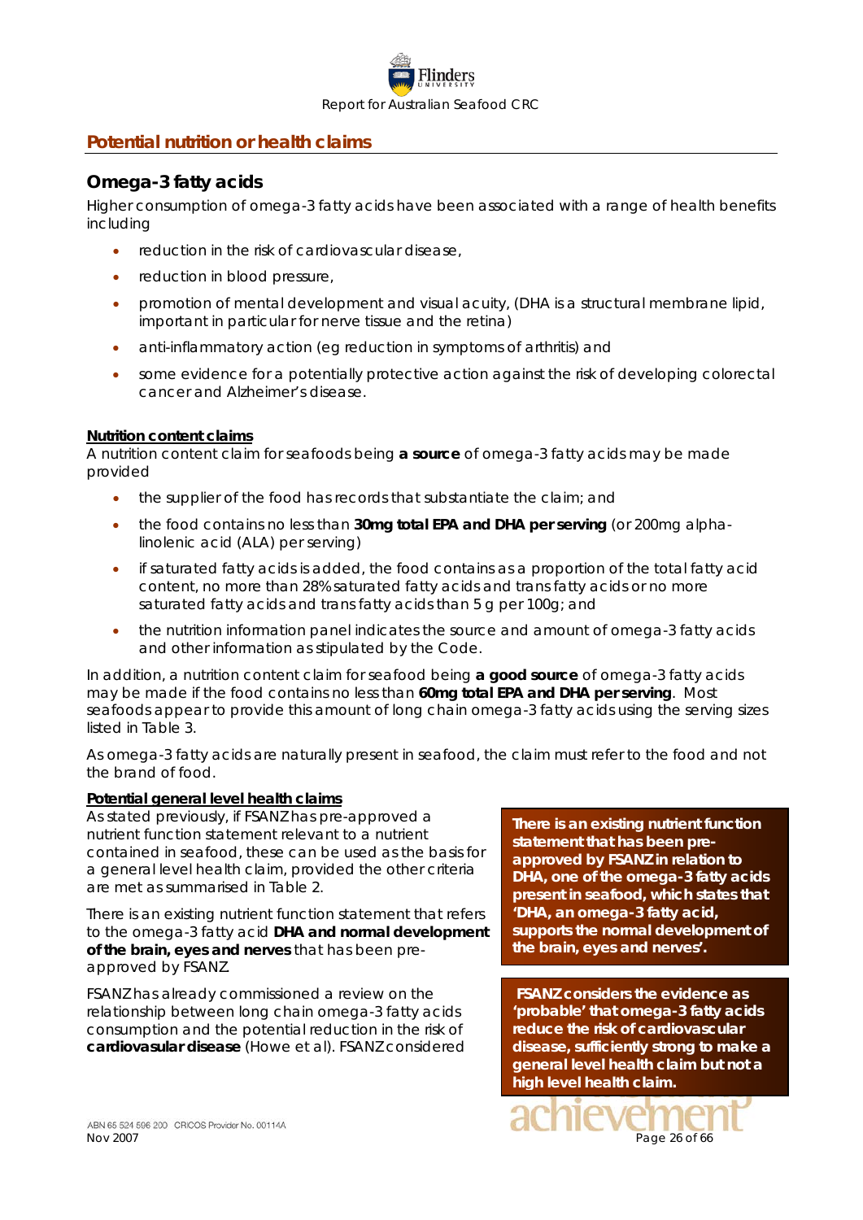## Potential nutrition or health claims

### Omega-3 fatty acids

Higher consumption of omega-3 fatty acids have been associated with a range of health benefits including

- reduction in the risk of cardiovascular disease,
- reduction in blood pressure,
- promotion of mental development and visual acuity, (DHA is a structural membrane lipid, important in particular for nerve tissue and the retina)
- anti-inflammatory action (eg reduction in symptoms of arthritis) and
- some evidence for a potentially protective action against the risk of developing colorectal cancer and Alzheimer's disease.

**Nutrition content claims**

A nutrition content claim for seafoods being **a source** of omega-3 fatty acids may be made provided

- the supplier of the food has records that substantiate the claim; and
- the food contains no less than **30mg total EPA and DHA per serving** (or 200mg alpha-linolenic acid (ALA) per serving)
- if saturated fatty acids is added, the food contains as a proportion of the total fatty acid content, no more than 28% saturated fatty acids and trans fatty acids or no more saturated fatty acids and trans fatty acids than 5 g per 100g; and
- the nutrition information panel indicates the source and amount of omega-3 fatty acids and other information as stipulated by the Code.

In addition, a nutrition content claim for seafood being **a good source** of omega-3 fatty acids may be made if the food contains no less than **60mg total EPA and DHA per serving**. Most seafoods appear to provide this amount of long chain omega-3 fatty acids using the serving sizes listed in Table 3.

As omega-3 fatty acids are naturally present in seafood, the claim must refer to the food and not the brand of food.

**Potential general level health claims**

As stated previously, if FSANZ has pre-approved a nutrient function statement relevant to a nutrient contained in seafood, these can be used as the basis for a general level health claim, provided the other criteria are met as summarised in Table 2.

There is an existing nutrient function statement that refers to the omega-3 fatty acid **DHA and normal development of the brain, eyes and nerves** that has been pre-approved by FSANZ.

FSANZ has already commissioned a review on the relationship between long chain omega-3 fatty acids consumption and the potential reduction in the risk of **cardiovasular disease** (Howe et al). FSANZ considered

**There is an existing nutrient function statement that has been pre-approved by FSANZ in relation to DHA, one of the omega-3 fatty acids present in seafood, which states that 'DHA, an omega-3 fatty acid, supports the normal development of the brain, eyes and nerves'.**

**FSANZ considers the evidence as 'probable' that omega-3 fatty acids reduce the risk of cardiovascular disease, sufficiently strong to make a general level health claim but not a high level health claim.**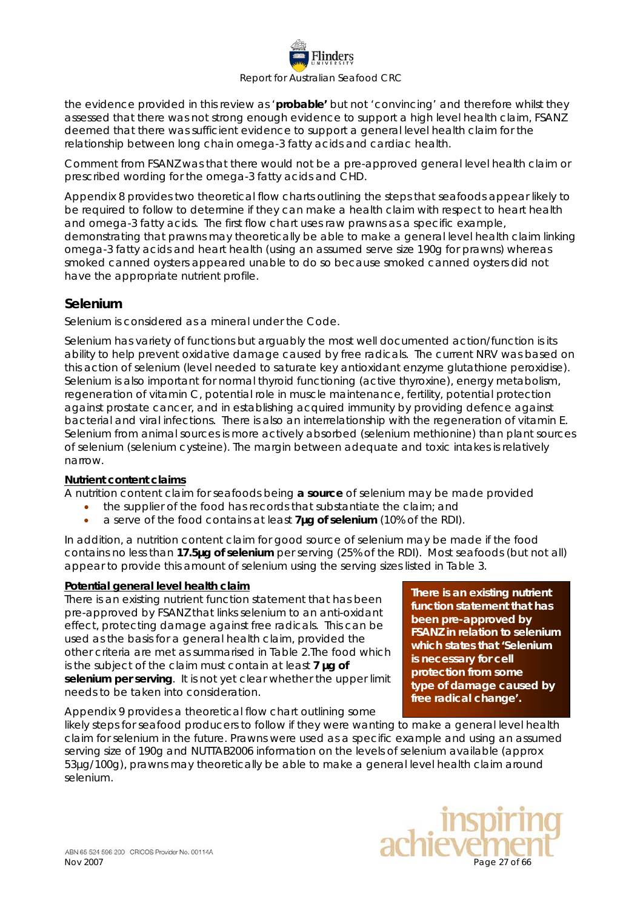the evidence provided in this review as '**probable'** but not 'convincing' and therefore whilst they assessed that there was not strong enough evidence to support a high level health claim, FSANZ deemed that there was sufficient evidence to support a general level health claim for the relationship between long chain omega-3 fatty acids and cardiac health.

Comment from FSANZ was that there would not be a pre-approved general level health claim or prescribed wording for the omega-3 fatty acids and CHD.

Appendix 8 provides two theoretical flow charts outlining the steps that seafoods appear likely to be required to follow to determine if they can make a health claim with respect to heart health and omega-3 fatty acids. The first flow chart uses raw prawns as a specific example, demonstrating that prawns may theoretically be able to make a general level health claim linking omega-3 fatty acids and heart health (using an assumed serve size 190g for prawns) whereas smoked canned oysters appeared unable to do so because smoked canned oysters did not have the appropriate nutrient profile.

## Selenium

Selenium is considered as a mineral under the Code.

Selenium has variety of functions but arguably the most well documented action/function is its ability to help prevent oxidative damage caused by free radicals. The current NRV was based on this action of selenium (level needed to saturate key antioxidant enzyme glutathione peroxidise). Selenium is also important for normal thyroid functioning (active thyroxine), energy metabolism, regeneration of vitamin C, potential role in muscle maintenance, fertility, potential protection against prostate cancer, and in establishing acquired immunity by providing defence against bacterial and viral infections. There is also an interrelationship with the regeneration of vitamin E. Selenium from animal sources is more actively absorbed (selenium methionine) than plant sources of selenium (selenium cysteine). The margin between adequate and toxic intakes is relatively narrow.

**Nutrient content claims**

A nutrition content claim for seafoods being **a source** of selenium may be made provided

- the supplier of the food has records that substantiate the claim; and
- a serve of the food contains at least **7µg of selenium** (10% of the RDI).

In addition, a nutrition content claim for good source of selenium may be made if the food contains no less than **17.5µg of selenium** per serving (25% of the RDI). Most seafoods (but not all) appear to provide this amount of selenium using the serving sizes listed in Table 3.

**Potential general level health claim**

There is an existing nutrient function statement that has been pre-approved by FSANZ that links selenium to an anti-oxidant effect, protecting damage against free radicals. This can be used as the basis for a general health claim, provided the other criteria are met as summarised in Table 2.The food which is the subject of the claim must contain at least **7 µg of selenium per serving**. It is not yet clear whether the upper limit needs to be taken into consideration.

**There is an existing nutrient function statement that has been pre-approved by FSANZ in relation to selenium which states that 'Selenium is necessary for cell protection from some type of damage caused by free radical change'.**

Appendix 9 provides a theoretical flow chart outlining some likely steps for seafood producers to follow if they were wanting to make a general level health claim for selenium in the future. Prawns were used as a specific example and using an assumed serving size of 190g and NUTTAB2006 information on the levels of selenium available (approx 53µg/100g), prawns may theoretically be able to make a general level health claim around selenium.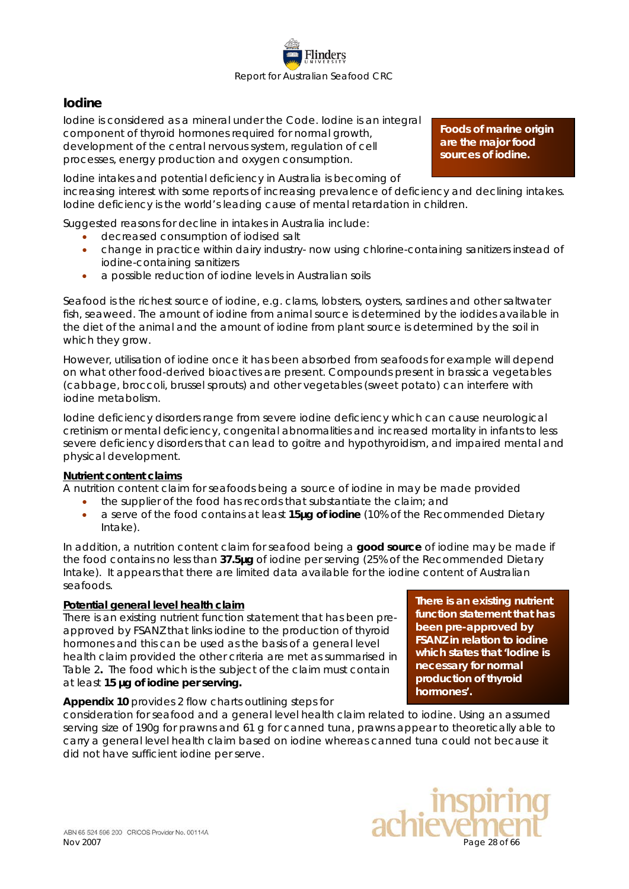## Iodine

Iodine is considered as a mineral under the Code. Iodine is an integral component of thyroid hormones required for normal growth, development of the central nervous system, regulation of cell processes, energy production and oxygen consumption.

**Foods of marine origin are the major food sources of iodine.**

Iodine intakes and potential deficiency in Australia is becoming of increasing interest with some reports of increasing prevalence of deficiency and declining intakes. Iodine deficiency is the world's leading cause of mental retardation in children.

Suggested reasons for decline in intakes in Australia include:

- decreased consumption of iodised salt
- change in practice within dairy industry- now using chlorine-containing sanitizers instead of iodine-containg sanitizers
- a possible reduction of iodine levels in Australian soils

Seafood is the richest source of iodine, e.g. clams, lobsters, oysters, sardines and other saltwater fish, seaweed. The amount of iodine from animal source is determined by the iodides available in the diet of the animal and the amount of iodine from plant source is determined by the soil in which they grow.

However, utilisation of iodine once it has been absorbed from seafoods for example will depend on what other food-derived bioactives are present. Compounds present in brassica vegetables (cabbage, broccoli, brussel sprouts) and other vegetables (sweet potato) can interfere with iodine metabolism.

Iodine deficiency disorders range from severe iodine deficiency which can cause neurological cretinism or mental deficiency, congenital abnormalities and increased mortality in infants to less severe deficiency disorders that can lead to goitre and hypothyroidism, and impaired mental and physical development.

**Nutrient content claims**

A nutrition content claim for seafoods being a source of iodine in may be made provided

- the supplier of the food has records that substantiate the claim; and
- a serve of the food contains at least **15µg of iodine** (10% of the Recommended Dietary Intake).

In addition, a nutrition content claim for seafood being a **good source** of iodine may be made if the food contains no less than **37.5µg** of iodine per serving (25% of the Recommended Dietary Intake). It appears that there are limited data available for the iodine content of Australian seafoods.

**Potential general level health claim**

There is an existing nutrient function statement that has been pre-approved by FSANZ that links iodine to the production of thyroid hormones and this can be used as the basis of a general level health claim provided the other criteria are met as summarised in Table 2**.** The food which is the subject of the claim must contain at least **15 µg of iodine per serving.**

**There is an existing nutrient function statement that has been pre-approved by FSANZ in relation to iodine which states that 'Iodine is necessary for normal production of thyroid hormones'.**

**Appendix 10** provides 2 flow charts outlining steps for consideration for seafood and a general level health claim related to iodine. Using an assumed serving size of 190g for prawns and 61 g for canned tuna, prawns appear to theoretically able to carry a general level health claim based on iodine whereas canned tuna could not because it did not have sufficient iodine per serve.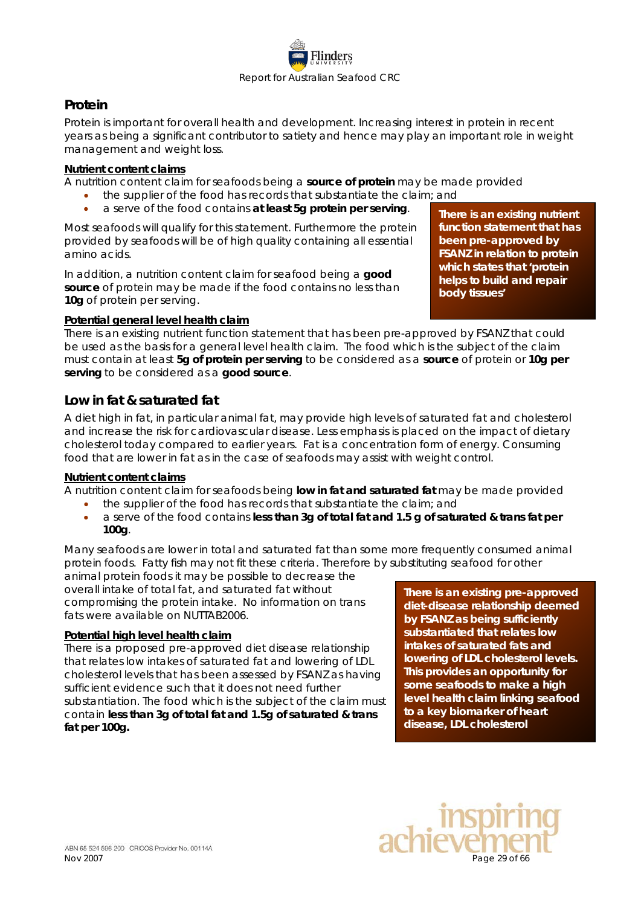## Protein

Protein is important for overall health and development. Increasing interest in protein in recent years as being a significant contributor to satiety and hence may play an important role in weight management and weight loss.

**Nutrient content claims**

A nutrition content claim for seafoods being a **source of protein** may be made provided

- the supplier of the food has records that substantiate the claim; and
- a serve of the food contains **at least 5g protein per serving**.

Most seafoods will qualify for this statement. Furthermore the protein provided by seafoods will be of high quality containing all essential amino acids.

In addition, a nutrition content claim for seafood being a **good source** of protein may be made if the food contains no less than **10g** of protein per serving.

**There is an existing nutrient function statement that has been pre-approved by FSANZ in relation to protein which states that 'protein helps to build and repair body tissues'**

**Potential general level health claim**

There is an existing nutrient function statement that has been pre-approved by FSANZ that could be used as the basis for a general level health claim. The food which is the subject of the claim must contain at least **5g of protein per serving** to be considered as a **source** of protein or **10g per serving** to be considered as a **good source**.

## Low in fat & saturated fat

A diet high in fat, in particular animal fat, may provide high levels of saturated fat and cholesterol and increase the risk for cardiovascular disease. Less emphasis is placed on the impact of dietary cholesterol today compared to earlier years. Fat is a concentration form of energy. Consuming food that are lower in fat as in the case of seafoods may assist with weight control.

**Nutrient content claims**

A nutrition content claim for seafoods being **low in fat and saturated fat** may be made provided

- the supplier of the food has records that substantiate the claim; and
- a serve of the food contains **less than 3g of total fat and 1.5 g of saturated & trans fat per 100g**.

Many seafoods are lower in total and saturated fat than some more frequently consumed animal protein foods. Fatty fish may not fit these criteria. Therefore by substituting seafood for other animal protein foods it may be possible to decrease the overall intake of total fat, and saturated fat without compromising the protein intake. No information on trans fats were available on NUTTAB2006.

**Potential high level health claim**

There is a proposed pre-approved diet disease relationship that relates low intakes of saturated fat and lowering of LDL cholesterol levels that has been assessed by FSANZ as having sufficient evidence such that it does not need further substantiation. The food which is the subject of the claim must contain **less than 3g of total fat and 1.5g of saturated & trans fat per 100g.**

**There is an existing pre-approved diet-disease relationship deemed by FSANZ as being sufficiently substantiated that relates low intakes of saturated fats and lowering of LDL cholesterol levels. This provides an opportunity for some seafoods to make a high level health claim linking seafood to a key biomarker of heart disease, LDL cholesterol**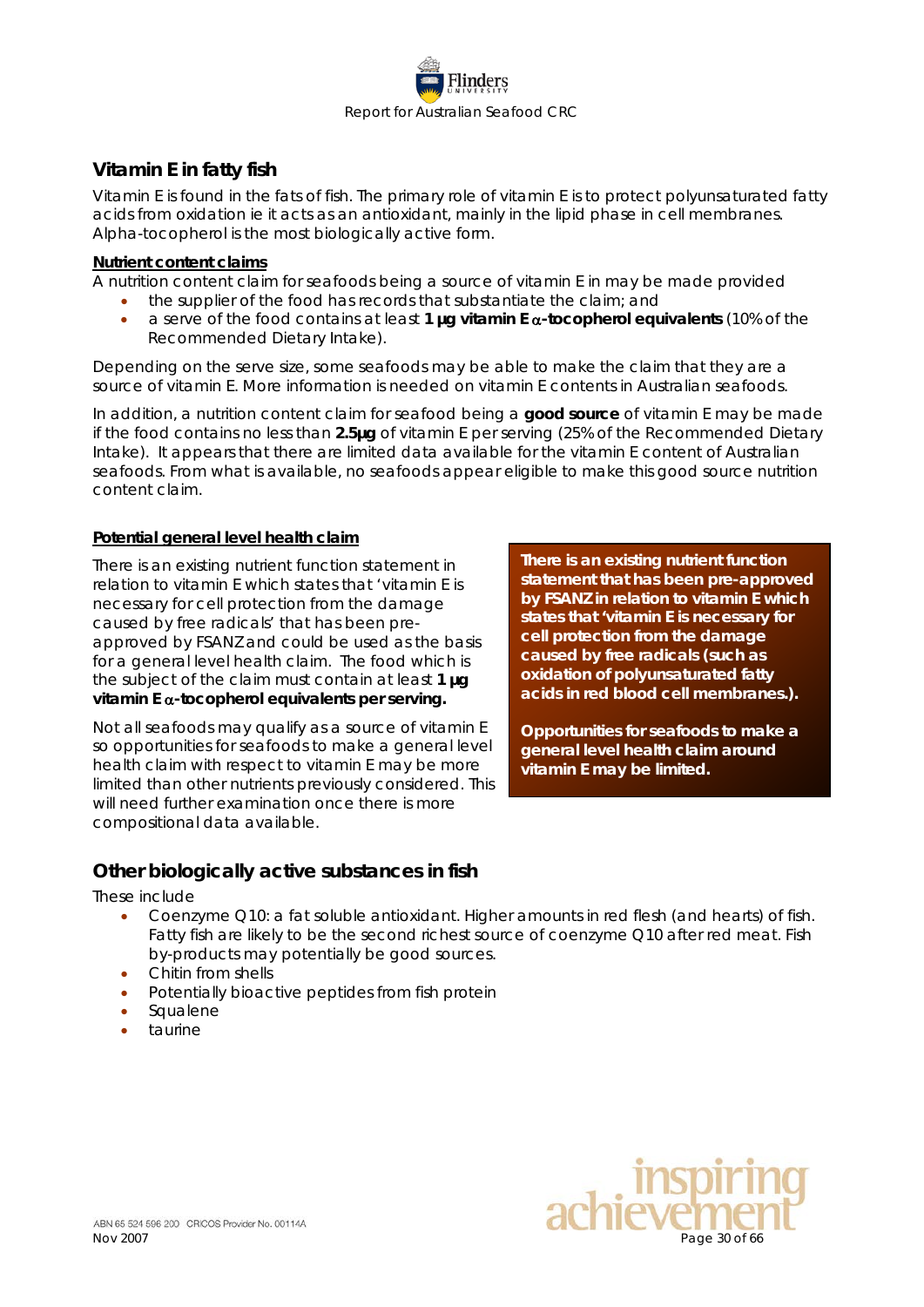## Vitamin E in fatty fish

Vitamin E is found in the fats of fish. The primary role of vitamin E is to protect polyunsaturated fatty acids from oxidation ie it acts as an antioxidant, mainly in the lipid phase in cell membranes. Alpha-tocopherol is the most biologically active form.

### Nutrient content claims

A nutrition content claim for seafoods being a source of vitamin E in may be made provided

- the supplier of the food has records that substantiate the claim; and
- a serve of the food contains at least **1 µg vitamin E $\alpha$-tocopherol equivalents** (10% of the Recommended Dietary Intake).

Depending on the serve size, some seafoods may be able to make the claim that they are a source of vitamin E. More information is needed on vitamin E contents in Australian seafoods.

In addition, a nutrition content claim for seafood being a **good source** of vitamin E may be made if the food contains no less than **2.5µg** of vitamin E per serving (25% of the Recommended Dietary Intake). It appears that there are limited data available for the vitamin E content of Australian seafoods. From what is available, no seafoods appear eligible to make this good source nutrition content claim.

### Potential general level health claim

There is an existing nutrient function statement in relation to vitamin E which states that 'vitamin E is necessary for cell protection from the damage caused by free radicals' that has been pre-approved by FSANZ and could be used as the basis for a general level health claim. The food which is the subject of the claim must contain at least **1 µg vitamin E $\alpha$-tocopherol equivalents per serving.**

Not all seafoods may qualify as a source of vitamin E so opportunities for seafoods to make a general level health claim with respect to vitamin E may be more limited than other nutrients previously considered. This will need further examination once there is more compositional data available.

**There is an existing nutrient function statement that has been pre-approved by FSANZ in relation to vitamin E which states that 'vitamin E is necessary for cell protection from the damage caused by free radicals (such as oxidation of polyunsaturated fatty acids in red blood cell membranes.).**

**Opportunities for seafoods to make a general level health claim around vitamin E may be limited.**

## Other biologically active substances in fish

These include

- Coenzyme Q10: a fat soluble antioxidant. Higher amounts in red flesh (and hearts) of fish. Fatty fish are likely to be the second richest source of coenzyme Q10 after red meat. Fish by-products may potentially be good sources.
- Chitin from shells
- Potentially bioactive peptides from fish protein
- Squalene
- taurine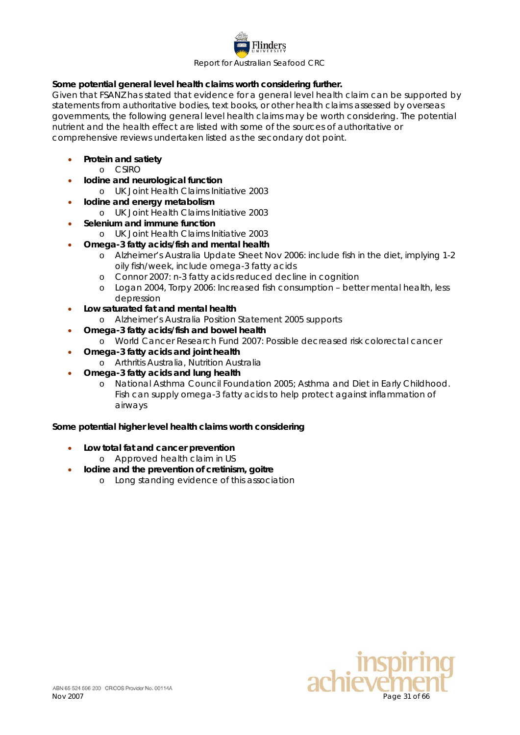**Some potential general level health claims worth considering further.**

Given that FSANZ has stated that evidence for a general level health claim can be supported by statements from authoritative bodies, text books, or other health claims assessed by overseas governments, the following general level health claims may be worth considering. The potential nutrient and the health effect are listed with some of the sources of authoritative or comprehensive reviews undertaken listed as the secondary dot point.

- **Protein and satiety**
  - CSIRO
- **Iodine and neurological function**
  - UK Joint Health Claims Initiative 2003
- **Iodine and energy metabolism**
  - UK Joint Health Claims Initiative 2003
- **Selenium and immune function**
  - UK Joint Health Claims Initiative 2003
- **Omega-3 fatty acids/fish and mental health**
  - Alzheimer's Australia Update Sheet Nov 2006: include fish in the diet, implying 1-2 oily fish/week, include omega-3 fatty acids
  - Connor 2007: n-3 fatty acids reduced decline in cognition
  - Logan 2004, Torpy 2006: Increased fish consumption – better mental health, less depression
- **Low saturated fat and mental health**
  - Alzheimer's Australia Position Statement 2005 supports
- **Omega-3 fatty acids/fish and bowel health**
  - World Cancer Research Fund 2007: Possible decreased risk colorectal cancer
- **Omega-3 fatty acids and joint health**
  - Arthritis Australia, Nutrition Australia
- **Omega-3 fatty acids and lung health**
  - National Asthma Council Foundation 2005; Asthma and Diet in Early Childhood. Fish can supply omega-3 fatty acids to help protect against inflammation of airways

**Some potential higher level health claims worth considering**

- **Low total fat and cancer prevention**
  - Approved health claim in US
- **Iodine and the prevention of cretinism, goitre**
  - Long standing evidence of this association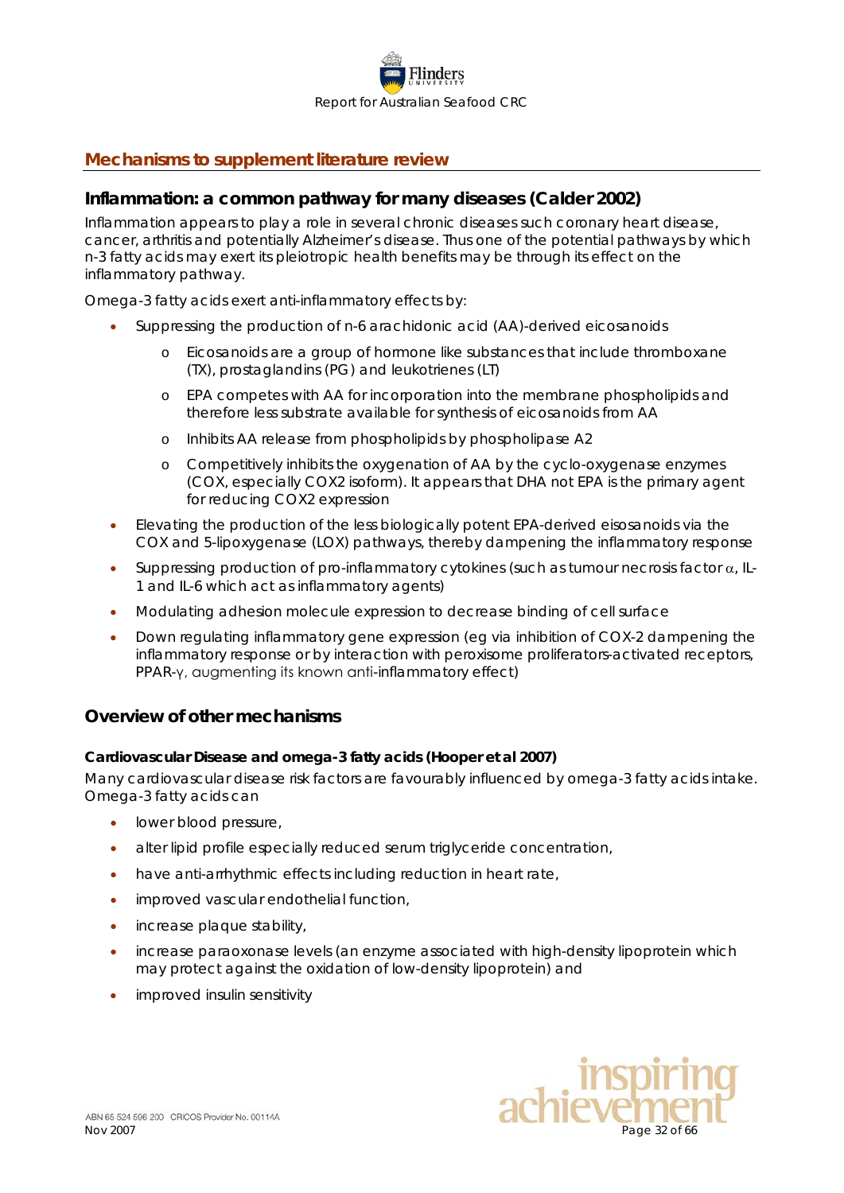## Mechanisms to supplement literature review

### Inflammation: a common pathway for many diseases (Calder 2002)

Inflammation appears to play a role in several chronic diseases such coronary heart disease, cancer, arthritis and potentially Alzheimer's disease. Thus one of the potential pathways by which n-3 fatty acids may exert its pleiotropic health benefits may be through its effect on the inflammatory pathway.

Omega-3 fatty acids exert anti-inflammatory effects by:

- Suppressing the production of n-6 arachidonic acid (AA)-derived eicosanoids
    - Eicosanoids are a group of hormone like substances that include thromboxane (TX), prostaglandins (PG) and leukotrienes (LT)
    - EPA competes with AA for incorporation into the membrane phospholipids and therefore less substrate available for synthesis of eicosanoids from AA
    - Inhibits AA release from phospholipids by phospholipase A2
    - Competitively inhibits the oxygenation of AA by the cyclo-oxygenase enzymes (COX, especially COX2 isoform). It appears that DHA not EPA is the primary agent for reducing COX2 expression
- Elevating the production of the less biologically potent EPA-derived eisosanoids via the COX and 5-lipoxygenase (LOX) pathways, thereby dampening the inflammatory response
- Suppressing production of pro-inflammatory cytokines (such as tumour necrosis factor $\alpha$, IL-1 and IL-6 which act as inflammatory agents)
- Modulating adhesion molecule expression to decrease binding of cell surface
- Down regulating inflammatory gene expression (eg via inhibition of COX-2 dampening the inflammatory response or by interaction with peroxisome proliferators-activated receptors, PPAR-$\gamma$, augmenting its known anti-inflammatory effect)

### Overview of other mechanisms

#### Cardiovascular Disease and omega-3 fatty acids (Hooper et al 2007)

Many cardiovascular disease risk factors are favourably influenced by omega-3 fatty acids intake. Omega-3 fatty acids can

- lower blood pressure,
- alter lipid profile especially reduced serum triglyceride concentration,
- have anti-arrhythmic effects including reduction in heart rate,
- improved vascular endothelial function,
- increase plaque stability,
- increase paraoxonase levels (an enzyme associated with high-density lipoprotein which may protect against the oxidation of low-density lipoprotein) and
- improved insulin sensitivity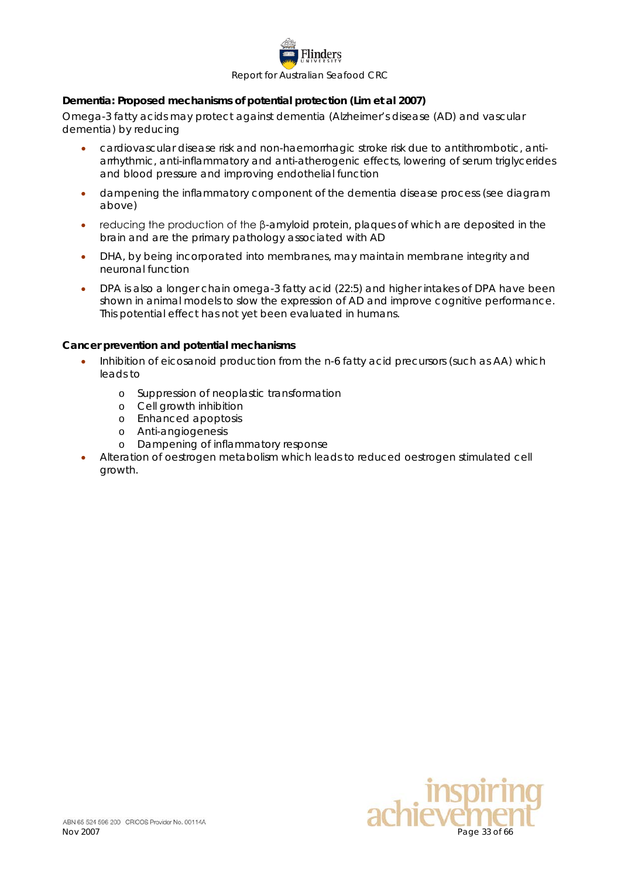**Dementia: Proposed mechanisms of potential protection (Lim et al 2007)**

Omega-3 fatty acids may protect against dementia (Alzheimer's disease (AD) and vascular dementia) by reducing

- cardiovascular disease risk and non-haemorrhagic stroke risk due to antithrombotic, anti-arrhythmic, anti-inflammatory and anti-atherogenic effects, lowering of serum triglycerides and blood pressure and improving endothelial function
- dampening the inflammatory component of the dementia disease process (see diagram above)
- reducing the production of the β-amyloid protein, plaques of which are deposited in the brain and are the primary pathology associated with AD
- DHA, by being incorporated into membranes, may maintain membrane integrity and neuronal function
- DPA is also a longer chain omega-3 fatty acid (22:5) and higher intakes of DPA have been shown in animal models to slow the expression of AD and improve cognitive performance. This potential effect has not yet been evaluated in humans.

**Cancer prevention and potential mechanisms**

- Inhibition of eicosanoid production from the n-6 fatty acid precursors (such as AA) which leads to
  - Suppression of neoplastic transformation
  - Cell growth inhibition
  - Enhanced apoptosis
  - Anti-angiogenesis
  - Dampening of inflammatory response
- Alteration of oestrogen metabolism which leads to reduced oestrogen stimulated cell growth.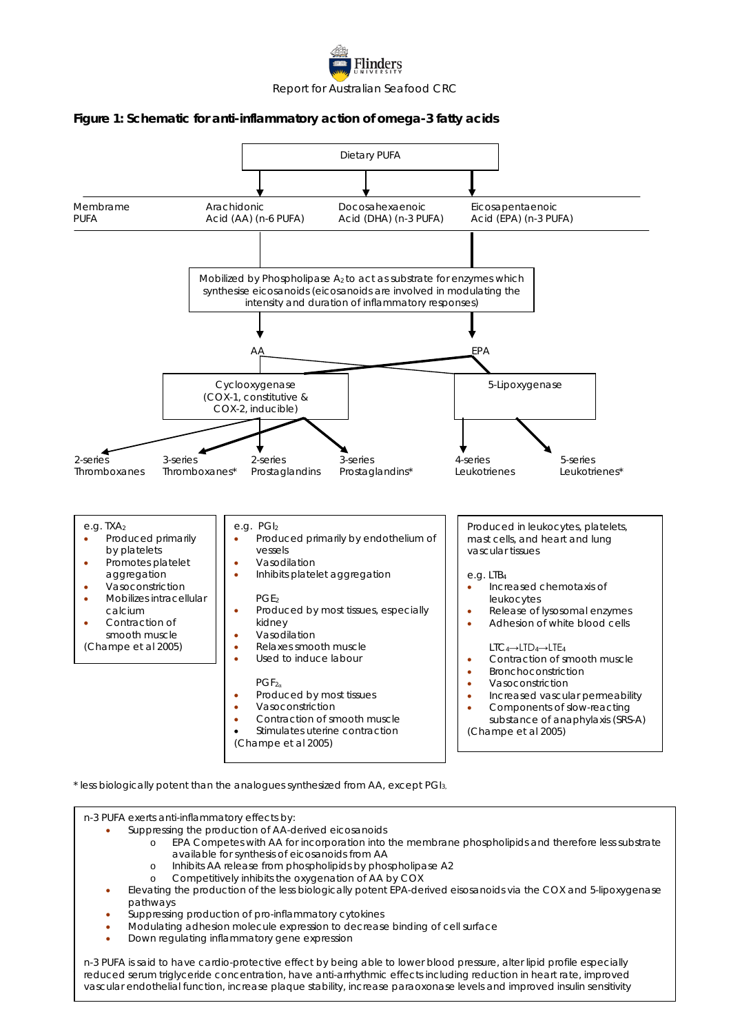**Figure 1: Schematic for anti-inflammatory action of omega-3 fatty acids**

Dietary PUFA

Membrame PUFA — Arachidonic Acid (AA) (n-6 PUFA) — Docosahexaenoic Acid (DHA) (n-3 PUFA) — Eicosapentaenoic Acid (EPA) (n-3 PUFA)

Mobilized by Phospholipase $A_2$ to act as substrate for enzymes which synthesise eicosanoids (eicosanoids are involved in modulating the intensity and duration of inflammatory responses)

AA — EPA

Cyclooxygenase (COX-1, constitutive & COX-2, inducible) — 5-Lipoxygenase

2-series Thromboxanes — 3-series Thromboxanes* — 2-series Prostaglandins — 3-series Prostaglandins* — 4-series Leukotrienes — 5-series Leukotrienes*

e.g. $TXA_2$

- Produced primarily by platelets
- Promotes platelet aggregation
- Vasoconstriction
- Mobilizes intracellular calcium
- Contraction of smooth muscle

(Champe et al 2005)

e.g. $PGI_2$

- Produced primarily by endothelium of vessels
- Vasodilation
- Inhibits platelet aggregation

$PGE_2$

- Produced by most tissues, especially kidney
- Vasodilation
- Relaxes smooth muscle
- Used to induce labour

$PGF_{2\alpha}$

- Produced by most tissues
- Vasoconstriction
- Contraction of smooth muscle
- Stimulates uterine contraction

(Champe et al 2005)

Produced in leukocytes, platelets, mast cells, and heart and lung vascular tissues

e.g. $LTB_4$

- Increased chemotaxis of leukocytes
- Release of lysosomal enzymes
- Adhesion of white blood cells

$LTC_4 \rightarrow LTD_4 \rightarrow LTE_4$

- Contraction of smooth muscle
- Bronchoconstriction
- Vasoconstriction
- Increased vascular permeability
- Components of slow-reacting substance of anaphylaxis (SRS-A)

(Champe et al 2005)

* less biologically potent than the analogues synthesized from AA, except $PGI_3$.

n-3 PUFA exerts anti-inflammatory effects by:

- Suppressing the production of AA-derived eicosanoids
    - EPA Competes with AA for incorporation into the membrane phospholipids and therefore less substrate available for synthesis of eicosanoids from AA
    - Inhibits AA release from phospholipids by phospholipase A2
    - Competitively inhibits the oxygenation of AA by COX
- Elevating the production of the less biologically potent EPA-derived eisosanoids via the COX and 5-lipoxygenase pathways
- Suppressing production of pro-inflammatory cytokines
- Modulating adhesion molecule expression to decrease binding of cell surface
- Down regulating inflammatory gene expression

n-3 PUFA is said to have cardio-protective effect by being able to lower blood pressure, alter lipid profile especially reduced serum triglyceride concentration, have anti-arrhythmic effects including reduction in heart rate, improved vascular endothelial function, increase plaque stability, increase paraoxonase levels and improved insulin sensitivity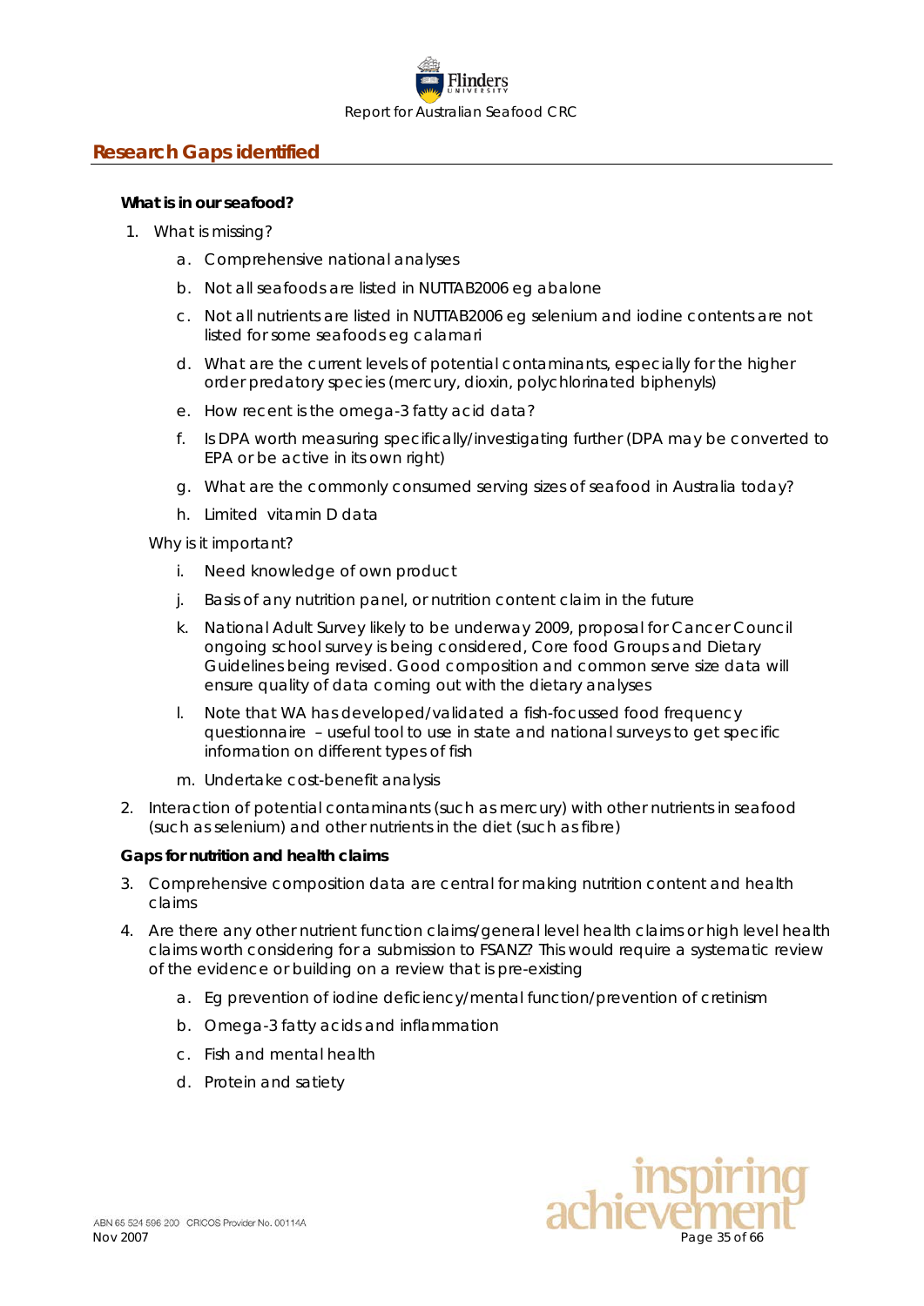## Research Gaps identified

**What is in our seafood?**

1. What is missing?
    a. Comprehensive national analyses
    b. Not all seafoods are listed in NUTTAB2006 eg abalone
    c. Not all nutrients are listed in NUTTAB2006 eg selenium and iodine contents are not listed for some seafoods eg calamari
    d. What are the current levels of potential contaminants, especially for the higher order predatory species (mercury, dioxin, polychlorinated biphenyls)
    e. How recent is the omega-3 fatty acid data?
    f. Is DPA worth measuring specifically/investigating further (DPA may be converted to EPA or be active in its own right)
    g. What are the commonly consumed serving sizes of seafood in Australia today?
    h. Limited vitamin D data

    Why is it important?

    i. Need knowledge of own product
    j. Basis of any nutrition panel, or nutrition content claim in the future
    k. National Adult Survey likely to be underway 2009, proposal for Cancer Council ongoing school survey is being considered, Core food Groups and Dietary Guidelines being revised. Good composition and common serve size data will ensure quality of data coming out with the dietary analyses
    l. Note that WA has developed/validated a fish-focussed food frequency questionnaire – useful tool to use in state and national surveys to get specific information on different types of fish
    m. Undertake cost-benefit analysis

2. Interaction of potential contaminants (such as mercury) with other nutrients in seafood (such as selenium) and other nutrients in the diet (such as fibre)

**Gaps for nutrition and health claims**

3. Comprehensive composition data are central for making nutrition content and health claims
4. Are there any other nutrient function claims/general level health claims or high level health claims worth considering for a submission to FSANZ? This would require a systematic review of the evidence or building on a review that is pre-existing
    a. Eg prevention of iodine deficiency/mental function/prevention of cretinism
    b. Omega-3 fatty acids and inflammation
    c. Fish and mental health
    d. Protein and satiety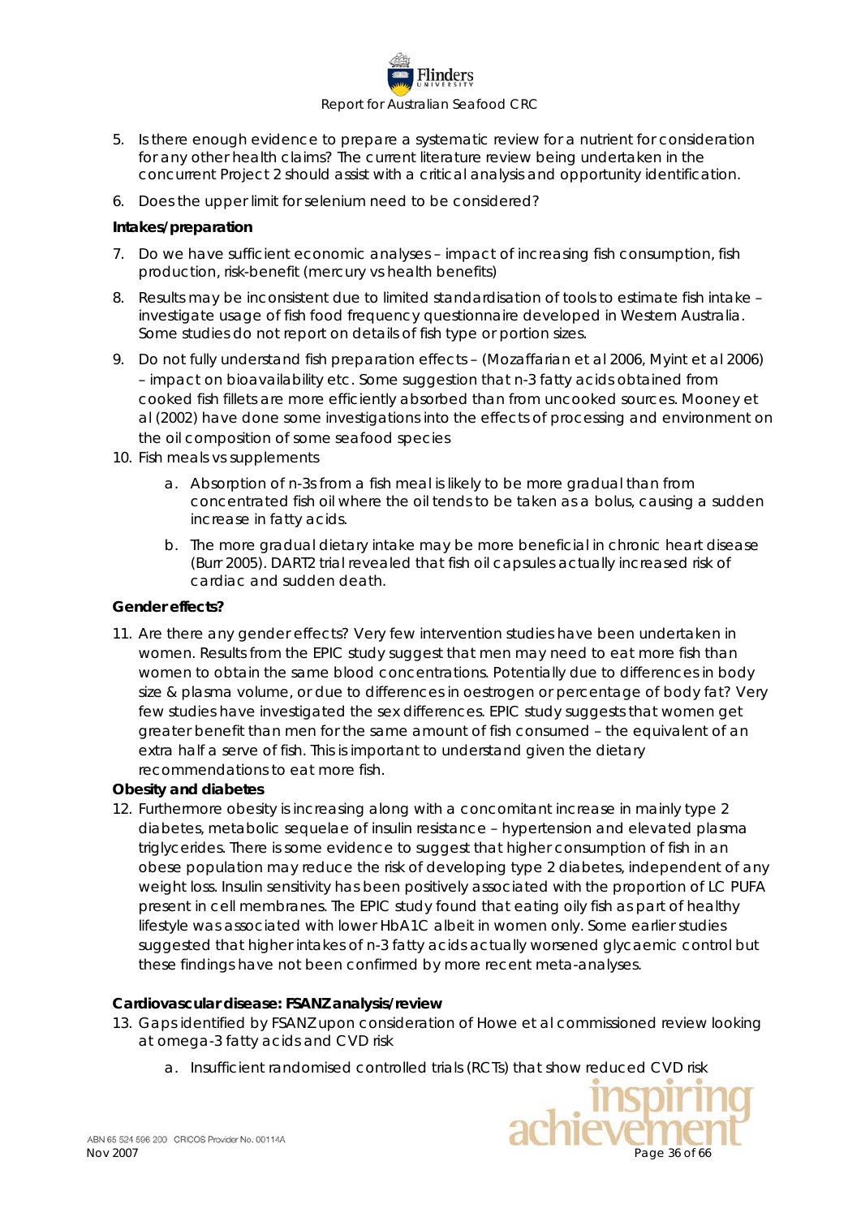5. Is there enough evidence to prepare a systematic review for a nutrient for consideration for any other health claims? The current literature review being undertaken in the concurrent Project 2 should assist with a critical analysis and opportunity identification.
6. Does the upper limit for selenium need to be considered?

**Intakes/preparation**

7. Do we have sufficient economic analyses – impact of increasing fish consumption, fish production, risk-benefit (mercury vs health benefits)
8. Results may be inconsistent due to limited standardisation of tools to estimate fish intake – investigate usage of fish food frequency questionnaire developed in Western Australia. Some studies do not report on details of fish type or portion sizes.
9. Do not fully understand fish preparation effects – (Mozaffarian et al 2006, Myint et al 2006) – impact on bioavailability etc. Some suggestion that n-3 fatty acids obtained from cooked fish fillets are more efficiently absorbed than from uncooked sources. Mooney et al (2002) have done some investigations into the effects of processing and environment on the oil composition of some seafood species
10. Fish meals vs supplements
    a. Absorption of n-3s from a fish meal is likely to be more gradual than from concentrated fish oil where the oil tends to be taken as a bolus, causing a sudden increase in fatty acids.
    b. The more gradual dietary intake may be more beneficial in chronic heart disease (Burr 2005). DART2 trial revealed that fish oil capsules actually increased risk of cardiac and sudden death.

**Gender effects?**

11. Are there any gender effects? Very few intervention studies have been undertaken in women. Results from the EPIC study suggest that men may need to eat more fish than women to obtain the same blood concentrations. Potentially due to differences in body size & plasma volume, or due to differences in oestrogen or percentage of body fat? Very few studies have investigated the sex differences. EPIC study suggests that women get greater benefit than men for the same amount of fish consumed – the equivalent of an extra half a serve of fish. This is important to understand given the dietary recommendations to eat more fish.

**Obesity and diabetes**

12. Furthermore obesity is increasing along with a concomitant increase in mainly type 2 diabetes, metabolic sequelae of insulin resistance – hypertension and elevated plasma triglycerides. There is some evidence to suggest that higher consumption of fish in an obese population may reduce the risk of developing type 2 diabetes, independent of any weight loss. Insulin sensitivity has been positively associated with the proportion of LC PUFA present in cell membranes. The EPIC study found that eating oily fish as part of healthy lifestyle was associated with lower HbA1C albeit in women only. Some earlier studies suggested that higher intakes of n-3 fatty acids actually worsened glycaemic control but these findings have not been confirmed by more recent meta-analyses.

**Cardiovascular disease: FSANZ analysis/review**

13. Gaps identified by FSANZ upon consideration of Howe et al commissioned review looking at omega-3 fatty acids and CVD risk
    a. Insufficient randomised controlled trials (RCTs) that show reduced CVD risk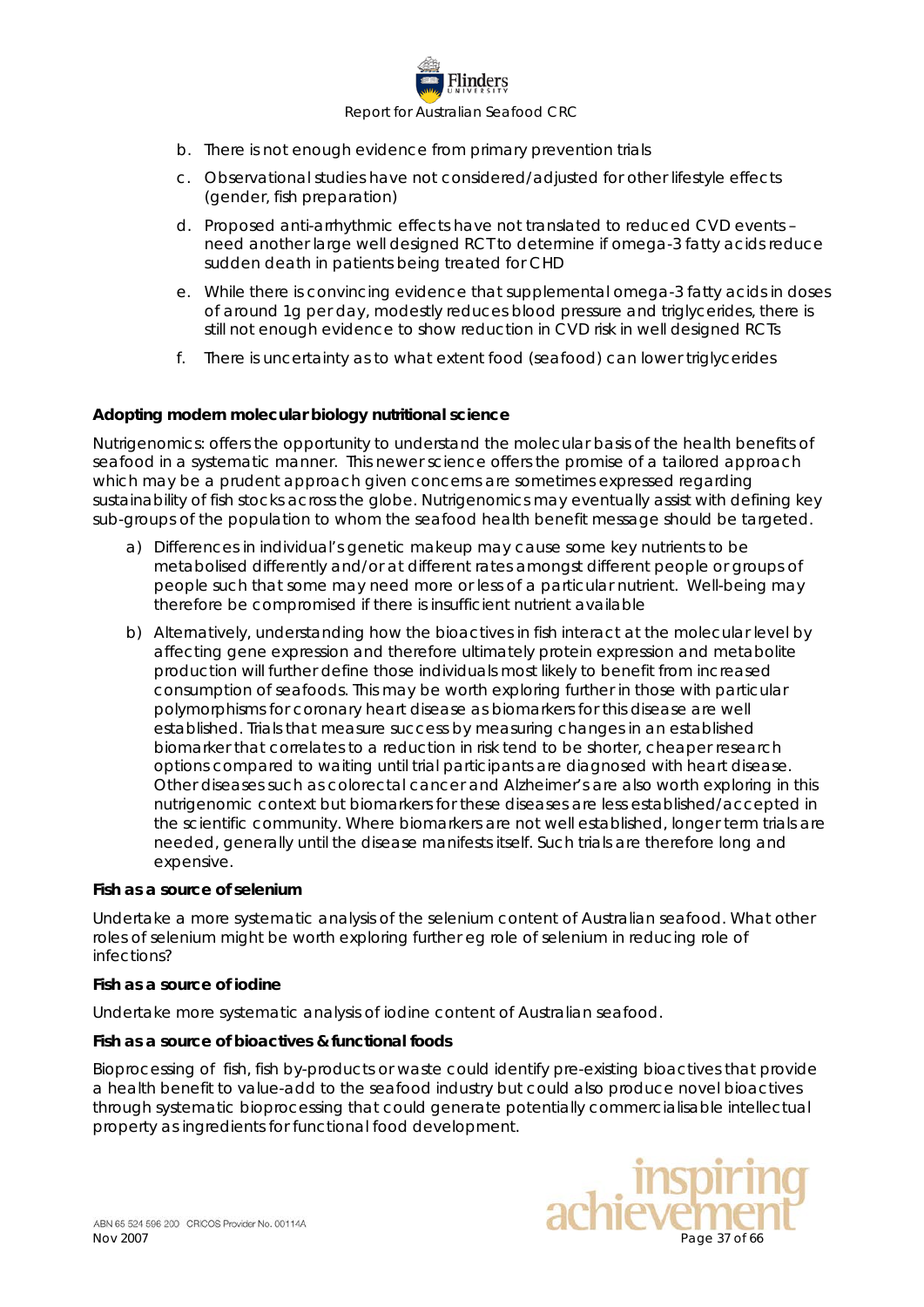b. There is not enough evidence from primary prevention trials

c. Observational studies have not considered/adjusted for other lifestyle effects (gender, fish preparation)

d. Proposed anti-arrhythmic effects have not translated to reduced CVD events – need another large well designed RCT to determine if omega-3 fatty acids reduce sudden death in patients being treated for CHD

e. While there is convincing evidence that supplemental omega-3 fatty acids in doses of around 1g per day, modestly reduces blood pressure and triglycerides, there is still not enough evidence to show reduction in CVD risk in well designed RCTs

f. There is uncertainty as to what extent food (seafood) can lower triglycerides

**Adopting modern molecular biology nutritional science**

Nutrigenomics: offers the opportunity to understand the molecular basis of the health benefits of seafood in a systematic manner. This newer science offers the promise of a tailored approach which may be a prudent approach given concerns are sometimes expressed regarding sustainability of fish stocks across the globe. Nutrigenomics may eventually assist with defining key sub-groups of the population to whom the seafood health benefit message should be targeted.

a) Differences in individual's genetic makeup may cause some key nutrients to be metabolised differently and/or at different rates amongst different people or groups of people such that some may need more or less of a particular nutrient. Well-being may therefore be compromised if there is insufficient nutrient available

b) Alternatively, understanding how the bioactives in fish interact at the molecular level by affecting gene expression and therefore ultimately protein expression and metabolite production will further define those individuals most likely to benefit from increased consumption of seafoods. This may be worth exploring further in those with particular polymorphisms for coronary heart disease as biomarkers for this disease are well established. Trials that measure success by measuring changes in an established biomarker that correlates to a reduction in risk tend to be shorter, cheaper research options compared to waiting until trial participants are diagnosed with heart disease. Other diseases such as colorectal cancer and Alzheimer's are also worth exploring in this nutrigenomic context but biomarkers for these diseases are less established/accepted in the scientific community. Where biomarkers are not well established, longer term trials are needed, generally until the disease manifests itself. Such trials are therefore long and expensive.

**Fish as a source of selenium**

Undertake a more systematic analysis of the selenium content of Australian seafood. What other roles of selenium might be worth exploring further eg role of selenium in reducing role of infections?

**Fish as a source of iodine**

Undertake more systematic analysis of iodine content of Australian seafood.

**Fish as a source of bioactives & functional foods**

Bioprocessing of fish, fish by-products or waste could identify pre-existing bioactives that provide a health benefit to value-add to the seafood industry but could also produce novel bioactives through systematic bioprocessing that could generate potentially commercialisable intellectual property as ingredients for functional food development.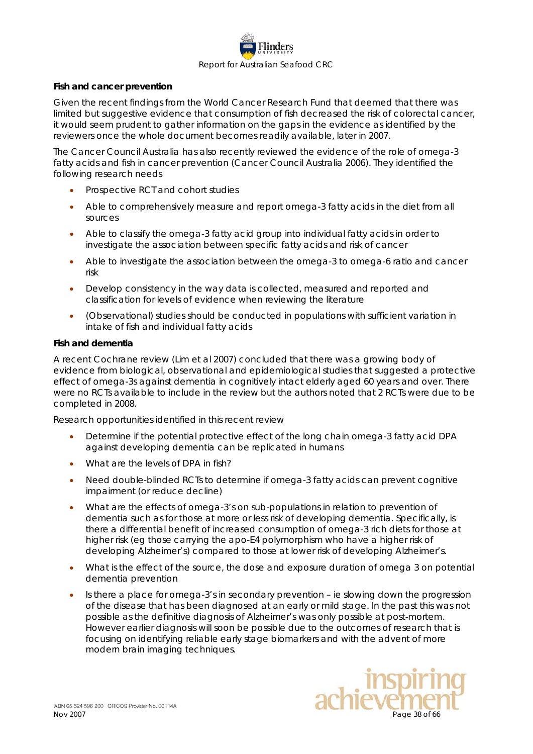**Fish and cancer prevention**

Given the recent findings from the World Cancer Research Fund that deemed that there was limited but suggestive evidence that consumption of fish decreased the risk of colorectal cancer, it would seem prudent to gather information on the gaps in the evidence as identified by the reviewers once the whole document becomes readily available, later in 2007.

The Cancer Council Australia has also recently reviewed the evidence of the role of omega-3 fatty acids and fish in cancer prevention (Cancer Council Australia 2006). They identified the following research needs

- Prospective RCT and cohort studies
- Able to comprehensively measure and report omega-3 fatty acids in the diet from all sources
- Able to classify the omega-3 fatty acid group into individual fatty acids in order to investigate the association between specific fatty acids and risk of cancer
- Able to investigate the association between the omega-3 to omega-6 ratio and cancer risk
- Develop consistency in the way data is collected, measured and reported and classification for levels of evidence when reviewing the literature
- (Observational) studies should be conducted in populations with sufficient variation in intake of fish and individual fatty acids

**Fish and dementia**

A recent Cochrane review (Lim et al 2007) concluded that there was a growing body of evidence from biological, observational and epidemiological studies that suggested a protective effect of omega-3s against dementia in cognitively intact elderly aged 60 years and over. There were no RCTs available to include in the review but the authors noted that 2 RCTs were due to be completed in 2008.

Research opportunities identified in this recent review

- Determine if the potential protective effect of the long chain omega-3 fatty acid DPA against developing dementia can be replicated in humans
- What are the levels of DPA in fish?
- Need double-blinded RCTs to determine if omega-3 fatty acids can prevent cognitive impairment (or reduce decline)
- What are the effects of omega-3's on sub-populations in relation to prevention of dementia such as for those at more or less risk of developing dementia. Specifically, is there a differential benefit of increased consumption of omega-3 rich diets for those at higher risk (eg those carrying the apo-E4 polymorphism who have a higher risk of developing Alzheimer's) compared to those at lower risk of developing Alzheimer's.
- What is the effect of the source, the dose and exposure duration of omega 3 on potential dementia prevention
- Is there a place for omega-3's in secondary prevention – ie slowing down the progression of the disease that has been diagnosed at an early or mild stage. In the past this was not possible as the definitive diagnosis of Alzheimer's was only possible at post-mortem. However earlier diagnosis will soon be possible due to the outcomes of research that is focusing on identifying reliable early stage biomarkers and with the advent of more modern brain imaging techniques.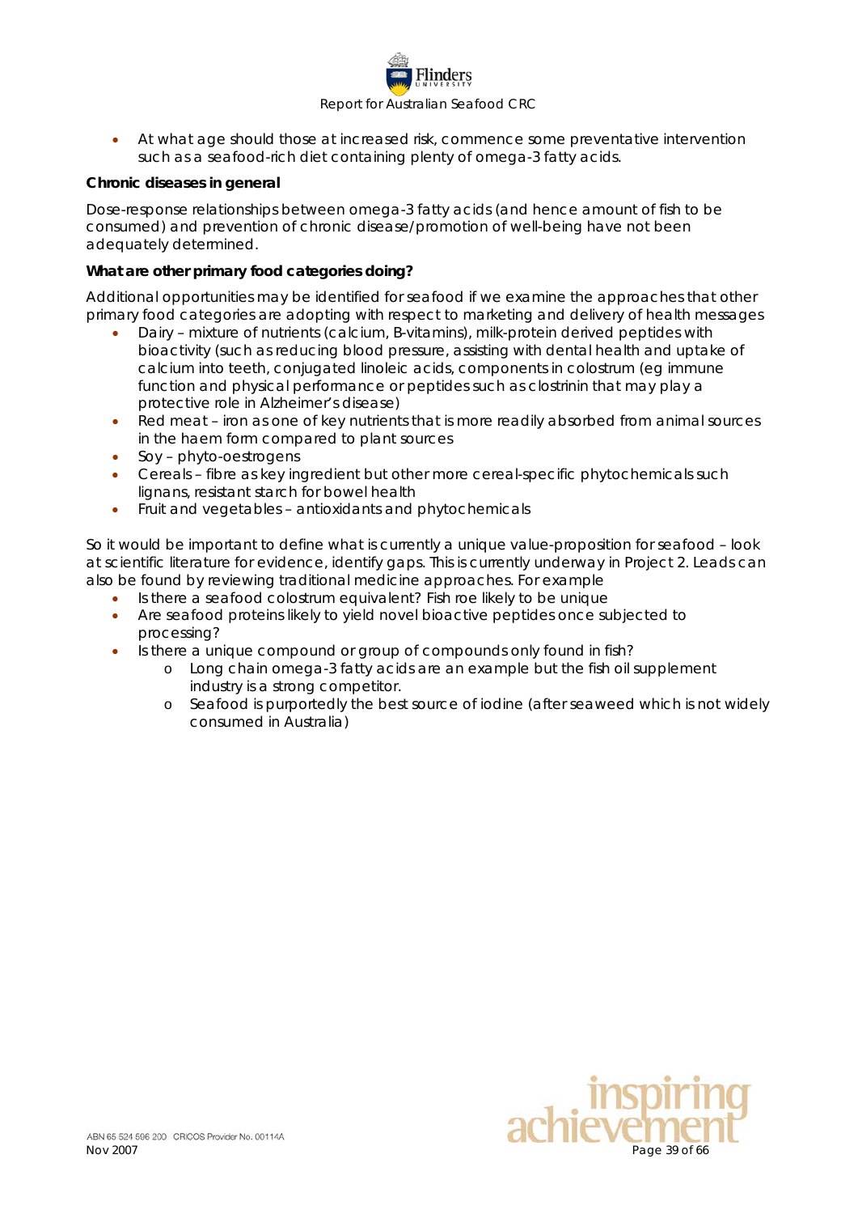- At what age should those at increased risk, commence some preventative intervention such as a seafood-rich diet containing plenty of omega-3 fatty acids.

**Chronic diseases in general**

Dose-response relationships between omega-3 fatty acids (and hence amount of fish to be consumed) and prevention of chronic disease/promotion of well-being have not been adequately determined.

**What are other primary food categories doing?**

Additional opportunities may be identified for seafood if we examine the approaches that other primary food categories are adopting with respect to marketing and delivery of health messages

- Dairy – mixture of nutrients (calcium, B-vitamins), milk-protein derived peptides with bioactivity (such as reducing blood pressure, assisting with dental health and uptake of calcium into teeth, conjugated linoleic acids, components in colostrum (eg immune function and physical performance or peptides such as clostrinin that may play a protective role in Alzheimer's disease)
- Red meat – iron as one of key nutrients that is more readily absorbed from animal sources in the haem form compared to plant sources
- Soy – phyto-oestrogens
- Cereals – fibre as key ingredient but other more cereal-specific phytochemicals such lignans, resistant starch for bowel health
- Fruit and vegetables – antioxidants and phytochemicals

So it would be important to define what is currently a unique value-proposition for seafood – look at scientific literature for evidence, identify gaps. This is currently underway in Project 2. Leads can also be found by reviewing traditional medicine approaches. For example

- Is there a seafood colostrum equivalent? Fish roe likely to be unique
- Are seafood proteins likely to yield novel bioactive peptides once subjected to processing?
- Is there a unique compound or group of compounds only found in fish?
  - Long chain omega-3 fatty acids are an example but the fish oil supplement industry is a strong competitor.
  - Seafood is purportedly the best source of iodine (after seaweed which is not widely consumed in Australia)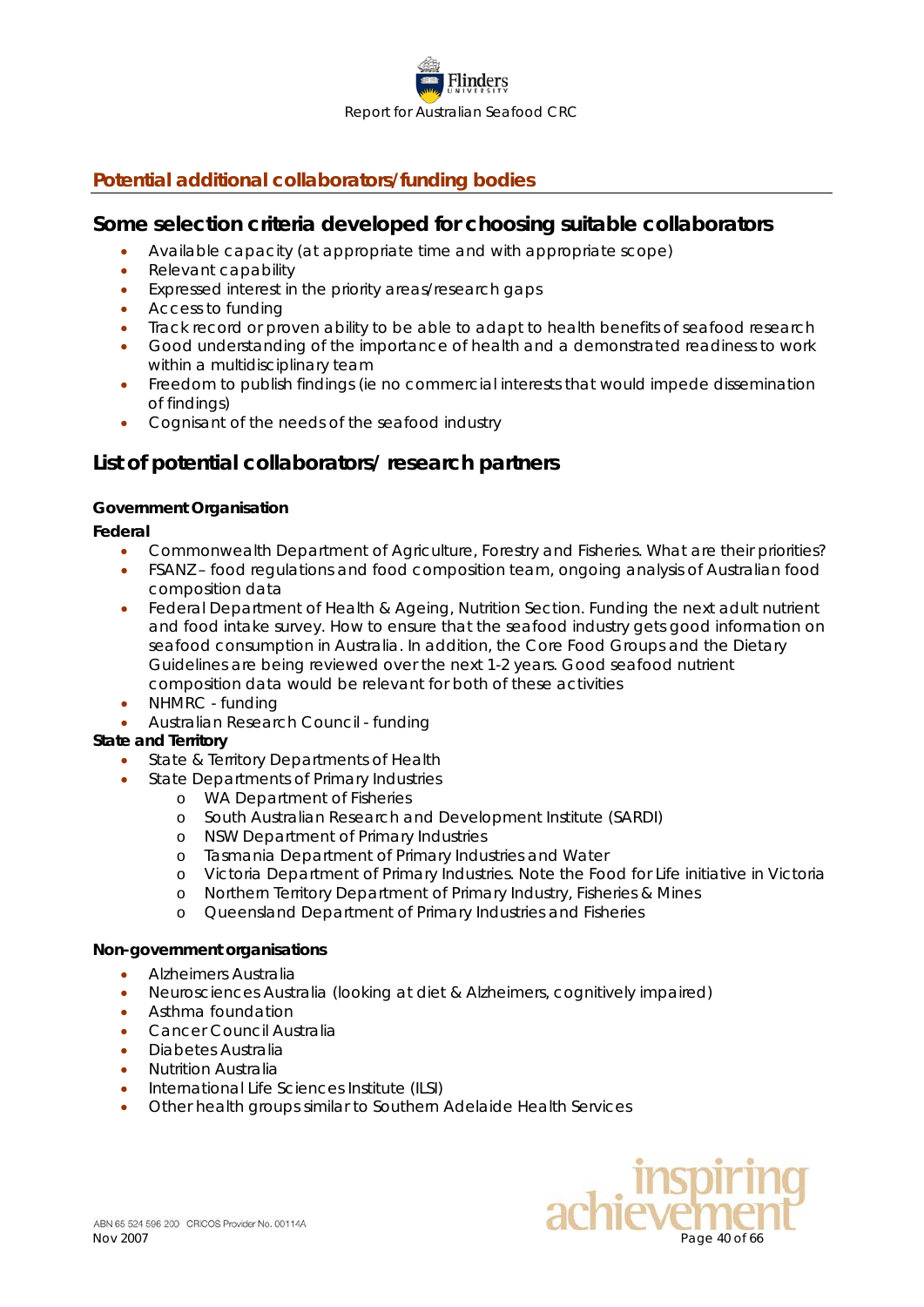## Potential additional collaborators/funding bodies

### Some selection criteria developed for choosing suitable collaborators

- Available capacity (at appropriate time and with appropriate scope)
- Relevant capability
- Expressed interest in the priority areas/research gaps
- Access to funding
- Track record or proven ability to be able to adapt to health benefits of seafood research
- Good understanding of the importance of health and a demonstrated readiness to work within a multidisciplinary team
- Freedom to publish findings (ie no commercial interests that would impede dissemination of findings)
- Cognisant of the needs of the seafood industry

### List of potential collaborators/ research partners

**Government Organisation**

**Federal**

- Commonwealth Department of Agriculture, Forestry and Fisheries. What are their priorities?
- FSANZ – food regulations and food composition team, ongoing analysis of Australian food composition data
- Federal Department of Health & Ageing, Nutrition Section. Funding the next adult nutrient and food intake survey. How to ensure that the seafood industry gets good information on seafood consumption in Australia. In addition, the Core Food Groups and the Dietary Guidelines are being reviewed over the next 1-2 years. Good seafood nutrient composition data would be relevant for both of these activities
- NHMRC - funding
- Australian Research Council - funding

**State and Territory**

- State & Territory Departments of Health
- State Departments of Primary Industries
    - WA Department of Fisheries
    - South Australian Research and Development Institute (SARDI)
    - NSW Department of Primary Industries
    - Tasmania Department of Primary Industries and Water
    - Victoria Department of Primary Industries. Note the Food for Life initiative in Victoria
    - Northern Territory Department of Primary Industry, Fisheries & Mines
    - Queensland Department of Primary Industries and Fisheries

**Non-government organisations**

- Alzheimers Australia
- Neurosciences Australia (looking at diet & Alzheimers, cognitively impaired)
- Asthma foundation
- Cancer Council Australia
- Diabetes Australia
- Nutrition Australia
- International Life Sciences Institute (ILSI)
- Other health groups similar to Southern Adelaide Health Services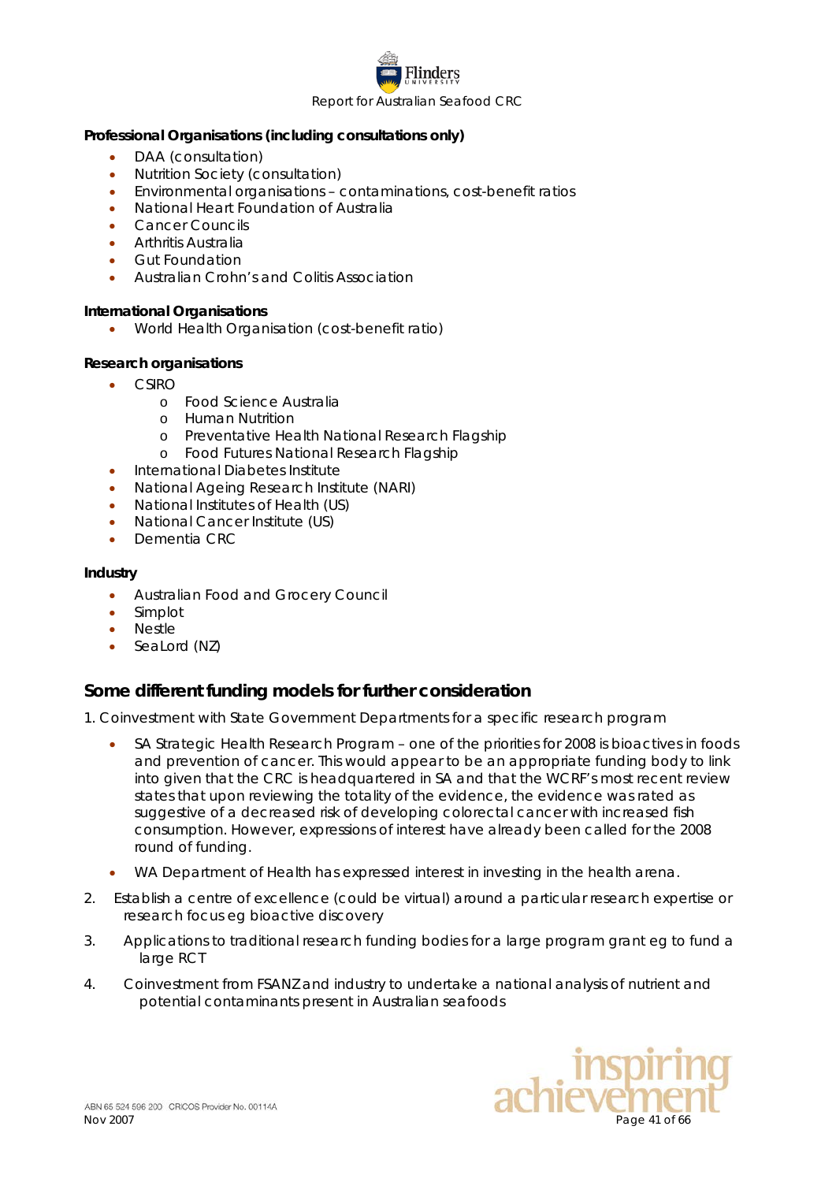**Professional Organisations (including consultations only)**

- DAA (consultation)
- Nutrition Society (consultation)
- Environmental organisations – contaminations, cost-benefit ratios
- National Heart Foundation of Australia
- Cancer Councils
- Arthritis Australia
- Gut Foundation
- Australian Crohn's and Colitis Association

**International Organisations**

- World Health Organisation (cost-benefit ratio)

**Research organisations**

- CSIRO
  - Food Science Australia
  - Human Nutrition
  - Preventative Health National Research Flagship
  - Food Futures National Research Flagship
- International Diabetes Institute
- National Ageing Research Institute (NARI)
- National Institutes of Health (US)
- National Cancer Institute (US)
- Dementia CRC

**Industry**

- Australian Food and Grocery Council
- Simplot
- Nestle
- SeaLord (NZ)

## Some different funding models for further consideration

1. Coinvestment with State Government Departments for a specific research program

   - SA Strategic Health Research Program – one of the priorities for 2008 is bioactives in foods and prevention of cancer. This would appear to be an appropriate funding body to link into given that the CRC is headquartered in SA and that the WCRF's most recent review states that upon reviewing the totality of the evidence, the evidence was rated as suggestive of a decreased risk of developing colorectal cancer with increased fish consumption. However, expressions of interest have already been called for the 2008 round of funding.
   - WA Department of Health has expressed interest in investing in the health arena.

2. Establish a centre of excellence (could be virtual) around a particular research expertise or research focus eg bioactive discovery

3. Applications to traditional research funding bodies for a large program grant eg to fund a large RCT

4. Coinvestment from FSANZ and industry to undertake a national analysis of nutrient and potential contaminants present in Australian seafoods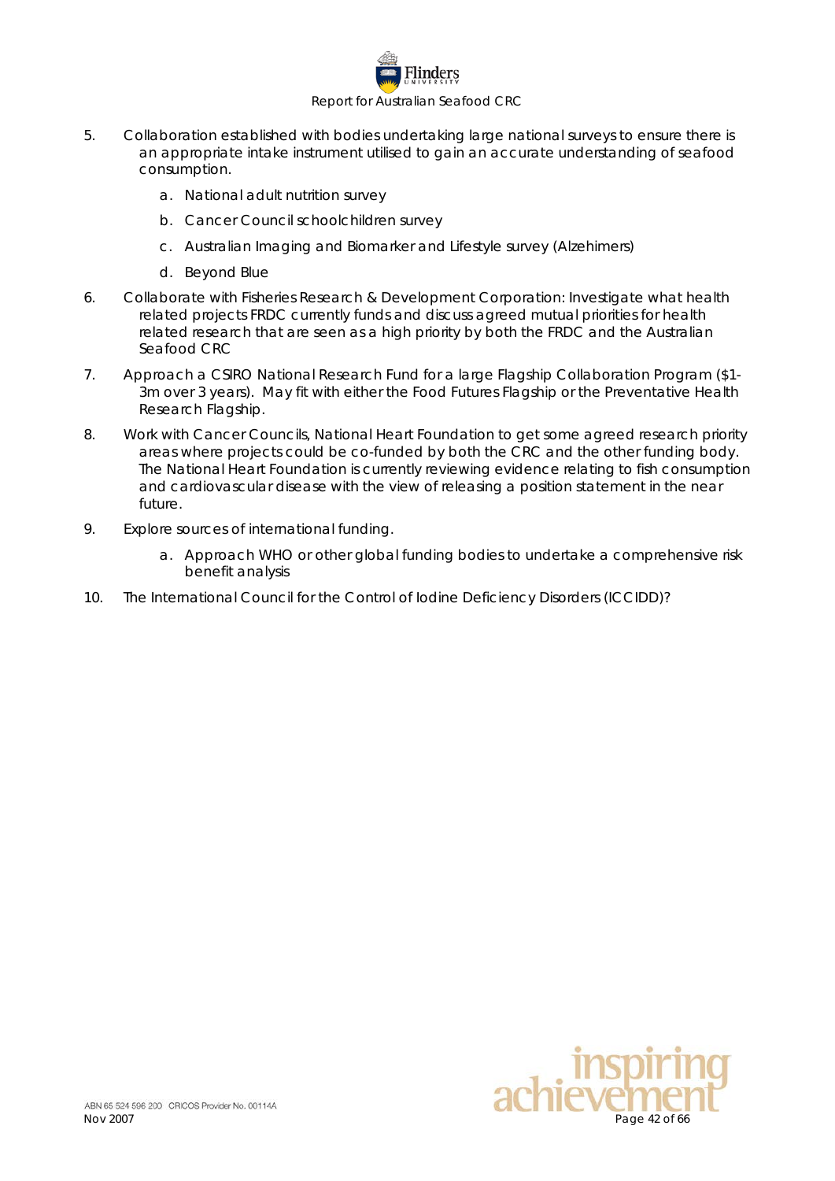5. Collaboration established with bodies undertaking large national surveys to ensure there is an appropriate intake instrument utilised to gain an accurate understanding of seafood consumption.
    a. National adult nutrition survey
    b. Cancer Council schoolchildren survey
    c. Australian Imaging and Biomarker and Lifestyle survey (Alzehimers)
    d. Beyond Blue
6. Collaborate with Fisheries Research & Development Corporation: Investigate what health related projects FRDC currently funds and discuss agreed mutual priorities for health related research that are seen as a high priority by both the FRDC and the Australian Seafood CRC
7. Approach a CSIRO National Research Fund for a large Flagship Collaboration Program ($1-3m over 3 years). May fit with either the Food Futures Flagship or the Preventative Health Research Flagship.
8. Work with Cancer Councils, National Heart Foundation to get some agreed research priority areas where projects could be co-funded by both the CRC and the other funding body. The National Heart Foundation is currently reviewing evidence relating to fish consumption and cardiovascular disease with the view of releasing a position statement in the near future.
9. Explore sources of international funding.
    a. Approach WHO or other global funding bodies to undertake a comprehensive risk benefit analysis
10. The International Council for the Control of Iodine Deficiency Disorders (ICCIDD)?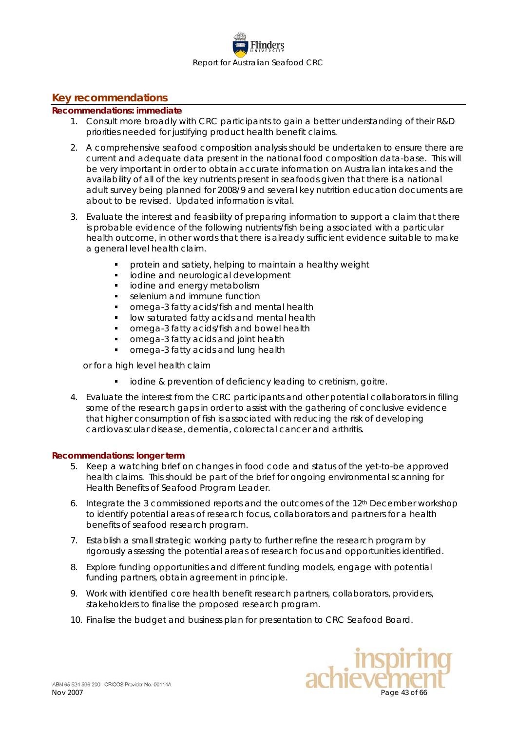## Key recommendations

### Recommendations: immediate

1. Consult more broadly with CRC participants to gain a better understanding of their R&D priorities needed for justifying product health benefit claims.
2. A comprehensive seafood composition analysis should be undertaken to ensure there are current and adequate data present in the national food composition data-base. This will be very important in order to obtain accurate information on Australian intakes and the availability of all of the key nutrients present in seafoods given that there is a national adult survey being planned for 2008/9 and several key nutrition education documents are about to be revised. Updated information is vital.
3. Evaluate the interest and feasibility of preparing information to support a claim that there is probable evidence of the following nutrients/fish being associated with a particular health outcome, in other words that there is already sufficient evidence suitable to make a general level health claim.
   - protein and satiety, helping to maintain a healthy weight
   - iodine and neurological development
   - iodine and energy metabolism
   - selenium and immune function
   - omega-3 fatty acids/fish and mental health
   - low saturated fatty acids and mental health
   - omega-3 fatty acids/fish and bowel health
   - omega-3 fatty acids and joint health
   - omega-3 fatty acids and lung health

   or for a high level health claim

   - iodine & prevention of deficiency leading to cretinism, goitre.
4. Evaluate the interest from the CRC participants and other potential collaborators in filling some of the research gaps in order to assist with the gathering of conclusive evidence that higher consumption of fish is associated with reducing the risk of developing cardiovascular disease, dementia, colorectal cancer and arthritis.

### Recommendations: longer term

5. Keep a watching brief on changes in food code and status of the yet-to-be approved health claims. This should be part of the brief for ongoing environmental scanning for Health Benefits of Seafood Program Leader.
6. Integrate the 3 commissioned reports and the outcomes of the 12th December workshop to identify potential areas of research focus, collaborators and partners for a health benefits of seafood research program.
7. Establish a small strategic working party to further refine the research program by rigorously assessing the potential areas of research focus and opportunities identified.
8. Explore funding opportunities and different funding models, engage with potential funding partners, obtain agreement in principle.
9. Work with identified core health benefit research partners, collaborators, providers, stakeholders to finalise the proposed research program.
10. Finalise the budget and business plan for presentation to CRC Seafood Board.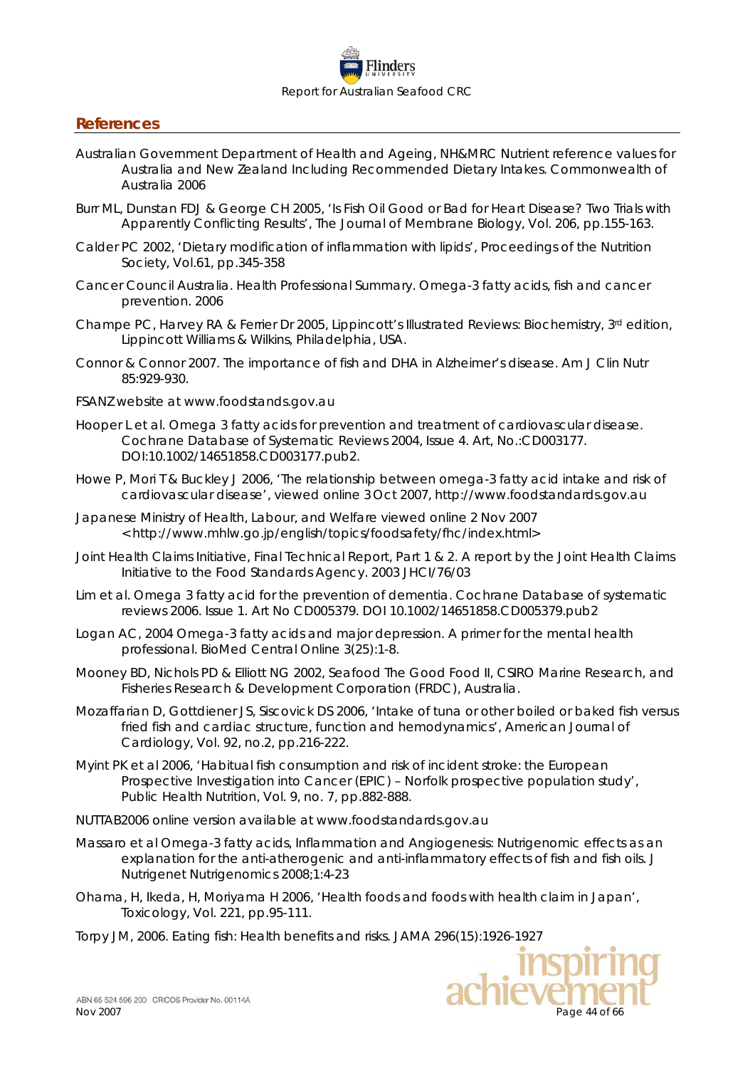## References

Australian Government Department of Health and Ageing, NH&MRC Nutrient reference values for Australia and New Zealand Including Recommended Dietary Intakes. Commonwealth of Australia 2006

Burr ML, Dunstan FDJ & George CH 2005, 'Is Fish Oil Good or Bad for Heart Disease? Two Trials with Apparently Conflicting Results', The Journal of Membrane Biology, Vol. 206, pp.155-163.

Calder PC 2002, 'Dietary modification of inflammation with lipids', Proceedings of the Nutrition Society, Vol.61, pp.345-358

Cancer Council Australia. Health Professional Summary. Omega-3 fatty acids, fish and cancer prevention. 2006

Champe PC, Harvey RA & Ferrier Dr 2005, Lippincott's Illustrated Reviews: Biochemistry, 3rd edition, Lippincott Williams & Wilkins, Philadelphia, USA.

Connor & Connor 2007. The importance of fish and DHA in Alzheimer's disease. Am J Clin Nutr 85:929-930.

FSANZ website at www.foodstands.gov.au

Hooper L et al. Omega 3 fatty acids for prevention and treatment of cardiovascular disease. Cochrane Database of Systematic Reviews 2004, Issue 4. Art, No.:CD003177. DOI:10.1002/14651858.CD003177.pub2.

Howe P, Mori T& Buckley J 2006, 'The relationship between omega-3 fatty acid intake and risk of cardiovascular disease', viewed online 3 Oct 2007, http://www.foodstandards.gov.au

Japanese Ministry of Health, Labour, and Welfare viewed online 2 Nov 2007 <http://www.mhlw.go.jp/english/topics/foodsafety/fhc/index.html>

Joint Health Claims Initiative, Final Technical Report, Part 1 & 2. A report by the Joint Health Claims Initiative to the Food Standards Agency. 2003 JHCI/76/03

Lim et al. Omega 3 fatty acid for the prevention of dementia. Cochrane Database of systematic reviews 2006. Issue 1. Art No CD005379. DOI 10.1002/14651858.CD005379.pub2

Logan AC, 2004 Omega-3 fatty acids and major depression. A primer for the mental health professional. BioMed Central Online 3(25):1-8.

Mooney BD, Nichols PD & Elliott NG 2002, Seafood The Good Food II, CSIRO Marine Research, and Fisheries Research & Development Corporation (FRDC), Australia.

Mozaffarian D, Gottdiener JS, Siscovick DS 2006, 'Intake of tuna or other boiled or baked fish versus fried fish and cardiac structure, function and hemodynamics', American Journal of Cardiology, Vol. 92, no.2, pp.216-222.

Myint PK et al 2006, 'Habitual fish consumption and risk of incident stroke: the European Prospective Investigation into Cancer (EPIC) – Norfolk prospective population study', Public Health Nutrition, Vol. 9, no. 7, pp.882-888.

NUTTAB2006 online version available at www.foodstandards.gov.au

Massaro et al Omega-3 fatty acids, Inflammation and Angiogenesis: Nutrigenomic effects as an explanation for the anti-atherogenic and anti-inflammatory effects of fish and fish oils. J Nutrigenet Nutrigenomics 2008;1:4-23

Ohama, H, Ikeda, H, Moriyama H 2006, 'Health foods and foods with health claim in Japan', Toxicology, Vol. 221, pp.95-111.

Torpy JM, 2006. Eating fish: Health benefits and risks. JAMA 296(15):1926-1927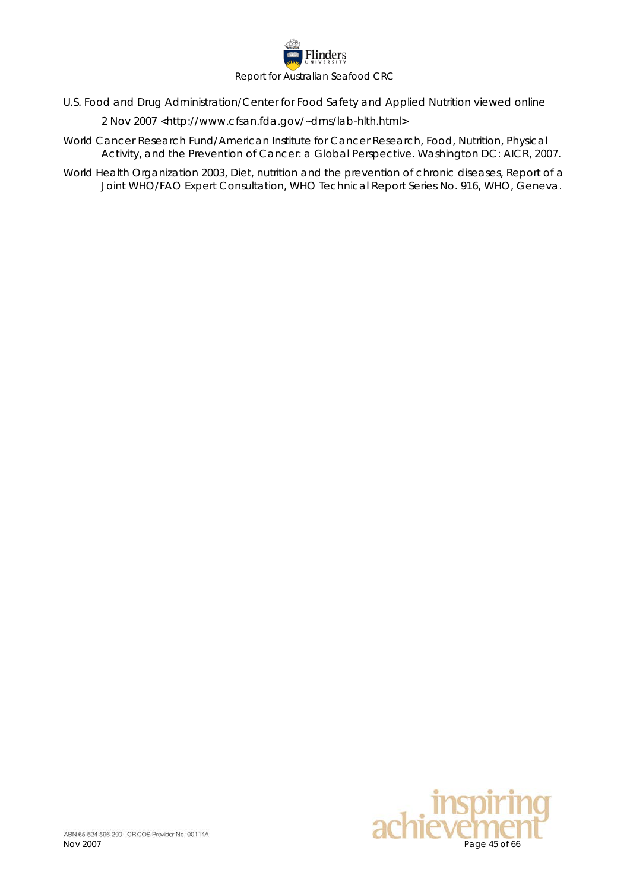U.S. Food and Drug Administration/Center for Food Safety and Applied Nutrition viewed online 2 Nov 2007 <http://www.cfsan.fda.gov/~dms/lab-hlth.html>

World Cancer Research Fund/American Institute for Cancer Research, Food, Nutrition, Physical Activity, and the Prevention of Cancer: a Global Perspective. Washington DC: AICR, 2007.

World Health Organization 2003, Diet, nutrition and the prevention of chronic diseases, Report of a Joint WHO/FAO Expert Consultation, WHO Technical Report Series No. 916, WHO, Geneva.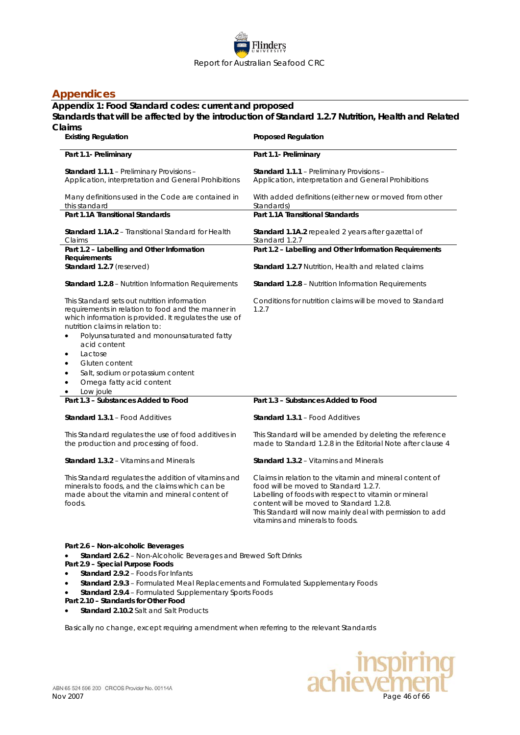## Appendices

### Appendix 1: Food Standard codes: current and proposed

#### Standards that will be affected by the introduction of Standard 1.2.7 Nutrition, Health and Related Claims

| Existing Regulation | Proposed Regulation |
|---|---|
| **Part 1.1- Preliminary** | **Part 1.1- Preliminary** |
| **Standard 1.1.1** – Preliminary Provisions – Application, interpretation and General Prohibitions | **Standard 1.1.1** – Preliminary Provisions – Application, interpretation and General Prohibitions |
| Many definitions used in the Code are contained in this standard | With added definitions (either new or moved from other Standards) |
| **Part 1.1A Transitional Standards** | **Part 1.1A Transitional Standards** |
| **Standard 1.1A.2** – Transitional Standard for Health Claims | **Standard 1.1A.2** repealed 2 years after gazettal of Standard 1.2.7 |
| **Part 1.2 – Labelling and Other Information Requirements** | **Part 1.2 – Labelling and Other Information Requirements** |
| **Standard 1.2.7** (reserved) | **Standard 1.2.7** Nutrition, Health and related claims |
| **Standard 1.2.8** – Nutrition Information Requirements | **Standard 1.2.8** – Nutrition Information Requirements |
| This Standard sets out nutrition information requirements in relation to food and the manner in which information is provided. It regulates the use of nutrition claims in relation to:<br>• Polyunsaturated and monounsaturated fatty acid content<br>• Lactose<br>• Gluten content<br>• Salt, sodium or potassium content<br>• Omega fatty acid content<br>• Low joule | Conditions for nutrition claims will be moved to Standard 1.2.7 |
| **Part 1.3 – Substances Added to Food** | **Part 1.3 – Substances Added to Food** |
| **Standard 1.3.1** – Food Additives | **Standard 1.3.1** – Food Additives |
| This Standard regulates the use of food additives in the production and processing of food. | This Standard will be amended by deleting the reference made to Standard 1.2.8 in the Editorial Note after clause 4 |
| **Standard 1.3.2** – Vitamins and Minerals | **Standard 1.3.2** – Vitamins and Minerals |
| This Standard regulates the addition of vitamins and minerals to foods, and the claims which can be made about the vitamin and mineral content of foods. | Claims in relation to the vitamin and mineral content of food will be moved to Standard 1.2.7.<br>Labelling of foods with respect to vitamin or mineral content will be moved to Standard 1.2.8.<br>This Standard will now mainly deal with permission to add vitamins and minerals to foods. |

**Part 2.6 – Non-alcoholic Beverages**

- **Standard 2.6.2** – Non-Alcoholic Beverages and Brewed Soft Drinks

**Part 2.9 – Special Purpose Foods**

- **Standard 2.9.2** – Foods For Infants
- **Standard 2.9.3** – Formulated Meal Replacements and Formulated Supplementary Foods
- **Standard 2.9.4** – Formulated Supplementary Sports Foods

**Part 2.10 – Standards for Other Food**

- **Standard 2.10.2** Salt and Salt Products

Basically no change, except requiring amendment when referring to the relevant Standards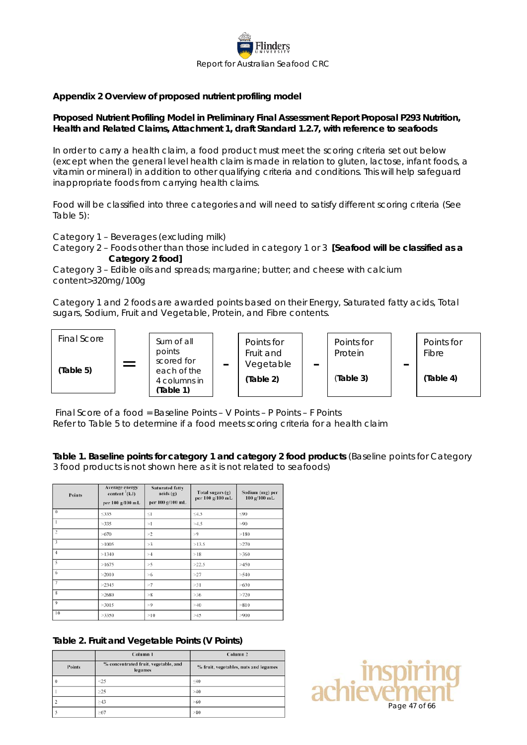**Appendix 2 Overview of proposed nutrient profiling model**

**Proposed Nutrient Profiling Model in Preliminary Final Assessment Report Proposal P293 Nutrition, Health and Related Claims, Attachment 1, draft Standard 1.2.7, with reference to seafoods**

In order to carry a health claim, a food product must meet the scoring criteria set out below (except when the general level health claim is made in relation to gluten, lactose, infant foods, a vitamin or mineral) in addition to other qualifying criteria and conditions. This will help safeguard inappropriate foods from carrying health claims.

Food will be classified into three categories and will need to satisfy different scoring criteria (See Table 5):

Category 1 – Beverages (excluding milk)
Category 2 – Foods other than those included in category 1 or 3 **[Seafood will be classified as a Category 2 food]**
Category 3 – Edible oils and spreads; margarine; butter; and cheese with calcium content>320mg/100g

Category 1 and 2 foods are awarded points based on their Energy, Saturated fatty acids, Total sugars, Sodium, Fruit and Vegetable, Protein, and Fibre contents.

| Final Score **(Table 5)** | = | Sum of all points scored for each of the 4 columns in **(Table 1)** | – | Points for Fruit and Vegetable **(Table 2)** | – | Points for Protein (**Table 3)** | – | Points for Fibre **(Table 4)** |
|---|---|---|---|---|---|---|---|---|

Final Score of a food = Baseline Points – V Points – P Points – F Points
Refer to Table 5 to determine if a food meets scoring criteria for a health claim

**Table 1. Baseline points for category 1 and category 2 food products** (Baseline points for Category 3 food products is not shown here as it is not related to seafoods)

| Points | Average energy content (kJ) per 100 g/100 mL | Saturated fatty acids (g) per 100 g/100 mL | Total sugars (g) per 100 g/100 mL | Sodium (mg) per 100 g/100 mL |
|---|---|---|---|---|
| 0 | ≤335 | ≤1 | ≤4.5 | ≤90 |
| 1 | >335 | >1 | >4.5 | >90 |
| 2 | >670 | >2 | >9 | >180 |
| 3 | >1005 | >3 | >13.5 | >270 |
| 4 | >1340 | >4 | >18 | >360 |
| 5 | >1675 | >5 | >22.5 | >450 |
| 6 | >2010 | >6 | >27 | >540 |
| 7 | >2345 | >7 | >31 | >630 |
| 8 | >2680 | >8 | >36 | >720 |
| 9 | >3015 | >9 | >40 | >810 |
| 10 | >3350 | >10 | >45 | >900 |

**Table 2. Fruit and Vegetable Points (V Points)**

| | Column 1 | Column 2 |
|---|---|---|
| Points | % concentrated fruit, vegetable, and legumes | % fruit, vegetables, nuts and legumes |
| 0 | <25 | ≤40 |
| 1 | ≥25 | >40 |
| 2 | ≥43 | >60 |
| 3 | ≥67 | >80 |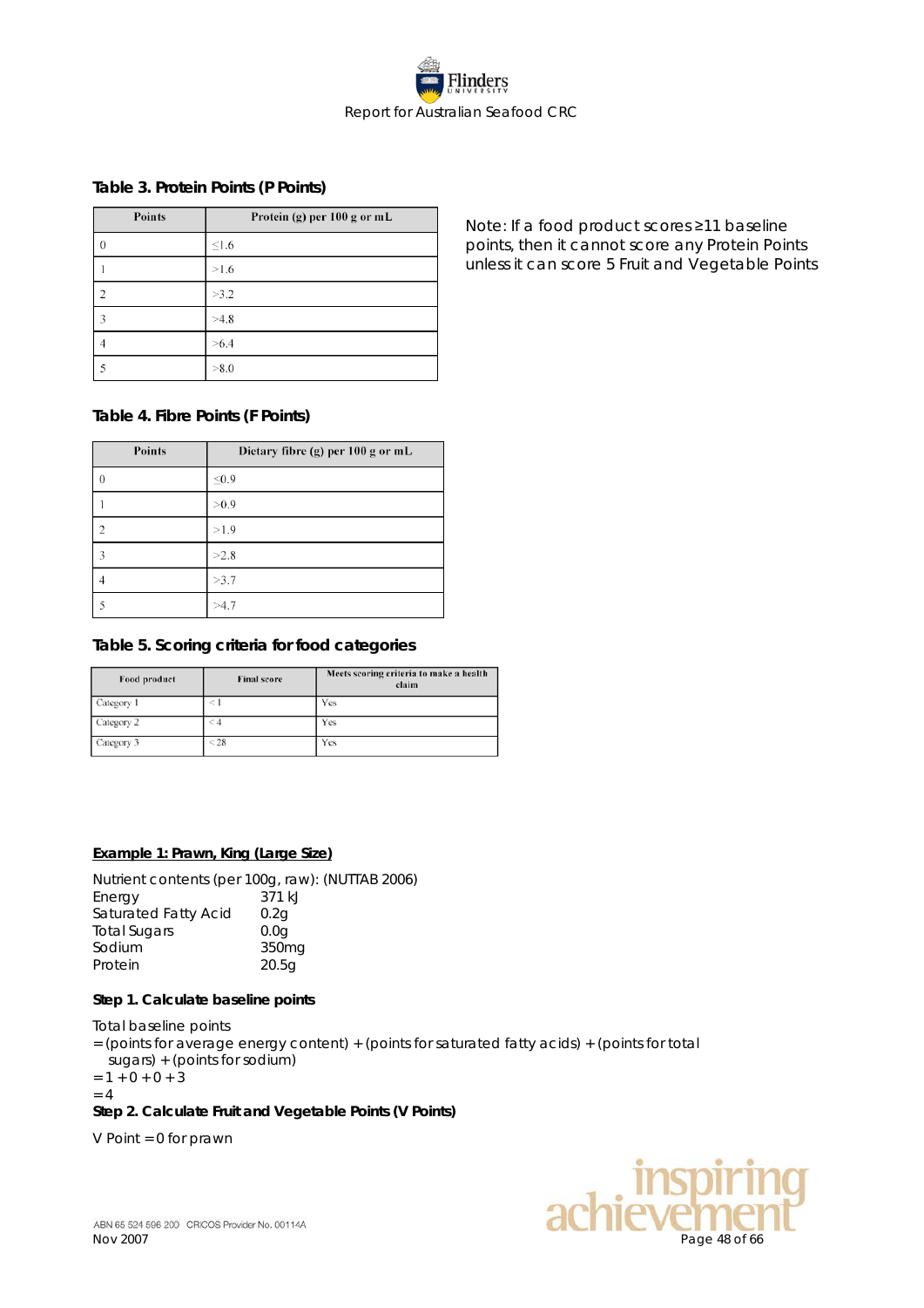### Table 3. Protein Points (P Points)

| Points | Protein (g) per 100 g or mL |
|---|---|
| 0 | ≤1.6 |
| 1 | >1.6 |
| 2 | >3.2 |
| 3 | >4.8 |
| 4 | >6.4 |
| 5 | >8.0 |

Note: If a food product scores ≥11 baseline points, then it cannot score any Protein Points unless it can score 5 Fruit and Vegetable Points

### Table 4. Fibre Points (F Points)

| Points | Dietary fibre (g) per 100 g or mL |
|---|---|
| 0 | ≤0.9 |
| 1 | >0.9 |
| 2 | >1.9 |
| 3 | >2.8 |
| 4 | >3.7 |
| 5 | >4.7 |

### Table 5. Scoring criteria for food categories

| Food product | Final score | Meets scoring criteria to make a health claim |
|---|---|---|
| Category 1 | < 1 | Yes |
| Category 2 | < 4 | Yes |
| Category 3 | < 28 | Yes |

**Example 1: Prawn, King (Large Size)**

Nutrient contents (per 100g, raw): (NUTTAB 2006)

| | |
|---|---|
| Energy | 371 kJ |
| Saturated Fatty Acid | 0.2g |
| Total Sugars | 0.0g |
| Sodium | 350mg |
| Protein | 20.5g |

**Step 1. Calculate baseline points**

Total baseline points
= (points for average energy content) + (points for saturated fatty acids) + (points for total sugars) + (points for sodium)
= 1 + 0 + 0 + 3
= 4

**Step 2. Calculate Fruit and Vegetable Points (V Points)**

V Point = 0 for prawn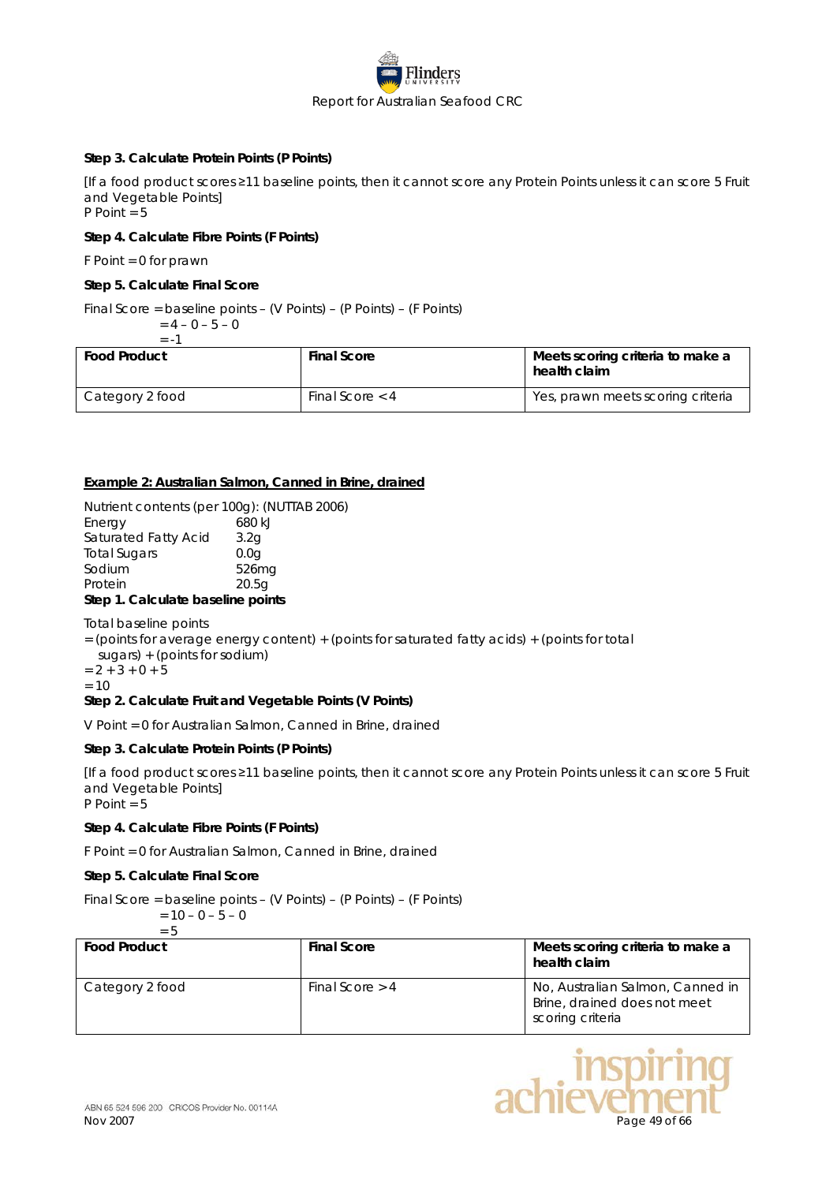**Step 3. Calculate Protein Points (P Points)**

[If a food product scores ≥11 baseline points, then it cannot score any Protein Points unless it can score 5 Fruit and Vegetable Points]
P Point = 5

**Step 4. Calculate Fibre Points (F Points)**

F Point = 0 for prawn

**Step 5. Calculate Final Score**

Final Score = baseline points – (V Points) – (P Points) – (F Points)
= 4 – 0 – 5 – 0
= -1

| Food Product | Final Score | Meets scoring criteria to make a health claim |
|---|---|---|
| Category 2 food | Final Score < 4 | Yes, prawn meets scoring criteria |

**Example 2: Australian Salmon, Canned in Brine, drained**

Nutrient contents (per 100g): (NUTTAB 2006)

| | |
|---|---|
| Energy | 680 kJ |
| Saturated Fatty Acid | 3.2g |
| Total Sugars | 0.0g |
| Sodium | 526mg |
| Protein | 20.5g |

**Step 1. Calculate baseline points**

Total baseline points
= (points for average energy content) + (points for saturated fatty acids) + (points for total sugars) + (points for sodium)
= 2 + 3 + 0 + 5
= 10

**Step 2. Calculate Fruit and Vegetable Points (V Points)**

V Point = 0 for Australian Salmon, Canned in Brine, drained

**Step 3. Calculate Protein Points (P Points)**

[If a food product scores ≥11 baseline points, then it cannot score any Protein Points unless it can score 5 Fruit and Vegetable Points]
P Point = 5

**Step 4. Calculate Fibre Points (F Points)**

F Point = 0 for Australian Salmon, Canned in Brine, drained

**Step 5. Calculate Final Score**

Final Score = baseline points – (V Points) – (P Points) – (F Points)
= 10 – 0 – 5 – 0
= 5

| Food Product | Final Score | Meets scoring criteria to make a health claim |
|---|---|---|
| Category 2 food | Final Score > 4 | No, Australian Salmon, Canned in Brine, drained does not meet scoring criteria |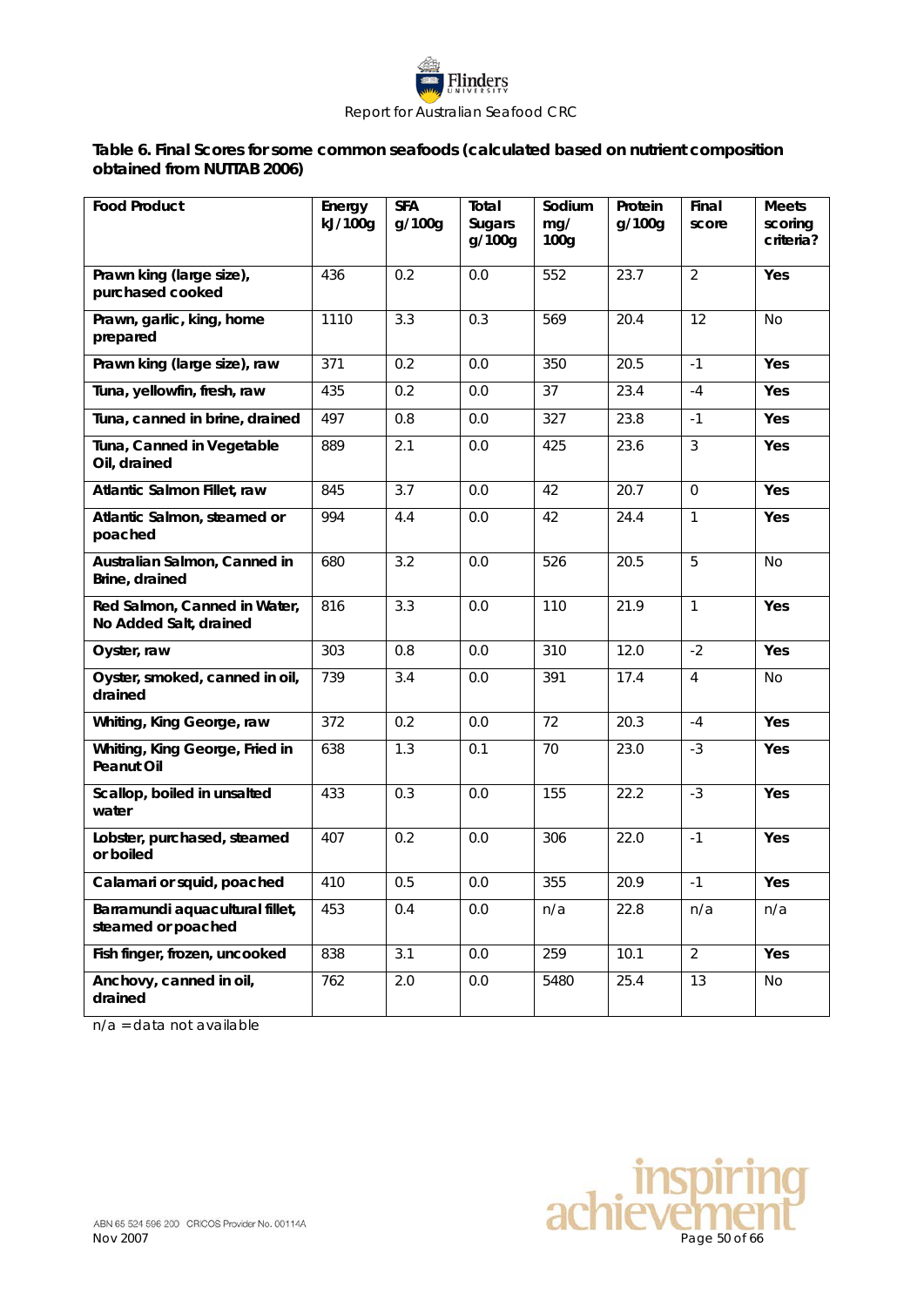**Table 6. Final Scores for some common seafoods (calculated based on nutrient composition obtained from NUTTAB 2006)**

| Food Product | Energy kJ/100g | SFA g/100g | Total Sugars g/100g | Sodium mg/ 100g | Protein g/100g | Final score | Meets scoring criteria? |
|---|---|---|---|---|---|---|---|
| **Prawn king (large size), purchased cooked** | 436 | 0.2 | 0.0 | 552 | 23.7 | 2 | **Yes** |
| **Prawn, garlic, king, home prepared** | 1110 | 3.3 | 0.3 | 569 | 20.4 | 12 | No |
| **Prawn king (large size), raw** | 371 | 0.2 | 0.0 | 350 | 20.5 | -1 | **Yes** |
| **Tuna, yellowfin, fresh, raw** | 435 | 0.2 | 0.0 | 37 | 23.4 | -4 | **Yes** |
| **Tuna, canned in brine, drained** | 497 | 0.8 | 0.0 | 327 | 23.8 | -1 | **Yes** |
| **Tuna, Canned in Vegetable Oil, drained** | 889 | 2.1 | 0.0 | 425 | 23.6 | 3 | **Yes** |
| **Atlantic Salmon Fillet, raw** | 845 | 3.7 | 0.0 | 42 | 20.7 | 0 | **Yes** |
| **Atlantic Salmon, steamed or poached** | 994 | 4.4 | 0.0 | 42 | 24.4 | 1 | **Yes** |
| **Australian Salmon, Canned in Brine, drained** | 680 | 3.2 | 0.0 | 526 | 20.5 | 5 | No |
| **Red Salmon, Canned in Water, No Added Salt, drained** | 816 | 3.3 | 0.0 | 110 | 21.9 | 1 | **Yes** |
| **Oyster, raw** | 303 | 0.8 | 0.0 | 310 | 12.0 | -2 | **Yes** |
| **Oyster, smoked, canned in oil, drained** | 739 | 3.4 | 0.0 | 391 | 17.4 | 4 | No |
| **Whiting, King George, raw** | 372 | 0.2 | 0.0 | 72 | 20.3 | -4 | **Yes** |
| **Whiting, King George, Fried in Peanut Oil** | 638 | 1.3 | 0.1 | 70 | 23.0 | -3 | **Yes** |
| **Scallop, boiled in unsalted water** | 433 | 0.3 | 0.0 | 155 | 22.2 | -3 | **Yes** |
| **Lobster, purchased, steamed or boiled** | 407 | 0.2 | 0.0 | 306 | 22.0 | -1 | **Yes** |
| **Calamari or squid, poached** | 410 | 0.5 | 0.0 | 355 | 20.9 | -1 | **Yes** |
| **Barramundi aquacultural fillet, steamed or poached** | 453 | 0.4 | 0.0 | n/a | 22.8 | n/a | n/a |
| **Fish finger, frozen, uncooked** | 838 | 3.1 | 0.0 | 259 | 10.1 | 2 | **Yes** |
| **Anchovy, canned in oil, drained** | 762 | 2.0 | 0.0 | 5480 | 25.4 | 13 | No |

n/a = data not available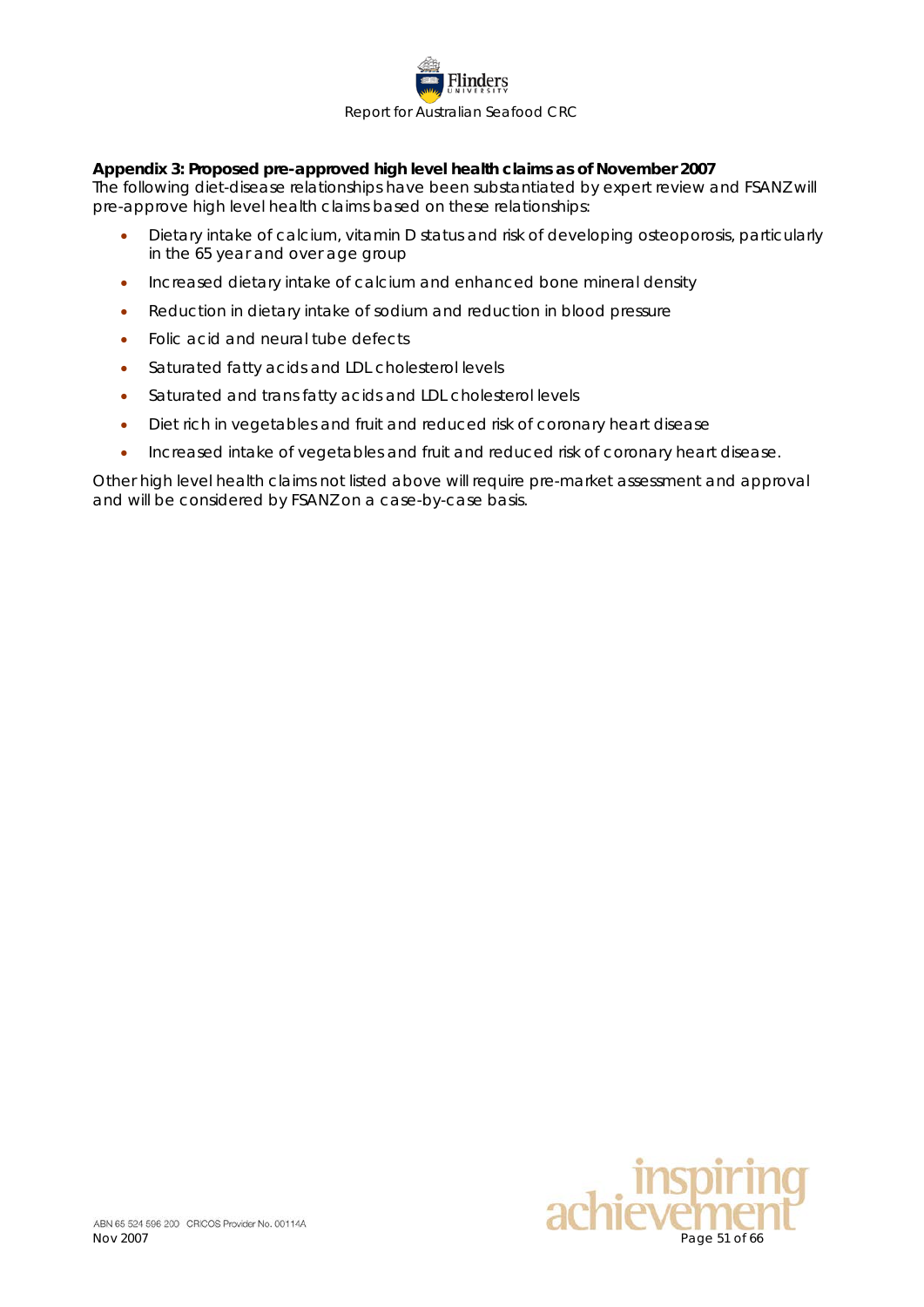**Appendix 3: Proposed pre-approved high level health claims as of November 2007**

The following diet-disease relationships have been substantiated by expert review and FSANZ will pre-approve high level health claims based on these relationships:

- Dietary intake of calcium, vitamin D status and risk of developing osteoporosis, particularly in the 65 year and over age group
- Increased dietary intake of calcium and enhanced bone mineral density
- Reduction in dietary intake of sodium and reduction in blood pressure
- Folic acid and neural tube defects
- Saturated fatty acids and LDL cholesterol levels
- Saturated and trans fatty acids and LDL cholesterol levels
- Diet rich in vegetables and fruit and reduced risk of coronary heart disease
- Increased intake of vegetables and fruit and reduced risk of coronary heart disease.

Other high level health claims not listed above will require pre-market assessment and approval and will be considered by FSANZ on a case-by-case basis.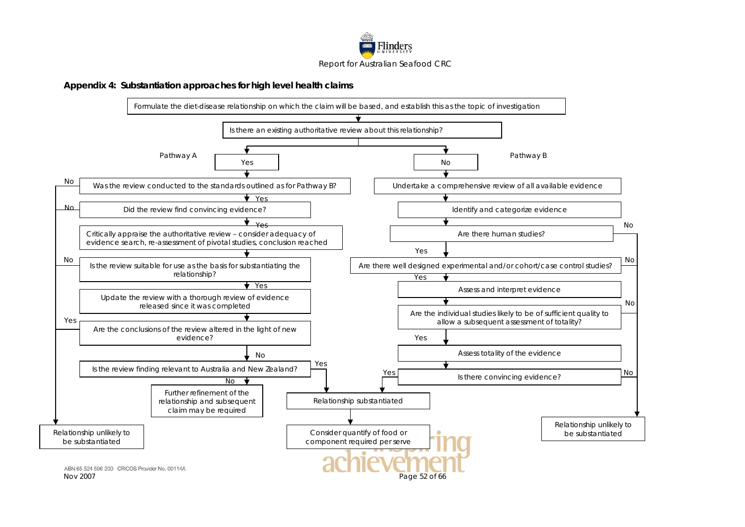## Appendix 4: Substantiation approaches for high level health claims

Formulate the diet-disease relationship on which the claim will be based, and establish this as the topic of investigation

Is there an existing authoritative review about this relationship?

**Pathway A** — Yes

- Was the review conducted to the standards outlined as for Pathway B?
  - No → Relationship unlikely to be substantiated
  - Yes ↓
- Did the review find convincing evidence?
  - No → Relationship unlikely to be substantiated
  - Yes ↓
- Critically appraise the authoritative review – consider adequacy of evidence search, re-assessment of pivotal studies, conclusion reached
- Is the review suitable for use as the basis for substantiating the relationship?
  - No → Relationship unlikely to be substantiated
  - Yes ↓
- Update the review with a thorough review of evidence released since it was completed
- Are the conclusions of the review altered in the light of new evidence?
  - Yes → Relationship unlikely to be substantiated
  - No ↓
- Is the review finding relevant to Australia and New Zealand?
  - Yes → Relationship substantiated
  - No → Further refinement of the relationship and subsequent claim may be required

**Pathway B** — No

- Undertake a comprehensive review of all available evidence
- Identify and categorize evidence
- Are there human studies?
  - No → Relationship unlikely to be substantiated
  - Yes ↓
- Are there well designed experimental and/or cohort/case control studies?
  - No → Relationship unlikely to be substantiated
  - Yes ↓
- Assess and interpret evidence
- Are the individual studies likely to be of sufficient quality to allow a subsequent assessment of totality?
  - No → Relationship unlikely to be substantiated
  - Yes ↓
- Assess totality of the evidence
- Is there convincing evidence?
  - No → Relationship unlikely to be substantiated
  - Yes → Relationship substantiated

Relationship substantiated → Consider quantify of food or component required per serve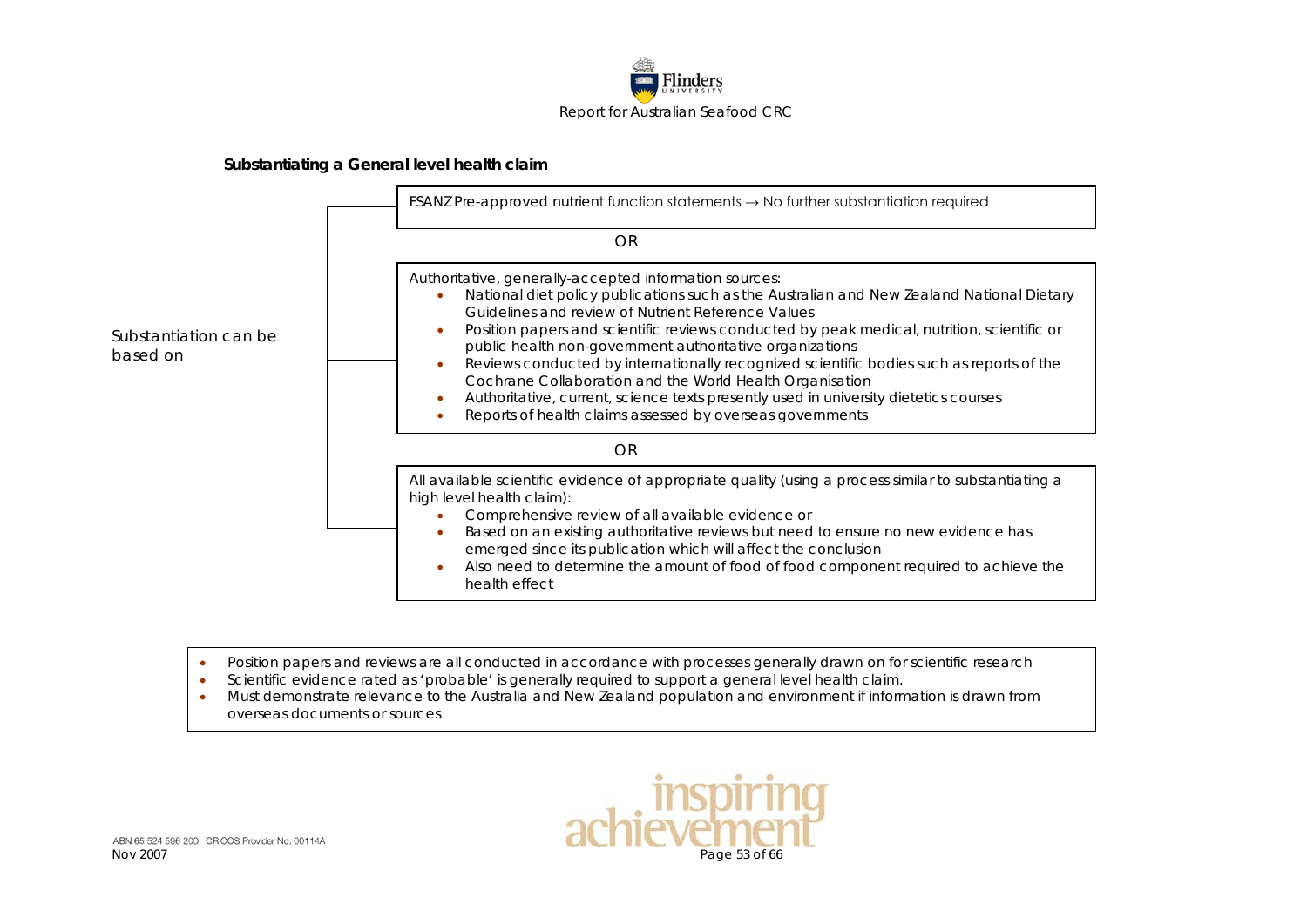**Substantiating a General level health claim**

Substantiation can be based on

FSANZ Pre-approved nutrient function statements → No further substantiation required

OR

Authoritative, generally-accepted information sources:

- National diet policy publications such as the Australian and New Zealand National Dietary Guidelines and review of Nutrient Reference Values
- Position papers and scientific reviews conducted by peak medical, nutrition, scientific or public health non-government authoritative organizations
- Reviews conducted by internationally recognized scientific bodies such as reports of the Cochrane Collaboration and the World Health Organisation
- Authoritative, current, science texts presently used in university dietetics courses
- Reports of health claims assessed by overseas governments

OR

All available scientific evidence of appropriate quality (using a process similar to substantiating a high level health claim):

- Comprehensive review of all available evidence or
- Based on an existing authoritative reviews but need to ensure no new evidence has emerged since its publication which will affect the conclusion
- Also need to determine the amount of food of food component required to achieve the health effect

---

- Position papers and reviews are all conducted in accordance with processes generally drawn on for scientific research
- Scientific evidence rated as 'probable' is generally required to support a general level health claim.
- Must demonstrate relevance to the Australia and New Zealand population and environment if information is drawn from overseas documents or sources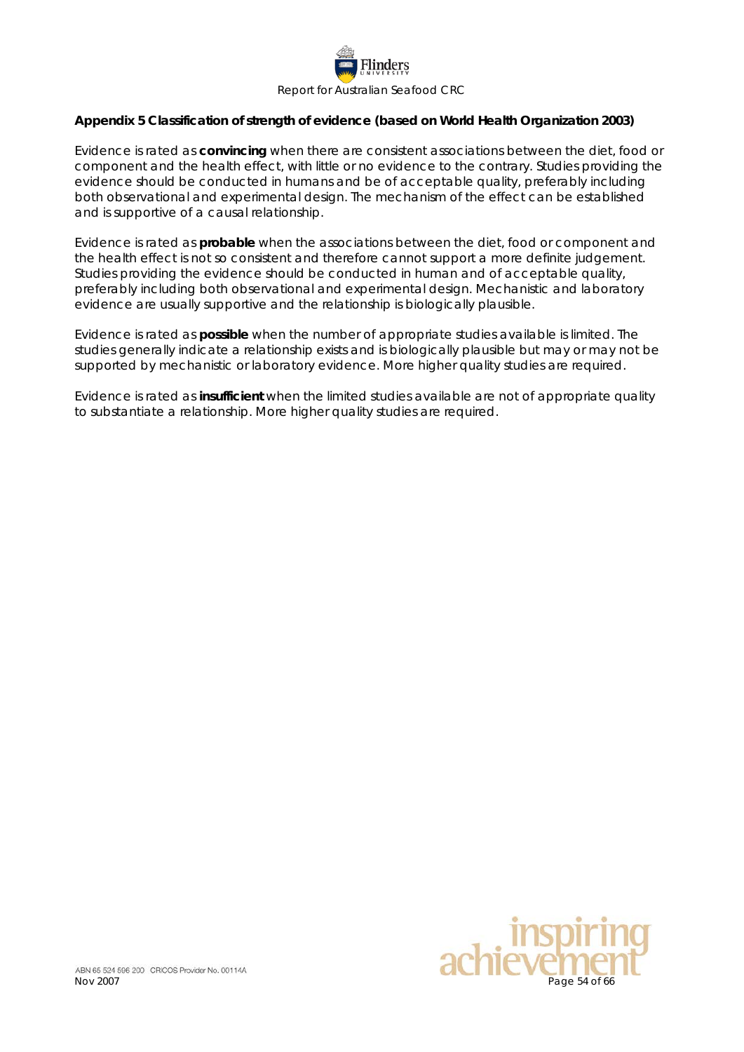## Appendix 5 Classification of strength of evidence (based on World Health Organization 2003)

Evidence is rated as **convincing** when there are consistent associations between the diet, food or component and the health effect, with little or no evidence to the contrary. Studies providing the evidence should be conducted in humans and be of acceptable quality, preferably including both observational and experimental design. The mechanism of the effect can be established and is supportive of a causal relationship.

Evidence is rated as **probable** when the associations between the diet, food or component and the health effect is not so consistent and therefore cannot support a more definite judgement. Studies providing the evidence should be conducted in human and of acceptable quality, preferably including both observational and experimental design. Mechanistic and laboratory evidence are usually supportive and the relationship is biologically plausible.

Evidence is rated as **possible** when the number of appropriate studies available is limited. The studies generally indicate a relationship exists and is biologically plausible but may or may not be supported by mechanistic or laboratory evidence. More higher quality studies are required.

Evidence is rated as **insufficient** when the limited studies available are not of appropriate quality to substantiate a relationship. More higher quality studies are required.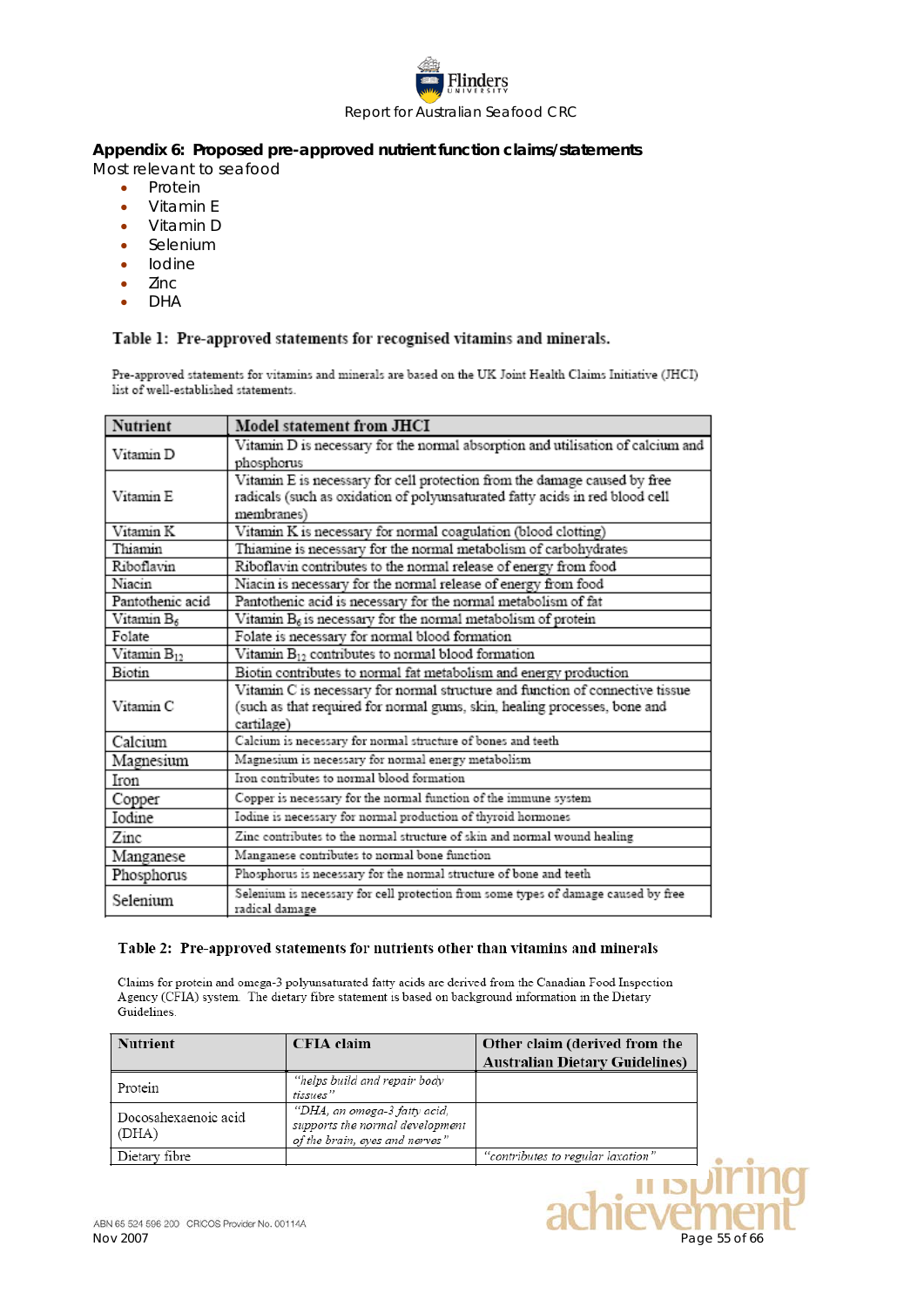## Appendix 6: Proposed pre-approved nutrient function claims/statements

Most relevant to seafood

- Protein
- Vitamin E
- Vitamin D
- Selenium
- Iodine
- Zinc
- DHA

### Table 1: Pre-approved statements for recognised vitamins and minerals.

Pre-approved statements for vitamins and minerals are based on the UK Joint Health Claims Initiative (JHCI) list of well-established statements.

| Nutrient | Model statement from JHCI |
|---|---|
| Vitamin D | Vitamin D is necessary for the normal absorption and utilisation of calcium and phosphorus |
| Vitamin E | Vitamin E is necessary for cell protection from the damage caused by free radicals (such as oxidation of polyunsaturated fatty acids in red blood cell membranes) |
| Vitamin K | Vitamin K is necessary for normal coagulation (blood clotting) |
| Thiamin | Thiamine is necessary for the normal metabolism of carbohydrates |
| Riboflavin | Riboflavin contributes to the normal release of energy from food |
| Niacin | Niacin is necessary for the normal release of energy from food |
| Pantothenic acid | Pantothenic acid is necessary for the normal metabolism of fat |
| Vitamin $B_6$ | Vitamin $B_6$ is necessary for the normal metabolism of protein |
| Folate | Folate is necessary for normal blood formation |
| Vitamin $B_{12}$ | Vitamin $B_{12}$ contributes to normal blood formation |
| Biotin | Biotin contributes to normal fat metabolism and energy production |
| Vitamin C | Vitamin C is necessary for normal structure and function of connective tissue (such as that required for normal gums, skin, healing processes, bone and cartilage) |
| Calcium | Calcium is necessary for normal structure of bones and teeth |
| Magnesium | Magnesium is necessary for normal energy metabolism |
| Iron | Iron contributes to normal blood formation |
| Copper | Copper is necessary for the normal function of the immune system |
| Iodine | Iodine is necessary for normal production of thyroid hormones |
| Zinc | Zinc contributes to the normal structure of skin and normal wound healing |
| Manganese | Manganese contributes to normal bone function |
| Phosphorus | Phosphorus is necessary for the normal structure of bone and teeth |
| Selenium | Selenium is necessary for cell protection from some types of damage caused by free radical damage |

### Table 2: Pre-approved statements for nutrients other than vitamins and minerals

Claims for protein and omega-3 polyunsaturated fatty acids are derived from the Canadian Food Inspection Agency (CFIA) system. The dietary fibre statement is based on background information in the Dietary Guidelines.

| Nutrient | CFIA claim | Other claim (derived from the Australian Dietary Guidelines) |
|---|---|---|
| Protein | *"helps build and repair body tissues"* | |
| Docosahexaenoic acid (DHA) | *"DHA, an omega-3 fatty acid, supports the normal development of the brain, eyes and nerves"* | |
| Dietary fibre | | *"contributes to regular laxation"* |

ABN 65 524 596 200 CRICOS Provider No. 00114A

Nov 2007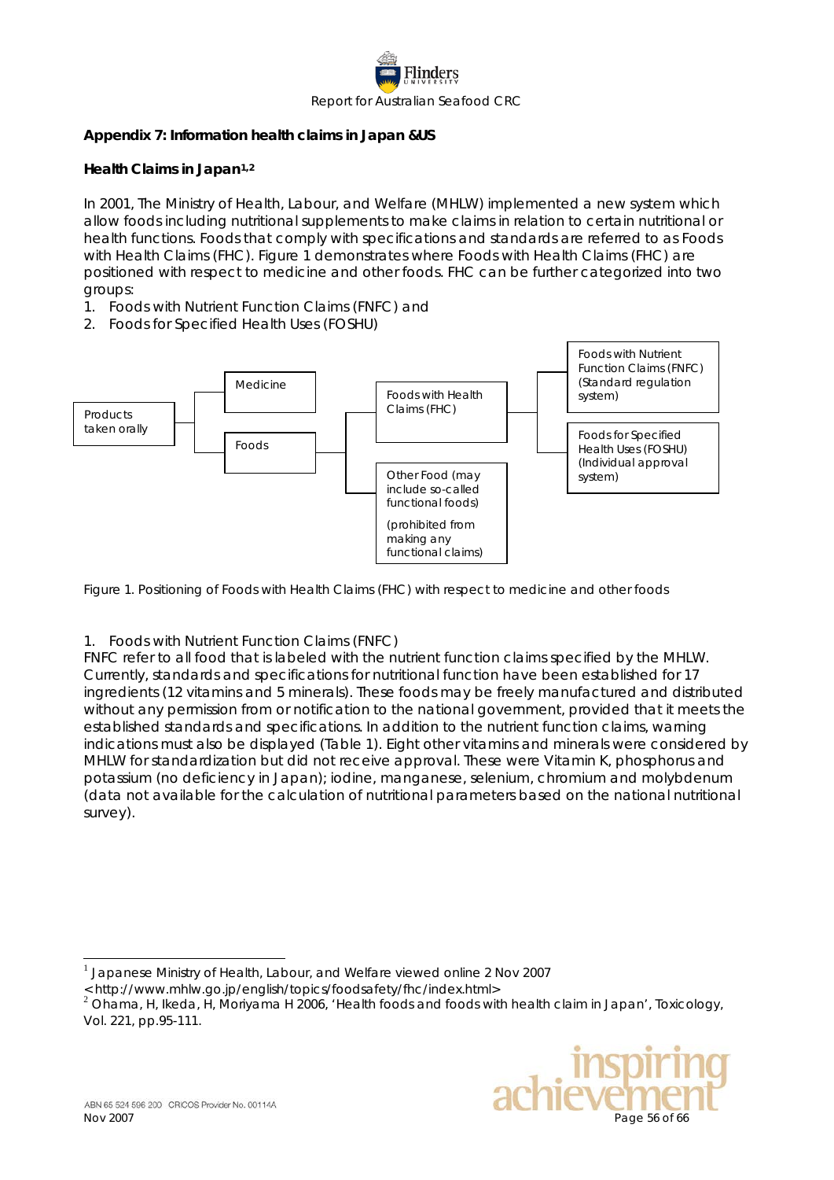## Appendix 7: Information health claims in Japan &US

### Health Claims in Japan[1,2]

In 2001, The Ministry of Health, Labour, and Welfare (MHLW) implemented a new system which allow foods including nutritional supplements to make claims in relation to certain nutritional or health functions. Foods that comply with specifications and standards are referred to as Foods with Health Claims (FHC). Figure 1 demonstrates where Foods with Health Claims (FHC) are positioned with respect to medicine and other foods. FHC can be further categorized into two groups:

1. Foods with Nutrient Function Claims (FNFC) and
2. Foods for Specified Health Uses (FOSHU)

Products taken orally

Medicine

Foods

Foods with Health Claims (FHC)

Other Food (may include so-called functional foods)

(prohibited from making any functional claims)

Foods with Nutrient Function Claims (FNFC) (Standard regulation system)

Foods for Specified Health Uses (FOSHU) (Individual approval system)

Figure 1. Positioning of Foods with Health Claims (FHC) with respect to medicine and other foods

1. Foods with Nutrient Function Claims (FNFC)

FNFC refer to all food that is labeled with the nutrient function claims specified by the MHLW. Currently, standards and specifications for nutritional function have been established for 17 ingredients (12 vitamins and 5 minerals). These foods may be freely manufactured and distributed without any permission from or notification to the national government, provided that it meets the established standards and specifications. In addition to the nutrient function claims, warning indications must also be displayed (Table 1). Eight other vitamins and minerals were considered by MHLW for standardization but did not receive approval. These were Vitamin K, phosphorus and potassium (no deficiency in Japan); iodine, manganese, selenium, chromium and molybdenum (data not available for the calculation of nutritional parameters based on the national nutritional survey).

---

[1] Japanese Ministry of Health, Labour, and Welfare viewed online 2 Nov 2007 <http://www.mhlw.go.jp/english/topics/foodsafety/fhc/index.html>

[2] Ohama, H, Ikeda, H, Moriyama H 2006, 'Health foods and foods with health claim in Japan', Toxicology, Vol. 221, pp.95-111.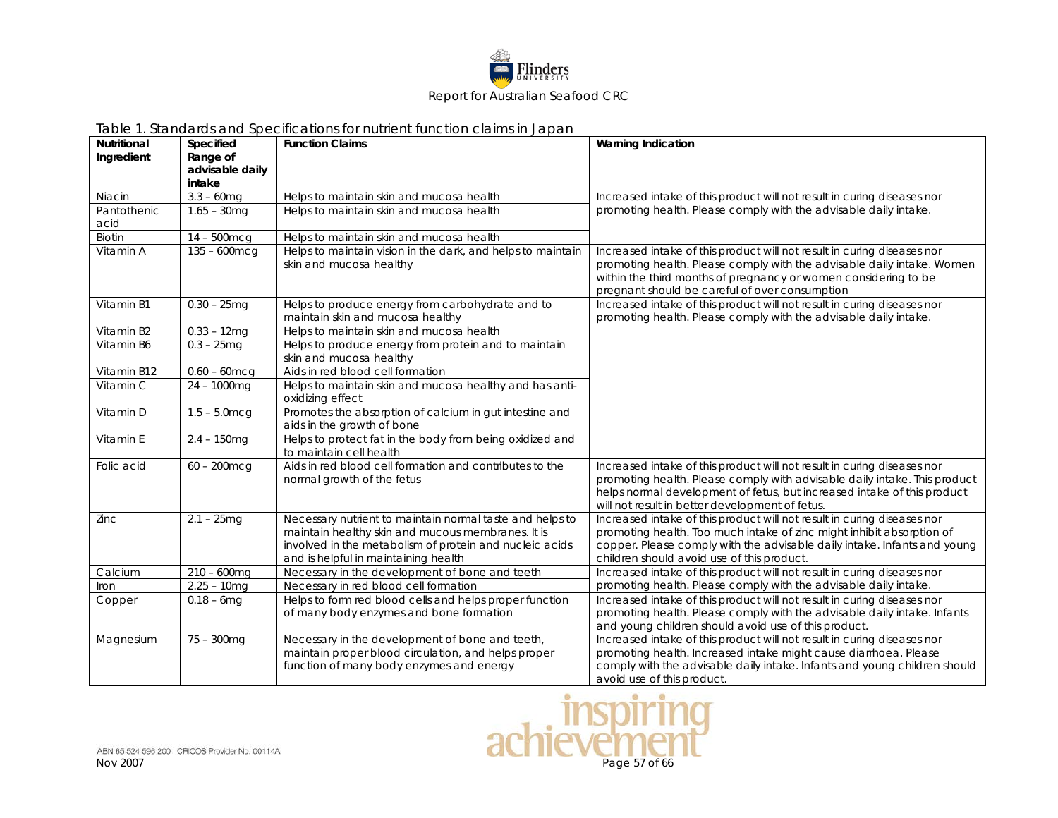Table 1. Standards and Specifications for nutrient function claims in Japan

| Nutritional Ingredient | Specified Range of advisable daily intake | Function Claims | Warning Indication |
|---|---|---|---|
| Niacin | 3.3 – 60mg | Helps to maintain skin and mucosa health | Increased intake of this product will not result in curing diseases nor promoting health. Please comply with the advisable daily intake. |
| Pantothenic acid | 1.65 – 30mg | Helps to maintain skin and mucosa health | |
| Biotin | 14 – 500mcg | Helps to maintain skin and mucosa health | |
| Vitamin A | 135 – 600mcg | Helps to maintain vision in the dark, and helps to maintain skin and mucosa healthy | Increased intake of this product will not result in curing diseases nor promoting health. Please comply with the advisable daily intake. Women within the third months of pregnancy or women considering to be pregnant should be careful of over consumption |
| Vitamin B1 | 0.30 – 25mg | Helps to produce energy from carbohydrate and to maintain skin and mucosa healthy | Increased intake of this product will not result in curing diseases nor promoting health. Please comply with the advisable daily intake. |
| Vitamin B2 | 0.33 – 12mg | Helps to maintain skin and mucosa health | |
| Vitamin B6 | 0.3 – 25mg | Helps to produce energy from protein and to maintain skin and mucosa healthy | |
| Vitamin B12 | 0.60 – 60mcg | Aids in red blood cell formation | |
| Vitamin C | 24 – 1000mg | Helps to maintain skin and mucosa healthy and has anti-oxidizing effect | |
| Vitamin D | 1.5 – 5.0mcg | Promotes the absorption of calcium in gut intestine and aids in the growth of bone | |
| Vitamin E | 2.4 – 150mg | Helps to protect fat in the body from being oxidized and to maintain cell health | |
| Folic acid | 60 – 200mcg | Aids in red blood cell formation and contributes to the normal growth of the fetus | Increased intake of this product will not result in curing diseases nor promoting health. Please comply with advisable daily intake. This product helps normal development of fetus, but increased intake of this product will not result in better development of fetus. |
| Zinc | 2.1 – 25mg | Necessary nutrient to maintain normal taste and helps to maintain healthy skin and mucous membranes. It is involved in the metabolism of protein and nucleic acids and is helpful in maintaining health | Increased intake of this product will not result in curing diseases nor promoting health. Too much intake of zinc might inhibit absorption of copper. Please comply with the advisable daily intake. Infants and young children should avoid use of this product. |
| Calcium | 210 – 600mg | Necessary in the development of bone and teeth | Increased intake of this product will not result in curing diseases nor promoting health. Please comply with the advisable daily intake. |
| Iron | 2.25 – 10mg | Necessary in red blood cell formation | |
| Copper | 0.18 – 6mg | Helps to form red blood cells and helps proper function of many body enzymes and bone formation | Increased intake of this product will not result in curing diseases nor promoting health. Please comply with the advisable daily intake. Infants and young children should avoid use of this product. |
| Magnesium | 75 – 300mg | Necessary in the development of bone and teeth, maintain proper blood circulation, and helps proper function of many body enzymes and energy | Increased intake of this product will not result in curing diseases nor promoting health. Increased intake might cause diarrhoea. Please comply with the advisable daily intake. Infants and young children should avoid use of this product. |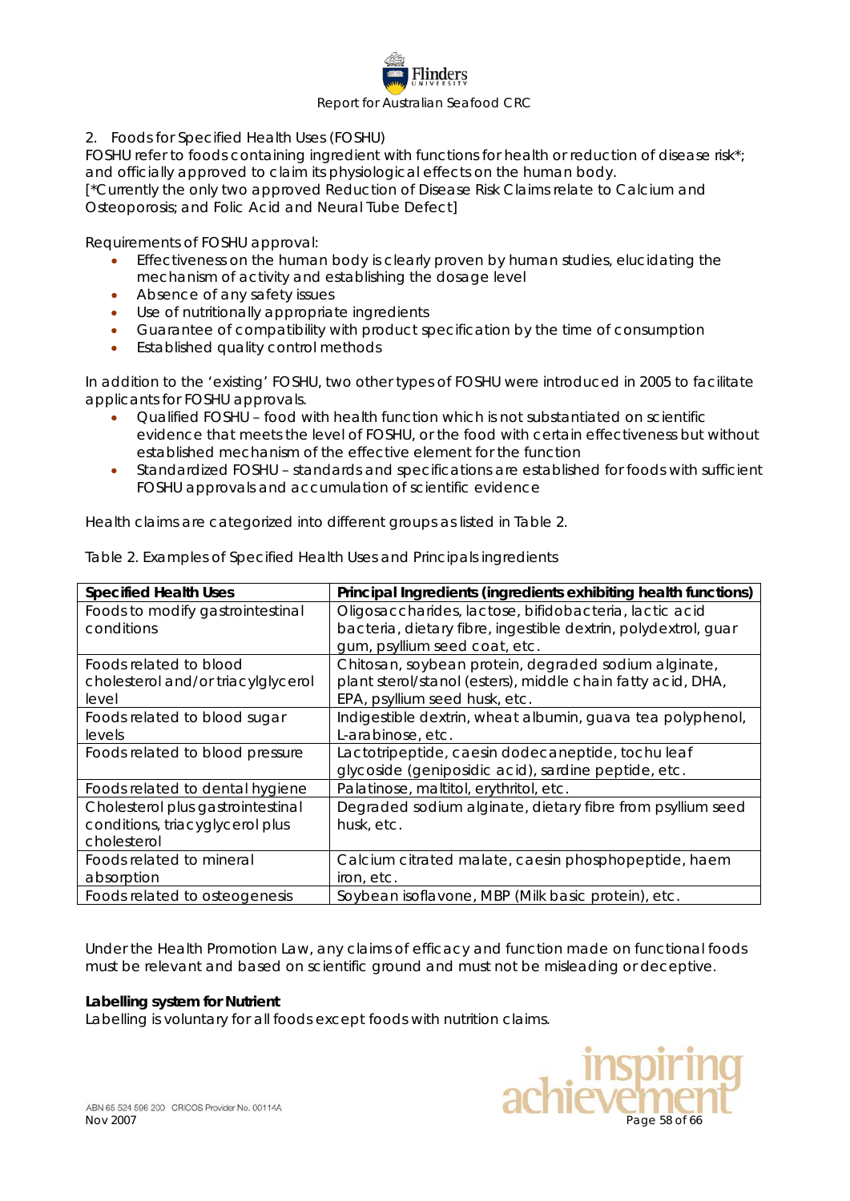2. Foods for Specified Health Uses (FOSHU)

FOSHU refer to foods containing ingredient with functions for health or reduction of disease risk*; and officially approved to claim its physiological effects on the human body.
[*Currently the only two approved Reduction of Disease Risk Claims relate to Calcium and Osteoporosis; and Folic Acid and Neural Tube Defect]

Requirements of FOSHU approval:

- Effectiveness on the human body is clearly proven by human studies, elucidating the mechanism of activity and establishing the dosage level
- Absence of any safety issues
- Use of nutritionally appropriate ingredients
- Guarantee of compatibility with product specification by the time of consumption
- Established quality control methods

In addition to the 'existing' FOSHU, two other types of FOSHU were introduced in 2005 to facilitate applicants for FOSHU approvals.

- Qualified FOSHU – food with health function which is not substantiated on scientific evidence that meets the level of FOSHU, or the food with certain effectiveness but without established mechanism of the effective element for the function
- Standardized FOSHU – standards and specifications are established for foods with sufficient FOSHU approvals and accumulation of scientific evidence

Health claims are categorized into different groups as listed in Table 2.

Table 2. Examples of Specified Health Uses and Principals ingredients

| **Specified Health Uses** | **Principal Ingredients (ingredients exhibiting health functions)** |
|---|---|
| Foods to modify gastrointestinal conditions | Oligosaccharides, lactose, bifidobacteria, lactic acid bacteria, dietary fibre, ingestible dextrin, polydextrol, guar gum, psyllium seed coat, etc. |
| Foods related to blood cholesterol and/or triacylglycerol level | Chitosan, soybean protein, degraded sodium alginate, plant sterol/stanol (esters), middle chain fatty acid, DHA, EPA, psyllium seed husk, etc. |
| Foods related to blood sugar levels | Indigestible dextrin, wheat albumin, guava tea polyphenol, L-arabinose, etc. |
| Foods related to blood pressure | Lactotripeptide, caesin dodecaneptide, tochu leaf glycoside (geniposidic acid), sardine peptide, etc. |
| Foods related to dental hygiene | Palatinose, maltitol, erythritol, etc. |
| Cholesterol plus gastrointestinal conditions, triacyglycerol plus cholesterol | Degraded sodium alginate, dietary fibre from psyllium seed husk, etc. |
| Foods related to mineral absorption | Calcium citrated malate, caesin phosphopeptide, haem iron, etc. |
| Foods related to osteogenesis | Soybean isoflavone, MBP (Milk basic protein), etc. |

Under the Health Promotion Law, any claims of efficacy and function made on functional foods must be relevant and based on scientific ground and must not be misleading or deceptive.

**Labelling system for Nutrient**

Labelling is voluntary for all foods except foods with nutrition claims.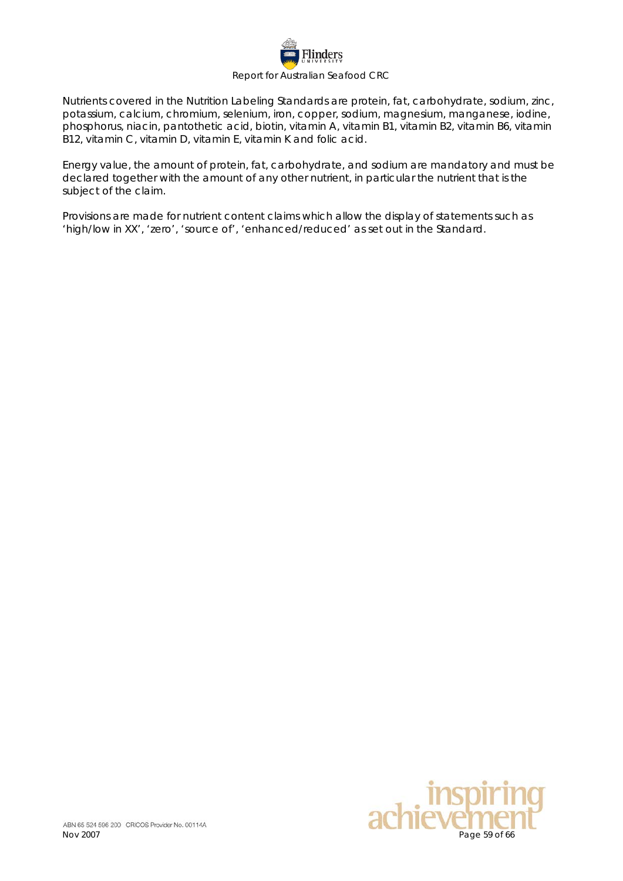Nutrients covered in the Nutrition Labeling Standards are protein, fat, carbohydrate, sodium, zinc, potassium, calcium, chromium, selenium, iron, copper, sodium, magnesium, manganese, iodine, phosphorus, niacin, pantothetic acid, biotin, vitamin A, vitamin B1, vitamin B2, vitamin B6, vitamin B12, vitamin C, vitamin D, vitamin E, vitamin K and folic acid.

Energy value, the amount of protein, fat, carbohydrate, and sodium are mandatory and must be declared together with the amount of any other nutrient, in particular the nutrient that is the subject of the claim.

Provisions are made for nutrient content claims which allow the display of statements such as 'high/low in XX', 'zero', 'source of', 'enhanced/reduced' as set out in the Standard.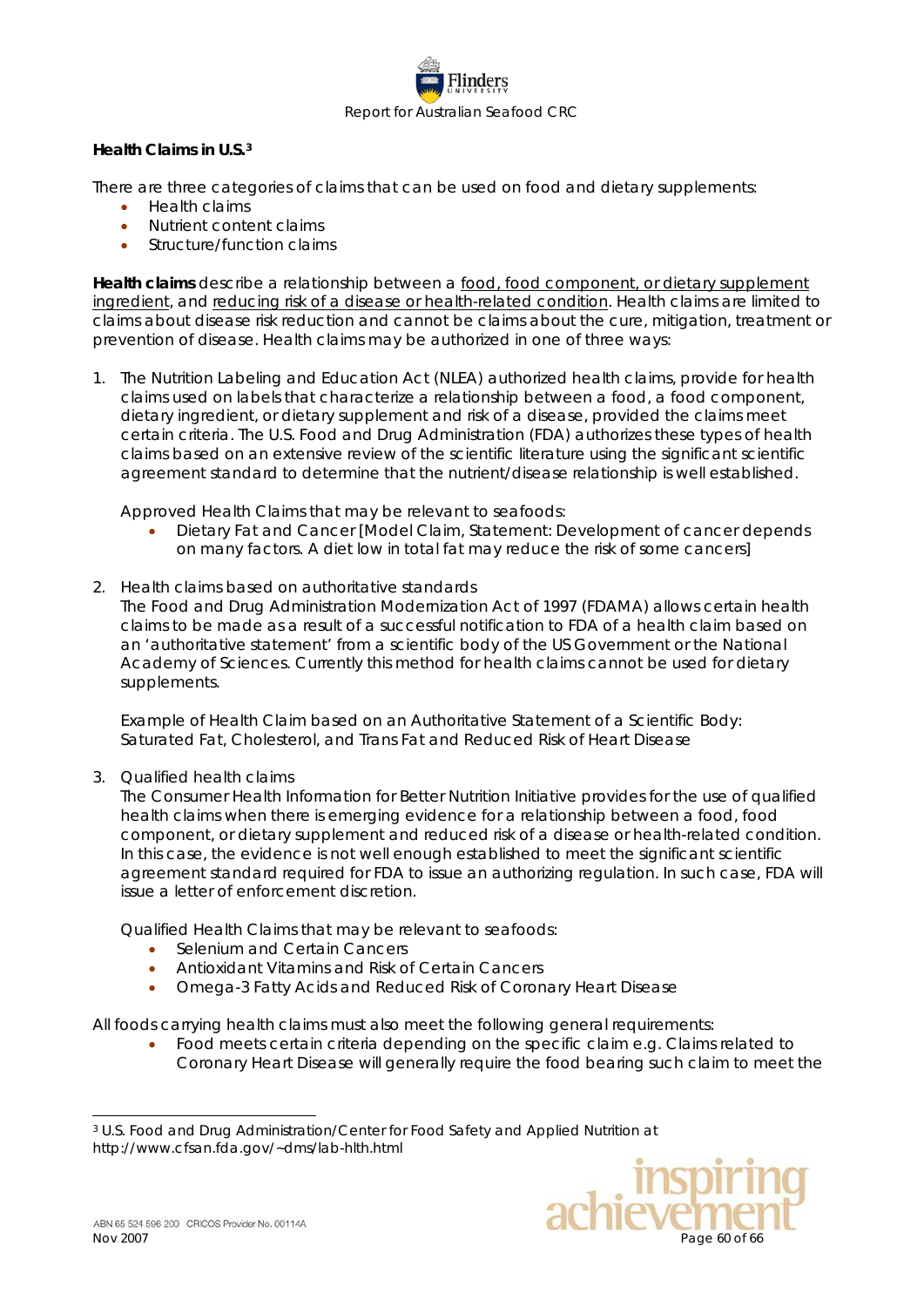**Health Claims in U.S.**[3]

There are three categories of claims that can be used on food and dietary supplements:

- Health claims
- Nutrient content claims
- Structure/function claims

**Health claims** describe a relationship between a food, food component, or dietary supplement ingredient, and reducing risk of a disease or health-related condition. Health claims are limited to claims about disease risk reduction and cannot be claims about the cure, mitigation, treatment or prevention of disease. Health claims may be authorized in one of three ways:

1. The Nutrition Labeling and Education Act (NLEA) authorized health claims, provide for health claims used on labels that characterize a relationship between a food, a food component, dietary ingredient, or dietary supplement and risk of a disease, provided the claims meet certain criteria. The U.S. Food and Drug Administration (FDA) authorizes these types of health claims based on an extensive review of the scientific literature using the significant scientific agreement standard to determine that the nutrient/disease relationship is well established.

   Approved Health Claims that may be relevant to seafoods:

   - Dietary Fat and Cancer [Model Claim, Statement: Development of cancer depends on many factors. A diet low in total fat may reduce the risk of some cancers]

2. Health claims based on authoritative standards
   The Food and Drug Administration Modernization Act of 1997 (FDAMA) allows certain health claims to be made as a result of a successful notification to FDA of a health claim based on an 'authoritative statement' from a scientific body of the US Government or the National Academy of Sciences. Currently this method for health claims cannot be used for dietary supplements.

   Example of Health Claim based on an Authoritative Statement of a Scientific Body: Saturated Fat, Cholesterol, and Trans Fat and Reduced Risk of Heart Disease

3. Qualified health claims
   The Consumer Health Information for Better Nutrition Initiative provides for the use of qualified health claims when there is emerging evidence for a relationship between a food, food component, or dietary supplement and reduced risk of a disease or health-related condition. In this case, the evidence is not well enough established to meet the significant scientific agreement standard required for FDA to issue an authorizing regulation. In such case, FDA will issue a letter of enforcement discretion.

   Qualified Health Claims that may be relevant to seafoods:

   - Selenium and Certain Cancers
   - Antioxidant Vitamins and Risk of Certain Cancers
   - Omega-3 Fatty Acids and Reduced Risk of Coronary Heart Disease

All foods carrying health claims must also meet the following general requirements:

- Food meets certain criteria depending on the specific claim e.g. Claims related to Coronary Heart Disease will generally require the food bearing such claim to meet the

---

[3] U.S. Food and Drug Administration/Center for Food Safety and Applied Nutrition at http://www.cfsan.fda.gov/~dms/lab-hlth.html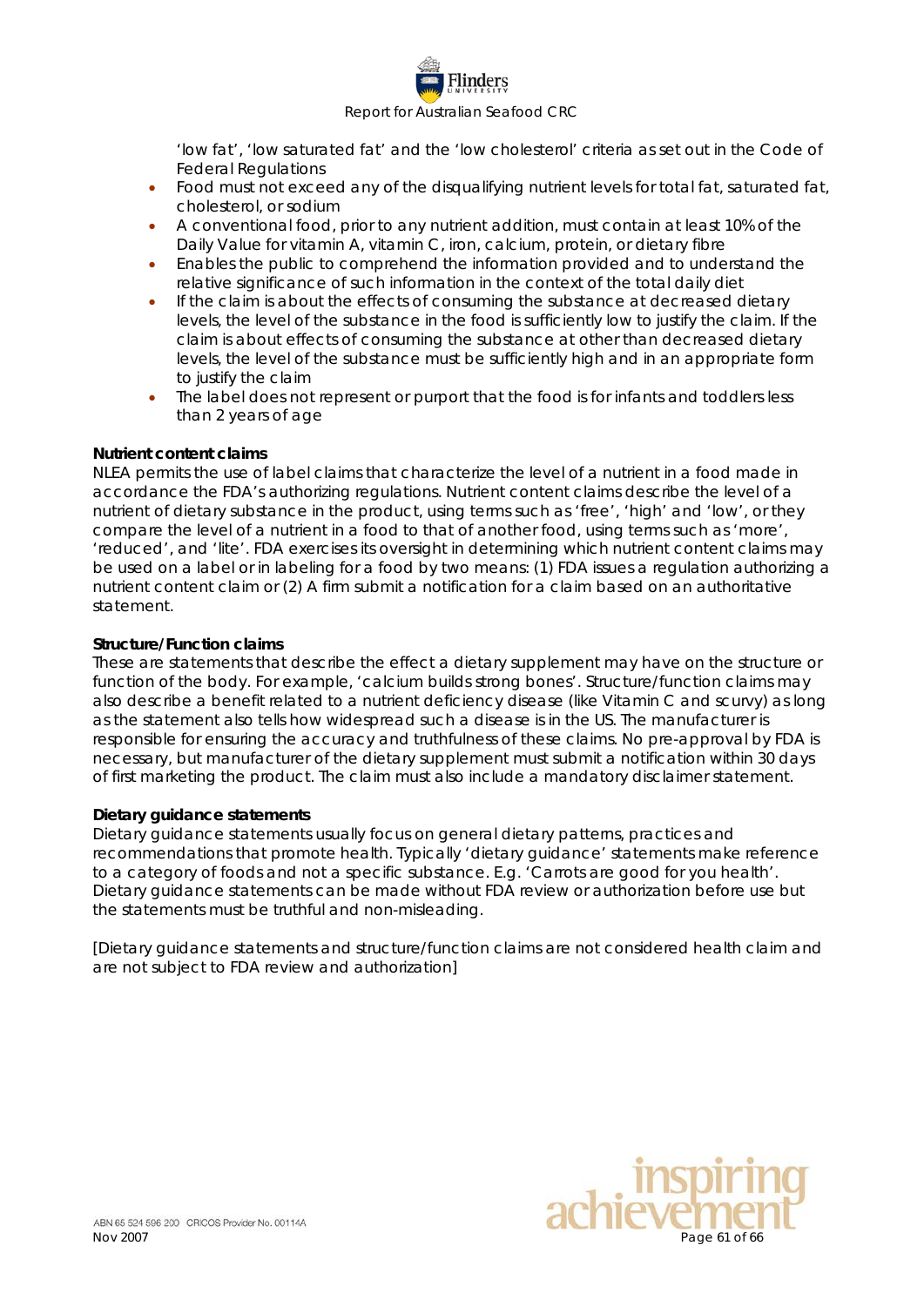'low fat', 'low saturated fat' and the 'low cholesterol' criteria as set out in the Code of Federal Regulations

- Food must not exceed any of the disqualifying nutrient levels for total fat, saturated fat, cholesterol, or sodium
- A conventional food, prior to any nutrient addition, must contain at least 10% of the Daily Value for vitamin A, vitamin C, iron, calcium, protein, or dietary fibre
- Enables the public to comprehend the information provided and to understand the relative significance of such information in the context of the total daily diet
- If the claim is about the effects of consuming the substance at decreased dietary levels, the level of the substance in the food is sufficiently low to justify the claim. If the claim is about effects of consuming the substance at other than decreased dietary levels, the level of the substance must be sufficiently high and in an appropriate form to justify the claim
- The label does not represent or purport that the food is for infants and toddlers less than 2 years of age

**Nutrient content claims**

NLEA permits the use of label claims that characterize the level of a nutrient in a food made in accordance the FDA's authorizing regulations. Nutrient content claims describe the level of a nutrient of dietary substance in the product, using terms such as 'free', 'high' and 'low', or they compare the level of a nutrient in a food to that of another food, using terms such as 'more', 'reduced', and 'lite'. FDA exercises its oversight in determining which nutrient content claims may be used on a label or in labeling for a food by two means: (1) FDA issues a regulation authorizing a nutrient content claim or (2) A firm submit a notification for a claim based on an authoritative statement.

**Structure/Function claims**

These are statements that describe the effect a dietary supplement may have on the structure or function of the body. For example, 'calcium builds strong bones'. Structure/function claims may also describe a benefit related to a nutrient deficiency disease (like Vitamin C and scurvy) as long as the statement also tells how widespread such a disease is in the US. The manufacturer is responsible for ensuring the accuracy and truthfulness of these claims. No pre-approval by FDA is necessary, but manufacturer of the dietary supplement must submit a notification within 30 days of first marketing the product. The claim must also include a mandatory disclaimer statement.

**Dietary guidance statements**

Dietary guidance statements usually focus on general dietary patterns, practices and recommendations that promote health. Typically 'dietary guidance' statements make reference to a category of foods and not a specific substance. E.g. 'Carrots are good for you health'. Dietary guidance statements can be made without FDA review or authorization before use but the statements must be truthful and non-misleading.

[Dietary guidance statements and structure/function claims are not considered health claim and are not subject to FDA review and authorization]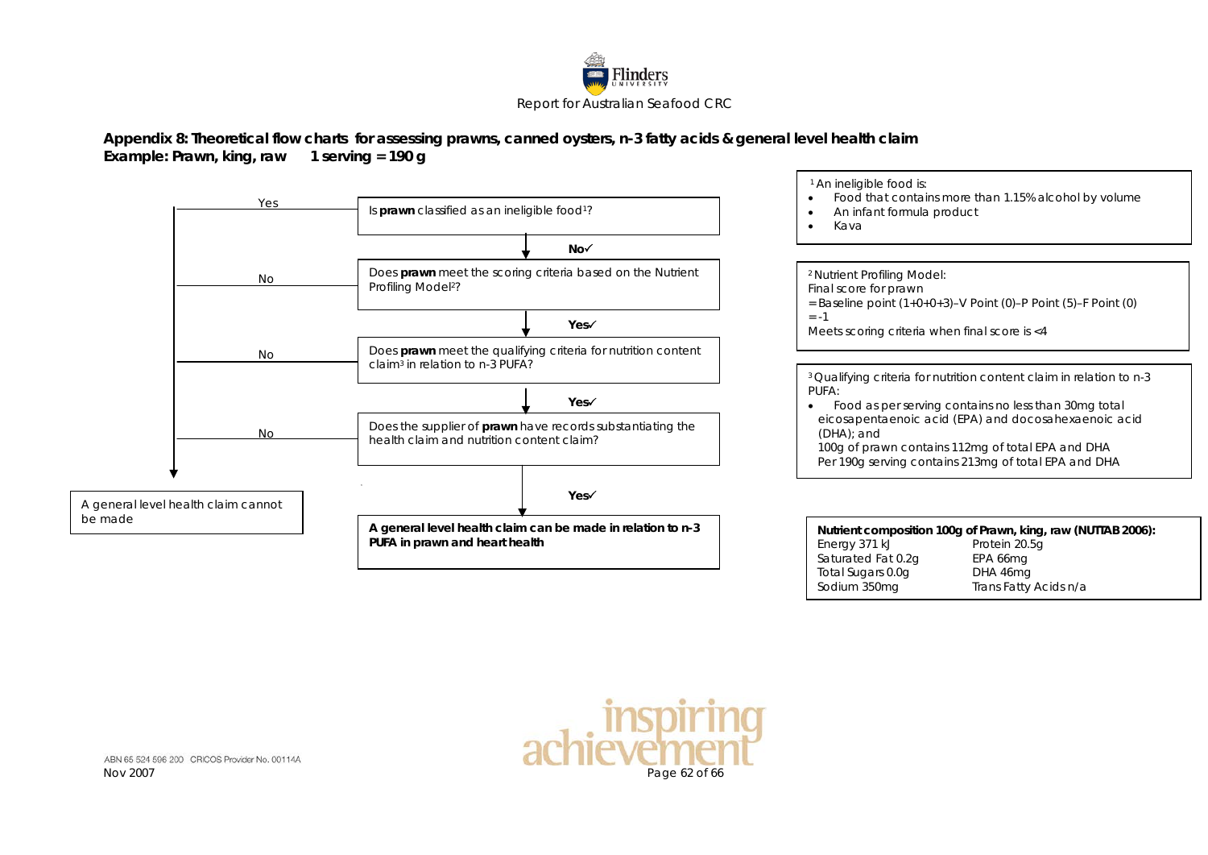**Appendix 8: Theoretical flow charts for assessing prawns, canned oysters, n-3 fatty acids & general level health claim**
**Example: Prawn, king, raw 1 serving = 190 g**

Is **prawn** classified as an ineligible food[1]?
- Yes → A general level health claim cannot be made
- **No✓** ↓

Does **prawn** meet the scoring criteria based on the Nutrient Profiling Model[2]?
- No → A general level health claim cannot be made
- **Yes✓** ↓

Does **prawn** meet the qualifying criteria for nutrition content claim[3] in relation to n-3 PUFA?
- No → A general level health claim cannot be made
- **Yes✓** ↓

Does the supplier of **prawn** have records substantiating the health claim and nutrition content claim?
- No → A general level health claim cannot be made
- **Yes✓** ↓

**A general level health claim can be made in relation to n-3 PUFA in prawn and heart health**

[1] An ineligible food is:
- Food that contains more than 1.15% alcohol by volume
- An infant formula product
- Kava

[2] Nutrient Profiling Model:
Final score for prawn
= Baseline point (1+0+0+3)–V Point (0)–P Point (5)–F Point (0)
= -1
Meets scoring criteria when final score is <4

[3] Qualifying criteria for nutrition content claim in relation to n-3 PUFA:
- Food as per serving contains no less than 30mg total eicosapentaenoic acid (EPA) and docosahexaenoic acid (DHA); and
  100g of prawn contains 112mg of total EPA and DHA
  Per 190g serving contains 213mg of total EPA and DHA

**Nutrient composition 100g of Prawn, king, raw (NUTTAB 2006):**

| | |
|---|---|
| Energy 371 kJ | Protein 20.5g |
| Saturated Fat 0.2g | EPA 66mg |
| Total Sugars 0.0g | DHA 46mg |
| Sodium 350mg | Trans Fatty Acids n/a |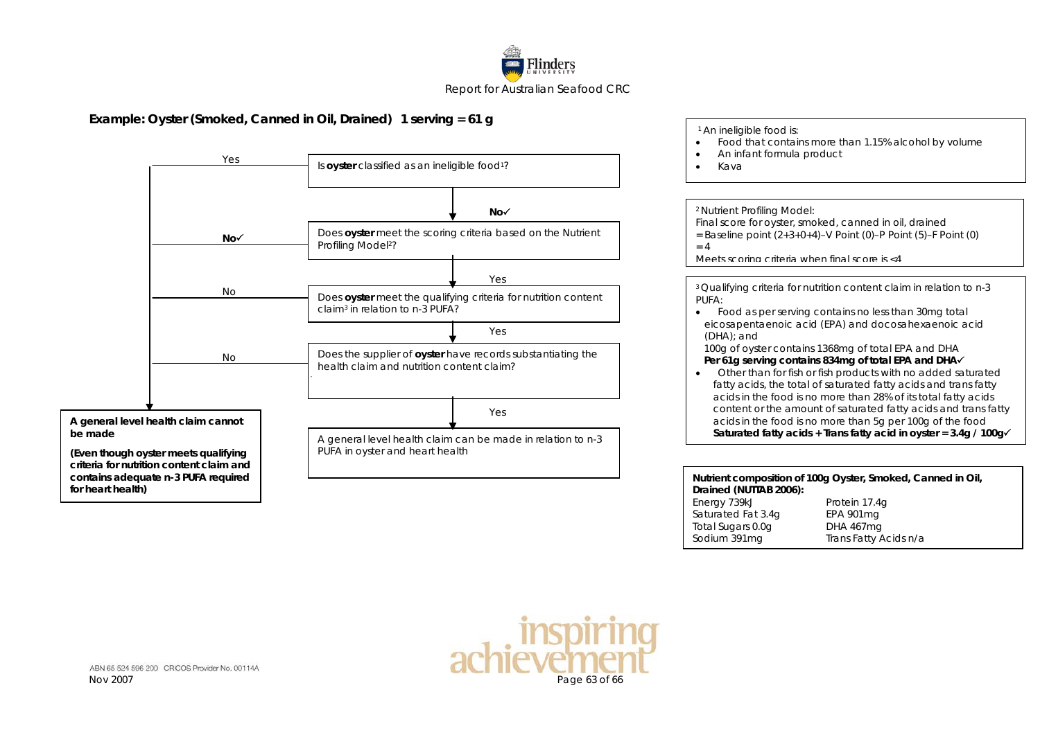## Example: Oyster (Smoked, Canned in Oil, Drained) 1 serving = 61 g

Is **oyster** classified as an ineligible food[1]?

- Yes → A general level health claim cannot be made
- **No**✓ ↓

Does **oyster** meet the scoring criteria based on the Nutrient Profiling Model[2]?

- **No**✓ → A general level health claim cannot be made
- Yes ↓

Does **oyster** meet the qualifying criteria for nutrition content claim[3] in relation to n-3 PUFA?

- No → A general level health claim cannot be made
- Yes ↓

Does the supplier of **oyster** have records substantiating the health claim and nutrition content claim?

- No → A general level health claim cannot be made
- Yes ↓

A general level health claim can be made in relation to n-3 PUFA in oyster and heart health

**A general level health claim cannot be made**

**(Even though oyster meets qualifying criteria for nutrition content claim and contains adequate n-3 PUFA required for heart health)**

[1] An ineligible food is:

- Food that contains more than 1.15% alcohol by volume
- An infant formula product
- Kava

[2] Nutrient Profiling Model:
Final score for oyster, smoked, canned in oil, drained
= Baseline point (2+3+0+4)–V Point (0)–P Point (5)–F Point (0)
= 4
Meets scoring criteria when final score is <4

[3] Qualifying criteria for nutrition content claim in relation to n-3 PUFA:

- Food as per serving contains no less than 30mg total eicosapentaenoic acid (EPA) and docosahexaenoic acid (DHA); and
  100g of oyster contains 1368mg of total EPA and DHA
  **Per 61g serving contains 834mg of total EPA and DHA**✓
- Other than for fish or fish products with no added saturated fatty acids, the total of saturated fatty acids and trans fatty acids in the food is no more than 28% of its total fatty acids content or the amount of saturated fatty acids and trans fatty acids in the food is no more than 5g per 100g of the food
  **Saturated fatty acids + Trans fatty acid in oyster = 3.4g / 100g**✓

**Nutrient composition of 100g Oyster, Smoked, Canned in Oil, Drained (NUTTAB 2006):**

| | |
|---|---|
| Energy 739kJ | Protein 17.4g |
| Saturated Fat 3.4g | EPA 901mg |
| Total Sugars 0.0g | DHA 467mg |
| Sodium 391mg | Trans Fatty Acids n/a |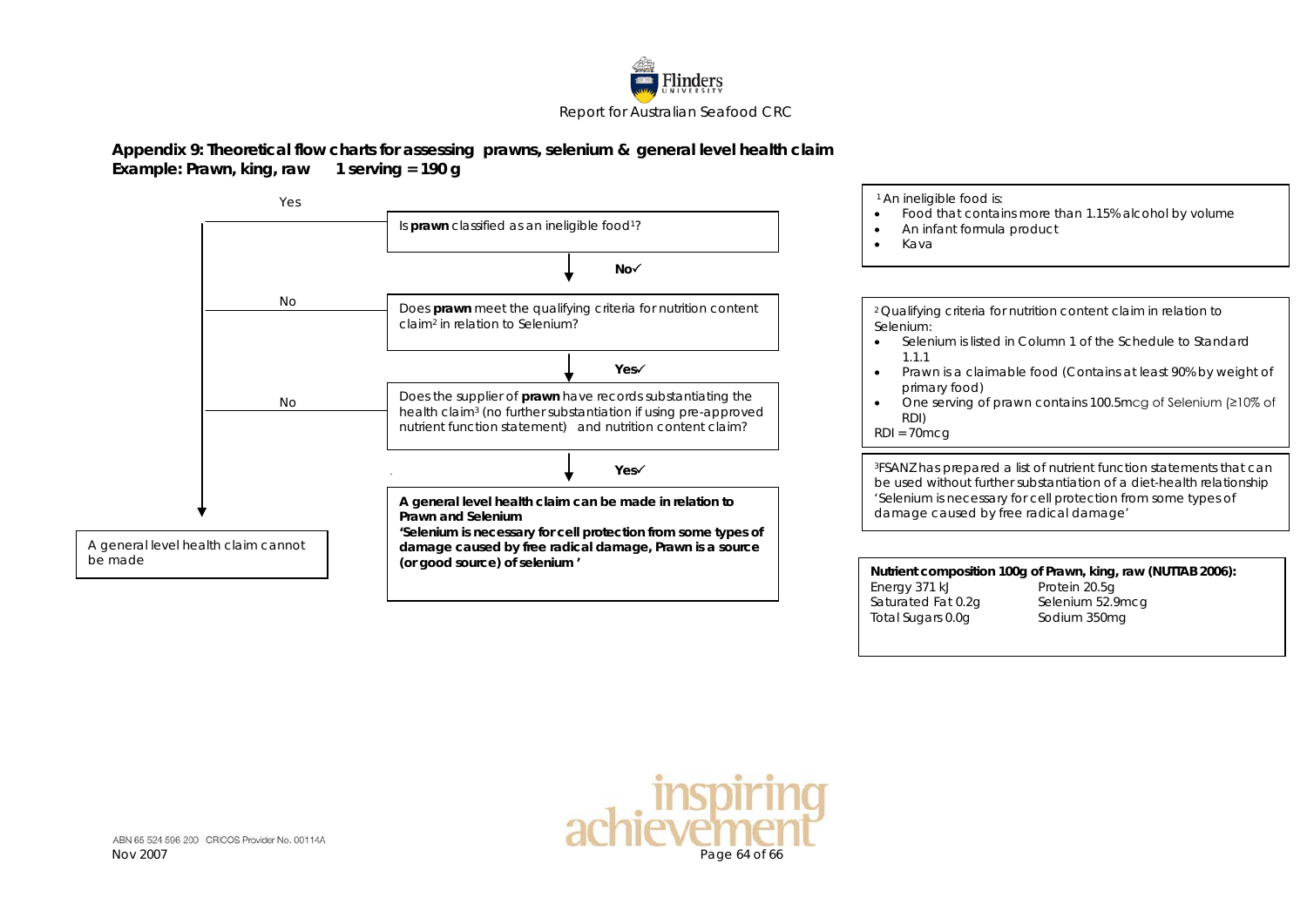## Appendix 9: Theoretical flow charts for assessing prawns, selenium & general level health claim

**Example: Prawn, king, raw 1 serving = 190 g**

Is **prawn** classified as an ineligible food[1]?

- Yes → A general level health claim cannot be made
- **No**✓ ↓

Does **prawn** meet the qualifying criteria for nutrition content claim[2] in relation to Selenium?

- No → A general level health claim cannot be made
- **Yes**✓ ↓

Does the supplier of **prawn** have records substantiating the health claim[3] (no further substantiation if using pre-approved nutrient function statement) and nutrition content claim?

- No → A general level health claim cannot be made
- **Yes**✓ ↓

**A general level health claim can be made in relation to Prawn and Selenium**
**'Selenium is necessary for cell protection from some types of damage caused by free radical damage, Prawn is a source (or good source) of selenium '**

---

[1] An ineligible food is:

- Food that contains more than 1.15% alcohol by volume
- An infant formula product
- Kava

[2] Qualifying criteria for nutrition content claim in relation to Selenium:

- Selenium is listed in Column 1 of the Schedule to Standard 1.1.1
- Prawn is a claimable food (Contains at least 90% by weight of primary food)
- One serving of prawn contains 100.5mcg of Selenium (≥10% of RDI)

RDI = 70mcg

[3] FSANZ has prepared a list of nutrient function statements that can be used without further substantiation of a diet-health relationship 'Selenium is necessary for cell protection from some types of damage caused by free radical damage'

**Nutrient composition 100g of Prawn, king, raw (NUTTAB 2006):**

| | |
|---|---|
| Energy 371 kJ | Protein 20.5g |
| Saturated Fat 0.2g | Selenium 52.9mcg |
| Total Sugars 0.0g | Sodium 350mg |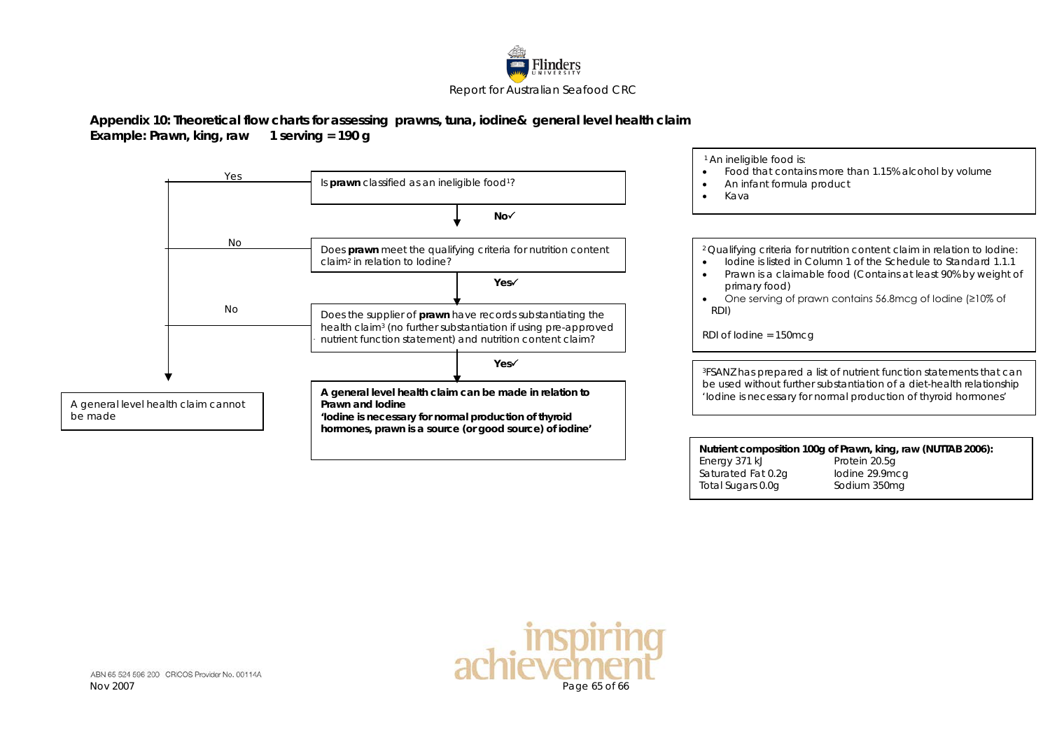**Appendix 10: Theoretical flow charts for assessing prawns, tuna, iodine& general level health claim**
**Example: Prawn, king, raw 1 serving = 190 g**

Is **prawn** classified as an ineligible food[1]?

- Yes → A general level health claim cannot be made
- **No✓** ↓

Does **prawn** meet the qualifying criteria for nutrition content claim[2] in relation to Iodine?

- No → A general level health claim cannot be made
- **Yes✓** ↓

Does the supplier of **prawn** have records substantiating the health claim[3] (no further substantiation if using pre-approved nutrient function statement) and nutrition content claim?

- No → A general level health claim cannot be made
- **Yes✓** ↓

**A general level health claim can be made in relation to Prawn and Iodine**
**'Iodine is necessary for normal production of thyroid hormones, prawn is a source (or good source) of iodine'**

[1] An ineligible food is:

- Food that contains more than 1.15% alcohol by volume
- An infant formula product
- Kava

[2] Qualifying criteria for nutrition content claim in relation to Iodine:

- Iodine is listed in Column 1 of the Schedule to Standard 1.1.1
- Prawn is a claimable food (Contains at least 90% by weight of primary food)
- One serving of prawn contains 56.8mcg of Iodine (≥10% of RDI)

RDI of Iodine = 150mcg

[3] FSANZ has prepared a list of nutrient function statements that can be used without further substantiation of a diet-health relationship 'Iodine is necessary for normal production of thyroid hormones'

**Nutrient composition 100g of Prawn, king, raw (NUTTAB 2006):**

| | |
|---|---|
| Energy 371 kJ | Protein 20.5g |
| Saturated Fat 0.2g | Iodine 29.9mcg |
| Total Sugars 0.0g | Sodium 350mg |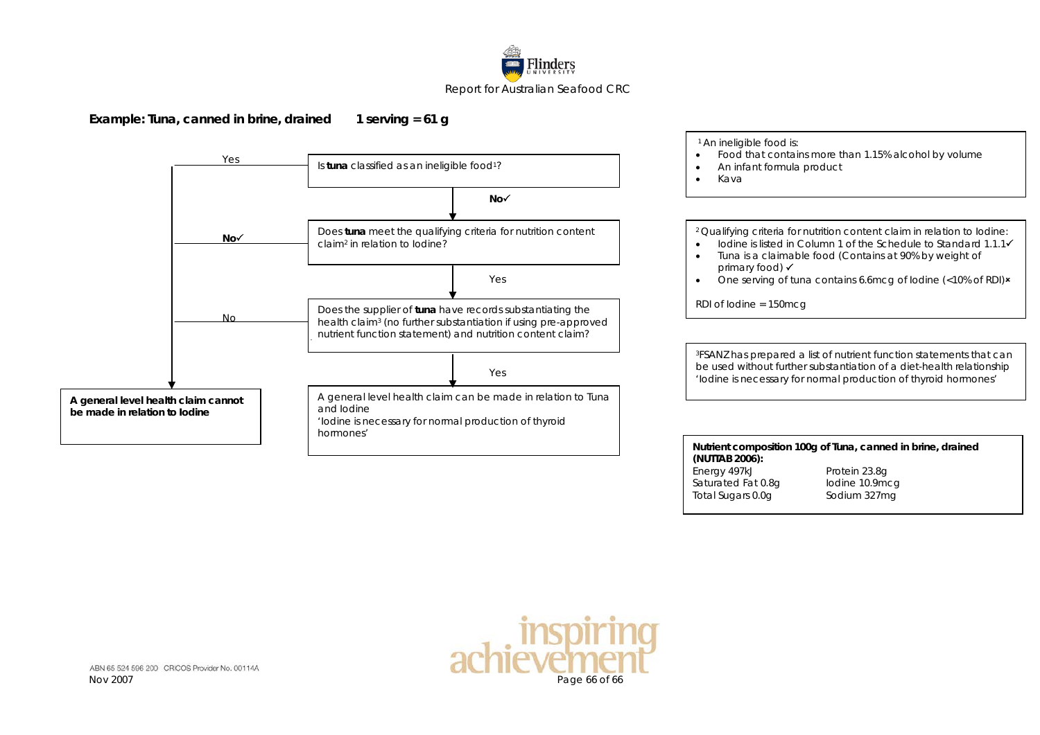**Example: Tuna, canned in brine, drained        1 serving = 61 g**

Is **tuna** classified as an ineligible food[1]?

- Yes → A general level health claim cannot be made in relation to Iodine
- **No**✓ ↓

Does **tuna** meet the qualifying criteria for nutrition content claim[2] in relation to Iodine?

- **No**✓ → A general level health claim cannot be made in relation to Iodine
- Yes ↓

Does the supplier of **tuna** have records substantiating the health claim[3] (no further substantiation if using pre-approved nutrient function statement) and nutrition content claim?

- No → A general level health claim cannot be made in relation to Iodine
- Yes ↓

A general level health claim can be made in relation to Tuna and Iodine
'Iodine is necessary for normal production of thyroid hormones'

**A general level health claim cannot be made in relation to Iodine**

[1] An ineligible food is:

- Food that contains more than 1.15% alcohol by volume
- An infant formula product
- Kava

[2] Qualifying criteria for nutrition content claim in relation to Iodine:

- Iodine is listed in Column 1 of the Schedule to Standard 1.1.1✓
- Tuna is a claimable food (Contains at 90% by weight of primary food) ✓
- One serving of tuna contains 6.6mcg of Iodine (<10% of RDI)✗

RDI of Iodine = 150mcg

[3] FSANZ has prepared a list of nutrient function statements that can be used without further substantiation of a diet-health relationship 'Iodine is necessary for normal production of thyroid hormones'

**Nutrient composition 100g of Tuna, canned in brine, drained (NUTTAB 2006):**

| | |
|---|---|
| Energy 497kJ | Protein 23.8g |
| Saturated Fat 0.8g | Iodine 10.9mcg |
| Total Sugars 0.0g | Sodium 327mg |